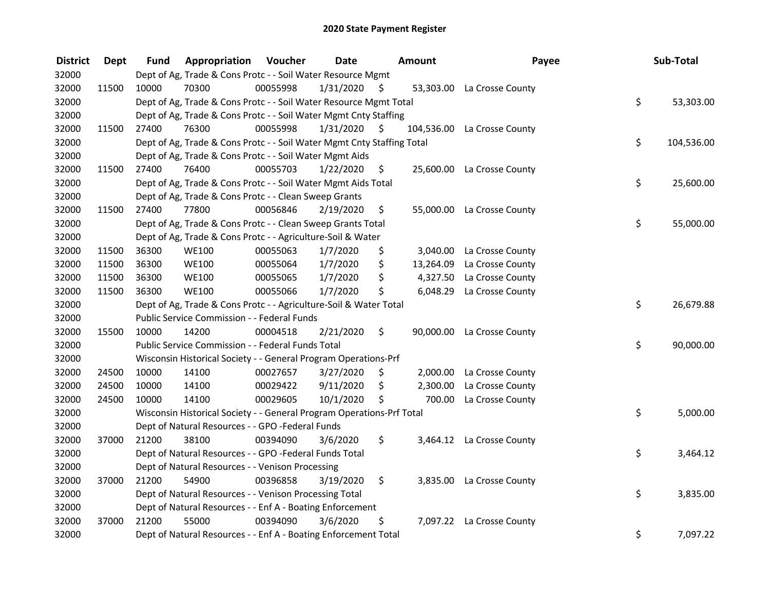# 2020 State Payment Register

| District | Dept | Fund | Appropriation | Voucher | Date | Amount | Payee | Sub-Total |
|---|---|---|---|---|---|---|---|---|
| 32000 | | Dept of Ag, Trade & Cons Protc - - Soil Water Resource Mgmt | | | | | | |
| 32000 | 11500 | 10000 | 70300 | 00055998 | 1/31/2020 | $ 53,303.00 | La Crosse County | |
| 32000 | | Dept of Ag, Trade & Cons Protc - - Soil Water Resource Mgmt Total | | | | | | $ 53,303.00 |
| 32000 | | Dept of Ag, Trade & Cons Protc - - Soil Water Mgmt Cnty Staffing | | | | | | |
| 32000 | 11500 | 27400 | 76300 | 00055998 | 1/31/2020 | $ 104,536.00 | La Crosse County | |
| 32000 | | Dept of Ag, Trade & Cons Protc - - Soil Water Mgmt Cnty Staffing Total | | | | | | $ 104,536.00 |
| 32000 | | Dept of Ag, Trade & Cons Protc - - Soil Water Mgmt Aids | | | | | | |
| 32000 | 11500 | 27400 | 76400 | 00055703 | 1/22/2020 | $ 25,600.00 | La Crosse County | |
| 32000 | | Dept of Ag, Trade & Cons Protc - - Soil Water Mgmt Aids Total | | | | | | $ 25,600.00 |
| 32000 | | Dept of Ag, Trade & Cons Protc - - Clean Sweep Grants | | | | | | |
| 32000 | 11500 | 27400 | 77800 | 00056846 | 2/19/2020 | $ 55,000.00 | La Crosse County | |
| 32000 | | Dept of Ag, Trade & Cons Protc - - Clean Sweep Grants Total | | | | | | $ 55,000.00 |
| 32000 | | Dept of Ag, Trade & Cons Protc - - Agriculture-Soil & Water | | | | | | |
| 32000 | 11500 | 36300 | WE100 | 00055063 | 1/7/2020 | $ 3,040.00 | La Crosse County | |
| 32000 | 11500 | 36300 | WE100 | 00055064 | 1/7/2020 | $ 13,264.09 | La Crosse County | |
| 32000 | 11500 | 36300 | WE100 | 00055065 | 1/7/2020 | $ 4,327.50 | La Crosse County | |
| 32000 | 11500 | 36300 | WE100 | 00055066 | 1/7/2020 | $ 6,048.29 | La Crosse County | |
| 32000 | | Dept of Ag, Trade & Cons Protc - - Agriculture-Soil & Water Total | | | | | | $ 26,679.88 |
| 32000 | | Public Service Commission - - Federal Funds | | | | | | |
| 32000 | 15500 | 10000 | 14200 | 00004518 | 2/21/2020 | $ 90,000.00 | La Crosse County | |
| 32000 | | Public Service Commission - - Federal Funds Total | | | | | | $ 90,000.00 |
| 32000 | | Wisconsin Historical Society - - General Program Operations-Prf | | | | | | |
| 32000 | 24500 | 10000 | 14100 | 00027657 | 3/27/2020 | $ 2,000.00 | La Crosse County | |
| 32000 | 24500 | 10000 | 14100 | 00029422 | 9/11/2020 | $ 2,300.00 | La Crosse County | |
| 32000 | 24500 | 10000 | 14100 | 00029605 | 10/1/2020 | $ 700.00 | La Crosse County | |
| 32000 | | Wisconsin Historical Society - - General Program Operations-Prf Total | | | | | | $ 5,000.00 |
| 32000 | | Dept of Natural Resources - - GPO -Federal Funds | | | | | | |
| 32000 | 37000 | 21200 | 38100 | 00394090 | 3/6/2020 | $ 3,464.12 | La Crosse County | |
| 32000 | | Dept of Natural Resources - - GPO -Federal Funds Total | | | | | | $ 3,464.12 |
| 32000 | | Dept of Natural Resources - - Venison Processing | | | | | | |
| 32000 | 37000 | 21200 | 54900 | 00396858 | 3/19/2020 | $ 3,835.00 | La Crosse County | |
| 32000 | | Dept of Natural Resources - - Venison Processing Total | | | | | | $ 3,835.00 |
| 32000 | | Dept of Natural Resources - - Enf A - Boating Enforcement | | | | | | |
| 32000 | 37000 | 21200 | 55000 | 00394090 | 3/6/2020 | $ 7,097.22 | La Crosse County | |
| 32000 | | Dept of Natural Resources - - Enf A - Boating Enforcement Total | | | | | | $ 7,097.22 |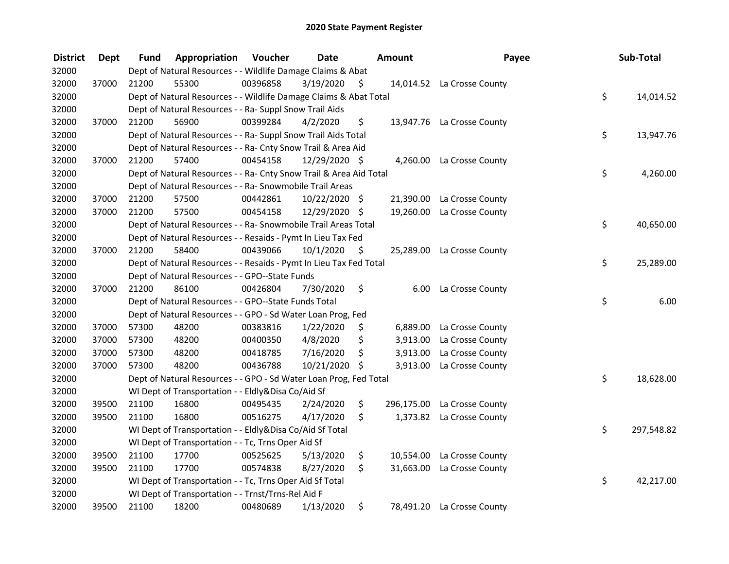# 2020 State Payment Register

| District | Dept | Fund | Appropriation | Voucher | Date | Amount | Payee | Sub-Total |
|---|---|---|---|---|---|---|---|---|
| 32000 | | Dept of Natural Resources - - Wildlife Damage Claims & Abat | | | | | | |
| 32000 | 37000 | 21200 | 55300 | 00396858 | 3/19/2020 | $ 14,014.52 | La Crosse County | |
| 32000 | | Dept of Natural Resources - - Wildlife Damage Claims & Abat Total | | | | | | $ 14,014.52 |
| 32000 | | Dept of Natural Resources - - Ra- Suppl Snow Trail Aids | | | | | | |
| 32000 | 37000 | 21200 | 56900 | 00399284 | 4/2/2020 | $ 13,947.76 | La Crosse County | |
| 32000 | | Dept of Natural Resources - - Ra- Suppl Snow Trail Aids Total | | | | | | $ 13,947.76 |
| 32000 | | Dept of Natural Resources - - Ra- Cnty Snow Trail & Area Aid | | | | | | |
| 32000 | 37000 | 21200 | 57400 | 00454158 | 12/29/2020 | $ 4,260.00 | La Crosse County | |
| 32000 | | Dept of Natural Resources - - Ra- Cnty Snow Trail & Area Aid Total | | | | | | $ 4,260.00 |
| 32000 | | Dept of Natural Resources - - Ra- Snowmobile Trail Areas | | | | | | |
| 32000 | 37000 | 21200 | 57500 | 00442861 | 10/22/2020 | $ 21,390.00 | La Crosse County | |
| 32000 | 37000 | 21200 | 57500 | 00454158 | 12/29/2020 | $ 19,260.00 | La Crosse County | |
| 32000 | | Dept of Natural Resources - - Ra- Snowmobile Trail Areas Total | | | | | | $ 40,650.00 |
| 32000 | | Dept of Natural Resources - - Resaids - Pymt In Lieu Tax Fed | | | | | | |
| 32000 | 37000 | 21200 | 58400 | 00439066 | 10/1/2020 | $ 25,289.00 | La Crosse County | |
| 32000 | | Dept of Natural Resources - - Resaids - Pymt In Lieu Tax Fed Total | | | | | | $ 25,289.00 |
| 32000 | | Dept of Natural Resources - - GPO--State Funds | | | | | | |
| 32000 | 37000 | 21200 | 86100 | 00426804 | 7/30/2020 | $ 6.00 | La Crosse County | |
| 32000 | | Dept of Natural Resources - - GPO--State Funds Total | | | | | | $ 6.00 |
| 32000 | | Dept of Natural Resources - - GPO - Sd Water Loan Prog, Fed | | | | | | |
| 32000 | 37000 | 57300 | 48200 | 00383816 | 1/22/2020 | $ 6,889.00 | La Crosse County | |
| 32000 | 37000 | 57300 | 48200 | 00400350 | 4/8/2020 | $ 3,913.00 | La Crosse County | |
| 32000 | 37000 | 57300 | 48200 | 00418785 | 7/16/2020 | $ 3,913.00 | La Crosse County | |
| 32000 | 37000 | 57300 | 48200 | 00436788 | 10/21/2020 | $ 3,913.00 | La Crosse County | |
| 32000 | | Dept of Natural Resources - - GPO - Sd Water Loan Prog, Fed Total | | | | | | $ 18,628.00 |
| 32000 | | WI Dept of Transportation - - Eldly&Disa Co/Aid Sf | | | | | | |
| 32000 | 39500 | 21100 | 16800 | 00495435 | 2/24/2020 | $ 296,175.00 | La Crosse County | |
| 32000 | 39500 | 21100 | 16800 | 00516275 | 4/17/2020 | $ 1,373.82 | La Crosse County | |
| 32000 | | WI Dept of Transportation - - Eldly&Disa Co/Aid Sf Total | | | | | | $ 297,548.82 |
| 32000 | | WI Dept of Transportation - - Tc, Trns Oper Aid Sf | | | | | | |
| 32000 | 39500 | 21100 | 17700 | 00525625 | 5/13/2020 | $ 10,554.00 | La Crosse County | |
| 32000 | 39500 | 21100 | 17700 | 00574838 | 8/27/2020 | $ 31,663.00 | La Crosse County | |
| 32000 | | WI Dept of Transportation - - Tc, Trns Oper Aid Sf Total | | | | | | $ 42,217.00 |
| 32000 | | WI Dept of Transportation - - Trnst/Trns-Rel Aid F | | | | | | |
| 32000 | 39500 | 21100 | 18200 | 00480689 | 1/13/2020 | $ 78,491.20 | La Crosse County | |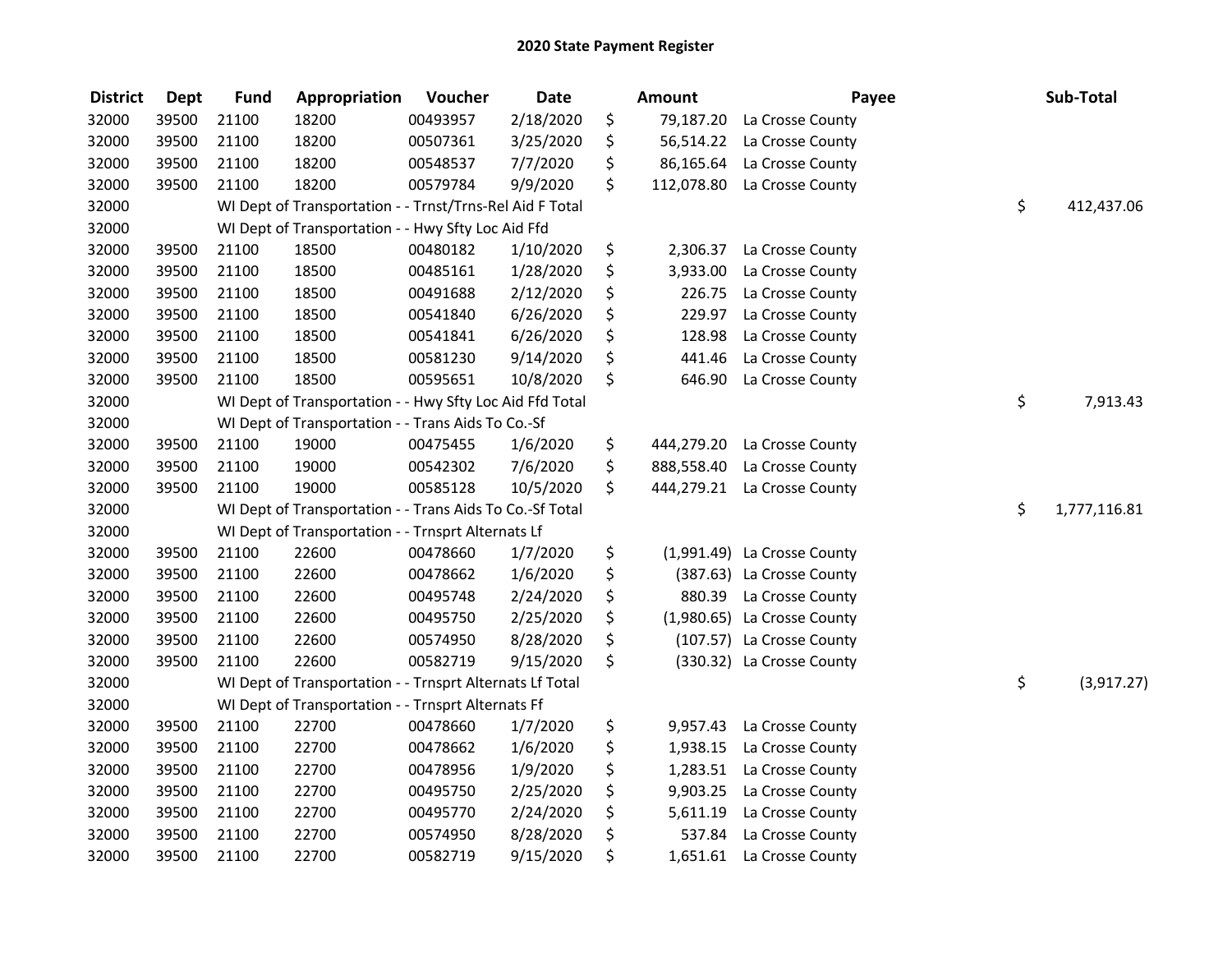# 2020 State Payment Register

| District | Dept | Fund | Appropriation | Voucher | Date | | Amount | Payee | | Sub-Total |
|---|---|---|---|---|---|---|---|---|---|---|
| 32000 | 39500 | 21100 | 18200 | 00493957 | 2/18/2020 | $ | 79,187.20 | La Crosse County | | |
| 32000 | 39500 | 21100 | 18200 | 00507361 | 3/25/2020 | $ | 56,514.22 | La Crosse County | | |
| 32000 | 39500 | 21100 | 18200 | 00548537 | 7/7/2020 | $ | 86,165.64 | La Crosse County | | |
| 32000 | 39500 | 21100 | 18200 | 00579784 | 9/9/2020 | $ | 112,078.80 | La Crosse County | | |
| 32000 | | WI Dept of Transportation - - Trnst/Trns-Rel Aid F Total | | | | | | | $ | 412,437.06 |
| 32000 | | WI Dept of Transportation - - Hwy Sfty Loc Aid Ffd | | | | | | | | |
| 32000 | 39500 | 21100 | 18500 | 00480182 | 1/10/2020 | $ | 2,306.37 | La Crosse County | | |
| 32000 | 39500 | 21100 | 18500 | 00485161 | 1/28/2020 | $ | 3,933.00 | La Crosse County | | |
| 32000 | 39500 | 21100 | 18500 | 00491688 | 2/12/2020 | $ | 226.75 | La Crosse County | | |
| 32000 | 39500 | 21100 | 18500 | 00541840 | 6/26/2020 | $ | 229.97 | La Crosse County | | |
| 32000 | 39500 | 21100 | 18500 | 00541841 | 6/26/2020 | $ | 128.98 | La Crosse County | | |
| 32000 | 39500 | 21100 | 18500 | 00581230 | 9/14/2020 | $ | 441.46 | La Crosse County | | |
| 32000 | 39500 | 21100 | 18500 | 00595651 | 10/8/2020 | $ | 646.90 | La Crosse County | | |
| 32000 | | WI Dept of Transportation - - Hwy Sfty Loc Aid Ffd Total | | | | | | | $ | 7,913.43 |
| 32000 | | WI Dept of Transportation - - Trans Aids To Co.-Sf | | | | | | | | |
| 32000 | 39500 | 21100 | 19000 | 00475455 | 1/6/2020 | $ | 444,279.20 | La Crosse County | | |
| 32000 | 39500 | 21100 | 19000 | 00542302 | 7/6/2020 | $ | 888,558.40 | La Crosse County | | |
| 32000 | 39500 | 21100 | 19000 | 00585128 | 10/5/2020 | $ | 444,279.21 | La Crosse County | | |
| 32000 | | WI Dept of Transportation - - Trans Aids To Co.-Sf Total | | | | | | | $ | 1,777,116.81 |
| 32000 | | WI Dept of Transportation - - Trnsprt Alternats Lf | | | | | | | | |
| 32000 | 39500 | 21100 | 22600 | 00478660 | 1/7/2020 | $ | (1,991.49) | La Crosse County | | |
| 32000 | 39500 | 21100 | 22600 | 00478662 | 1/6/2020 | $ | (387.63) | La Crosse County | | |
| 32000 | 39500 | 21100 | 22600 | 00495748 | 2/24/2020 | $ | 880.39 | La Crosse County | | |
| 32000 | 39500 | 21100 | 22600 | 00495750 | 2/25/2020 | $ | (1,980.65) | La Crosse County | | |
| 32000 | 39500 | 21100 | 22600 | 00574950 | 8/28/2020 | $ | (107.57) | La Crosse County | | |
| 32000 | 39500 | 21100 | 22600 | 00582719 | 9/15/2020 | $ | (330.32) | La Crosse County | | |
| 32000 | | WI Dept of Transportation - - Trnsprt Alternats Lf Total | | | | | | | $ | (3,917.27) |
| 32000 | | WI Dept of Transportation - - Trnsprt Alternats Ff | | | | | | | | |
| 32000 | 39500 | 21100 | 22700 | 00478660 | 1/7/2020 | $ | 9,957.43 | La Crosse County | | |
| 32000 | 39500 | 21100 | 22700 | 00478662 | 1/6/2020 | $ | 1,938.15 | La Crosse County | | |
| 32000 | 39500 | 21100 | 22700 | 00478956 | 1/9/2020 | $ | 1,283.51 | La Crosse County | | |
| 32000 | 39500 | 21100 | 22700 | 00495750 | 2/25/2020 | $ | 9,903.25 | La Crosse County | | |
| 32000 | 39500 | 21100 | 22700 | 00495770 | 2/24/2020 | $ | 5,611.19 | La Crosse County | | |
| 32000 | 39500 | 21100 | 22700 | 00574950 | 8/28/2020 | $ | 537.84 | La Crosse County | | |
| 32000 | 39500 | 21100 | 22700 | 00582719 | 9/15/2020 | $ | 1,651.61 | La Crosse County | | |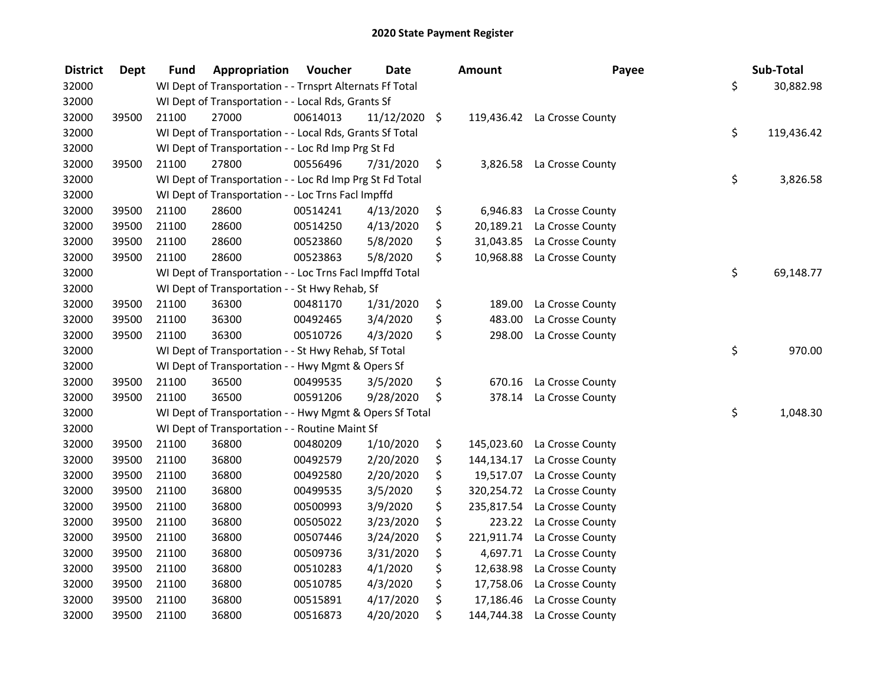# 2020 State Payment Register

| District | Dept | Fund | Appropriation | Voucher | Date | Amount | Payee | Sub-Total |
|---|---|---|---|---|---|---|---|---|
| 32000 | | WI Dept of Transportation - - Trnsprt Alternats Ff Total | | | | | | $ 30,882.98 |
| 32000 | | WI Dept of Transportation - - Local Rds, Grants Sf | | | | | | |
| 32000 | 39500 | 21100 | 27000 | 00614013 | 11/12/2020 | $ 119,436.42 | La Crosse County | |
| 32000 | | WI Dept of Transportation - - Local Rds, Grants Sf Total | | | | | | $ 119,436.42 |
| 32000 | | WI Dept of Transportation - - Loc Rd Imp Prg St Fd | | | | | | |
| 32000 | 39500 | 21100 | 27800 | 00556496 | 7/31/2020 | $ 3,826.58 | La Crosse County | |
| 32000 | | WI Dept of Transportation - - Loc Rd Imp Prg St Fd Total | | | | | | $ 3,826.58 |
| 32000 | | WI Dept of Transportation - - Loc Trns Facl Impffd | | | | | | |
| 32000 | 39500 | 21100 | 28600 | 00514241 | 4/13/2020 | $ 6,946.83 | La Crosse County | |
| 32000 | 39500 | 21100 | 28600 | 00514250 | 4/13/2020 | $ 20,189.21 | La Crosse County | |
| 32000 | 39500 | 21100 | 28600 | 00523860 | 5/8/2020 | $ 31,043.85 | La Crosse County | |
| 32000 | 39500 | 21100 | 28600 | 00523863 | 5/8/2020 | $ 10,968.88 | La Crosse County | |
| 32000 | | WI Dept of Transportation - - Loc Trns Facl Impffd Total | | | | | | $ 69,148.77 |
| 32000 | | WI Dept of Transportation - - St Hwy Rehab, Sf | | | | | | |
| 32000 | 39500 | 21100 | 36300 | 00481170 | 1/31/2020 | $ 189.00 | La Crosse County | |
| 32000 | 39500 | 21100 | 36300 | 00492465 | 3/4/2020 | $ 483.00 | La Crosse County | |
| 32000 | 39500 | 21100 | 36300 | 00510726 | 4/3/2020 | $ 298.00 | La Crosse County | |
| 32000 | | WI Dept of Transportation - - St Hwy Rehab, Sf Total | | | | | | $ 970.00 |
| 32000 | | WI Dept of Transportation - - Hwy Mgmt & Opers Sf | | | | | | |
| 32000 | 39500 | 21100 | 36500 | 00499535 | 3/5/2020 | $ 670.16 | La Crosse County | |
| 32000 | 39500 | 21100 | 36500 | 00591206 | 9/28/2020 | $ 378.14 | La Crosse County | |
| 32000 | | WI Dept of Transportation - - Hwy Mgmt & Opers Sf Total | | | | | | $ 1,048.30 |
| 32000 | | WI Dept of Transportation - - Routine Maint Sf | | | | | | |
| 32000 | 39500 | 21100 | 36800 | 00480209 | 1/10/2020 | $ 145,023.60 | La Crosse County | |
| 32000 | 39500 | 21100 | 36800 | 00492579 | 2/20/2020 | $ 144,134.17 | La Crosse County | |
| 32000 | 39500 | 21100 | 36800 | 00492580 | 2/20/2020 | $ 19,517.07 | La Crosse County | |
| 32000 | 39500 | 21100 | 36800 | 00499535 | 3/5/2020 | $ 320,254.72 | La Crosse County | |
| 32000 | 39500 | 21100 | 36800 | 00500993 | 3/9/2020 | $ 235,817.54 | La Crosse County | |
| 32000 | 39500 | 21100 | 36800 | 00505022 | 3/23/2020 | $ 223.22 | La Crosse County | |
| 32000 | 39500 | 21100 | 36800 | 00507446 | 3/24/2020 | $ 221,911.74 | La Crosse County | |
| 32000 | 39500 | 21100 | 36800 | 00509736 | 3/31/2020 | $ 4,697.71 | La Crosse County | |
| 32000 | 39500 | 21100 | 36800 | 00510283 | 4/1/2020 | $ 12,638.98 | La Crosse County | |
| 32000 | 39500 | 21100 | 36800 | 00510785 | 4/3/2020 | $ 17,758.06 | La Crosse County | |
| 32000 | 39500 | 21100 | 36800 | 00515891 | 4/17/2020 | $ 17,186.46 | La Crosse County | |
| 32000 | 39500 | 21100 | 36800 | 00516873 | 4/20/2020 | $ 144,744.38 | La Crosse County | |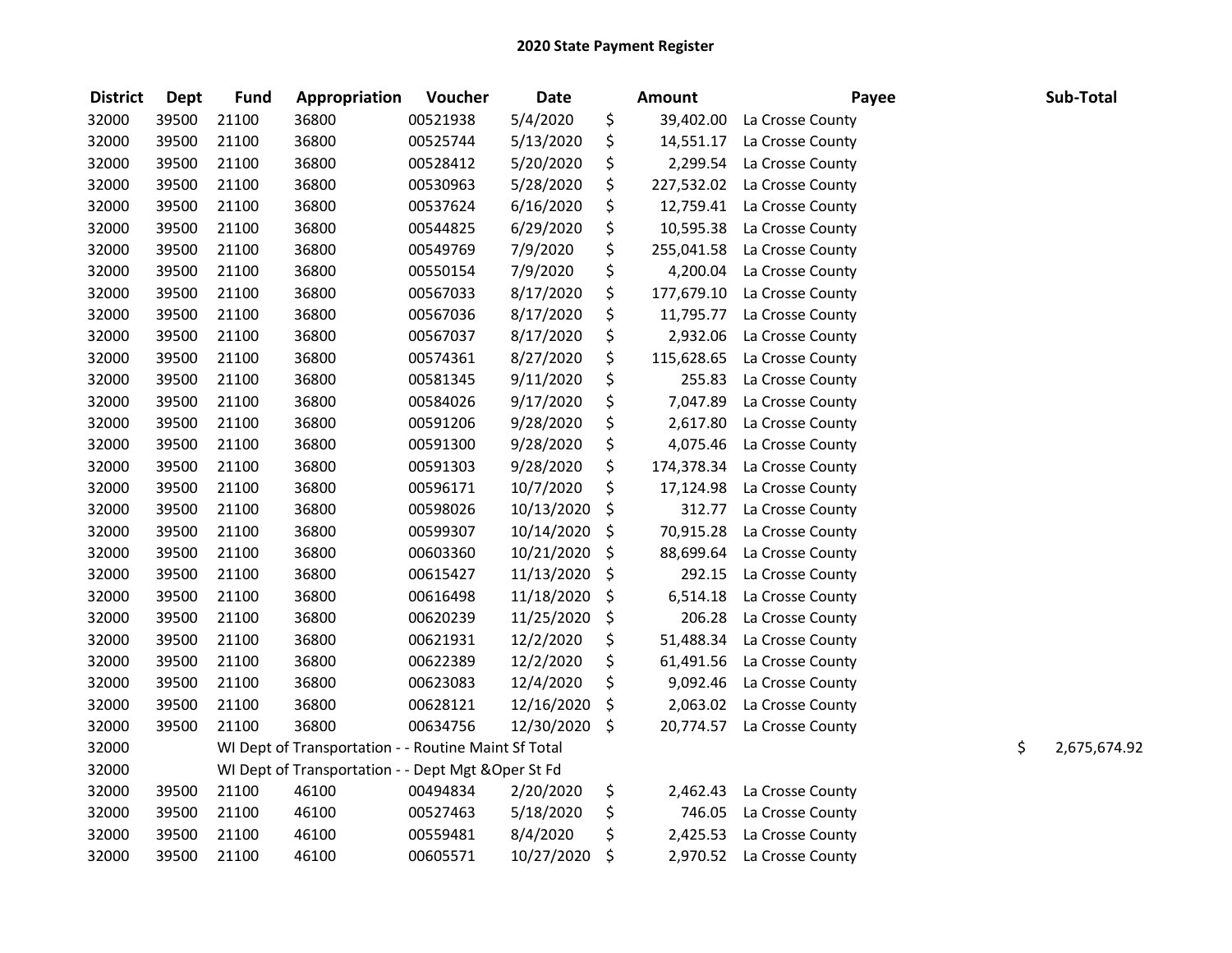# 2020 State Payment Register

| District | Dept | Fund | Appropriation | Voucher | Date | Amount | Payee | Sub-Total |
|---|---|---|---|---|---|---|---|---|
| 32000 | 39500 | 21100 | 36800 | 00521938 | 5/4/2020 | $ 39,402.00 | La Crosse County | |
| 32000 | 39500 | 21100 | 36800 | 00525744 | 5/13/2020 | $ 14,551.17 | La Crosse County | |
| 32000 | 39500 | 21100 | 36800 | 00528412 | 5/20/2020 | $ 2,299.54 | La Crosse County | |
| 32000 | 39500 | 21100 | 36800 | 00530963 | 5/28/2020 | $ 227,532.02 | La Crosse County | |
| 32000 | 39500 | 21100 | 36800 | 00537624 | 6/16/2020 | $ 12,759.41 | La Crosse County | |
| 32000 | 39500 | 21100 | 36800 | 00544825 | 6/29/2020 | $ 10,595.38 | La Crosse County | |
| 32000 | 39500 | 21100 | 36800 | 00549769 | 7/9/2020 | $ 255,041.58 | La Crosse County | |
| 32000 | 39500 | 21100 | 36800 | 00550154 | 7/9/2020 | $ 4,200.04 | La Crosse County | |
| 32000 | 39500 | 21100 | 36800 | 00567033 | 8/17/2020 | $ 177,679.10 | La Crosse County | |
| 32000 | 39500 | 21100 | 36800 | 00567036 | 8/17/2020 | $ 11,795.77 | La Crosse County | |
| 32000 | 39500 | 21100 | 36800 | 00567037 | 8/17/2020 | $ 2,932.06 | La Crosse County | |
| 32000 | 39500 | 21100 | 36800 | 00574361 | 8/27/2020 | $ 115,628.65 | La Crosse County | |
| 32000 | 39500 | 21100 | 36800 | 00581345 | 9/11/2020 | $ 255.83 | La Crosse County | |
| 32000 | 39500 | 21100 | 36800 | 00584026 | 9/17/2020 | $ 7,047.89 | La Crosse County | |
| 32000 | 39500 | 21100 | 36800 | 00591206 | 9/28/2020 | $ 2,617.80 | La Crosse County | |
| 32000 | 39500 | 21100 | 36800 | 00591300 | 9/28/2020 | $ 4,075.46 | La Crosse County | |
| 32000 | 39500 | 21100 | 36800 | 00591303 | 9/28/2020 | $ 174,378.34 | La Crosse County | |
| 32000 | 39500 | 21100 | 36800 | 00596171 | 10/7/2020 | $ 17,124.98 | La Crosse County | |
| 32000 | 39500 | 21100 | 36800 | 00598026 | 10/13/2020 | $ 312.77 | La Crosse County | |
| 32000 | 39500 | 21100 | 36800 | 00599307 | 10/14/2020 | $ 70,915.28 | La Crosse County | |
| 32000 | 39500 | 21100 | 36800 | 00603360 | 10/21/2020 | $ 88,699.64 | La Crosse County | |
| 32000 | 39500 | 21100 | 36800 | 00615427 | 11/13/2020 | $ 292.15 | La Crosse County | |
| 32000 | 39500 | 21100 | 36800 | 00616498 | 11/18/2020 | $ 6,514.18 | La Crosse County | |
| 32000 | 39500 | 21100 | 36800 | 00620239 | 11/25/2020 | $ 206.28 | La Crosse County | |
| 32000 | 39500 | 21100 | 36800 | 00621931 | 12/2/2020 | $ 51,488.34 | La Crosse County | |
| 32000 | 39500 | 21100 | 36800 | 00622389 | 12/2/2020 | $ 61,491.56 | La Crosse County | |
| 32000 | 39500 | 21100 | 36800 | 00623083 | 12/4/2020 | $ 9,092.46 | La Crosse County | |
| 32000 | 39500 | 21100 | 36800 | 00628121 | 12/16/2020 | $ 2,063.02 | La Crosse County | |
| 32000 | 39500 | 21100 | 36800 | 00634756 | 12/30/2020 | $ 20,774.57 | La Crosse County | |
| 32000 | | WI Dept of Transportation - - Routine Maint Sf Total | | | | | | $ 2,675,674.92 |
| 32000 | | WI Dept of Transportation - - Dept Mgt &Oper St Fd | | | | | | |
| 32000 | 39500 | 21100 | 46100 | 00494834 | 2/20/2020 | $ 2,462.43 | La Crosse County | |
| 32000 | 39500 | 21100 | 46100 | 00527463 | 5/18/2020 | $ 746.05 | La Crosse County | |
| 32000 | 39500 | 21100 | 46100 | 00559481 | 8/4/2020 | $ 2,425.53 | La Crosse County | |
| 32000 | 39500 | 21100 | 46100 | 00605571 | 10/27/2020 | $ 2,970.52 | La Crosse County | |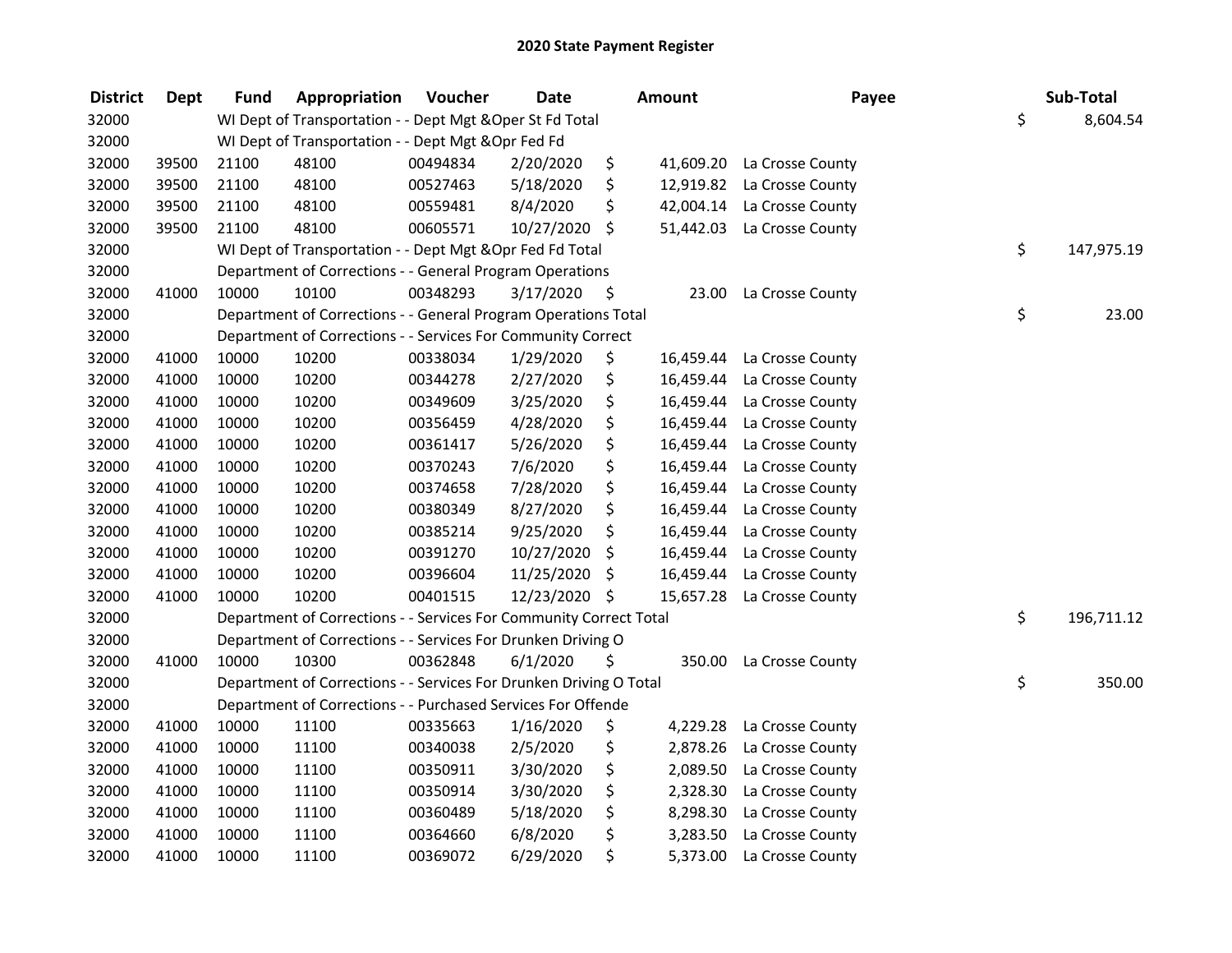## 2020 State Payment Register

| District | Dept | Fund | Appropriation | Voucher | Date | Amount | Payee | Sub-Total |
|---|---|---|---|---|---|---|---|---|
| 32000 | | WI Dept of Transportation - - Dept Mgt &Oper St Fd Total | | | | | | $ 8,604.54 |
| 32000 | | WI Dept of Transportation - - Dept Mgt &Opr Fed Fd | | | | | | |
| 32000 | 39500 | 21100 | 48100 | 00494834 | 2/20/2020 | $ 41,609.20 | La Crosse County | |
| 32000 | 39500 | 21100 | 48100 | 00527463 | 5/18/2020 | $ 12,919.82 | La Crosse County | |
| 32000 | 39500 | 21100 | 48100 | 00559481 | 8/4/2020 | $ 42,004.14 | La Crosse County | |
| 32000 | 39500 | 21100 | 48100 | 00605571 | 10/27/2020 | $ 51,442.03 | La Crosse County | |
| 32000 | | WI Dept of Transportation - - Dept Mgt &Opr Fed Fd Total | | | | | | $ 147,975.19 |
| 32000 | | Department of Corrections - - General Program Operations | | | | | | |
| 32000 | 41000 | 10000 | 10100 | 00348293 | 3/17/2020 | $ 23.00 | La Crosse County | |
| 32000 | | Department of Corrections - - General Program Operations Total | | | | | | $ 23.00 |
| 32000 | | Department of Corrections - - Services For Community Correct | | | | | | |
| 32000 | 41000 | 10000 | 10200 | 00338034 | 1/29/2020 | $ 16,459.44 | La Crosse County | |
| 32000 | 41000 | 10000 | 10200 | 00344278 | 2/27/2020 | $ 16,459.44 | La Crosse County | |
| 32000 | 41000 | 10000 | 10200 | 00349609 | 3/25/2020 | $ 16,459.44 | La Crosse County | |
| 32000 | 41000 | 10000 | 10200 | 00356459 | 4/28/2020 | $ 16,459.44 | La Crosse County | |
| 32000 | 41000 | 10000 | 10200 | 00361417 | 5/26/2020 | $ 16,459.44 | La Crosse County | |
| 32000 | 41000 | 10000 | 10200 | 00370243 | 7/6/2020 | $ 16,459.44 | La Crosse County | |
| 32000 | 41000 | 10000 | 10200 | 00374658 | 7/28/2020 | $ 16,459.44 | La Crosse County | |
| 32000 | 41000 | 10000 | 10200 | 00380349 | 8/27/2020 | $ 16,459.44 | La Crosse County | |
| 32000 | 41000 | 10000 | 10200 | 00385214 | 9/25/2020 | $ 16,459.44 | La Crosse County | |
| 32000 | 41000 | 10000 | 10200 | 00391270 | 10/27/2020 | $ 16,459.44 | La Crosse County | |
| 32000 | 41000 | 10000 | 10200 | 00396604 | 11/25/2020 | $ 16,459.44 | La Crosse County | |
| 32000 | 41000 | 10000 | 10200 | 00401515 | 12/23/2020 | $ 15,657.28 | La Crosse County | |
| 32000 | | Department of Corrections - - Services For Community Correct Total | | | | | | $ 196,711.12 |
| 32000 | | Department of Corrections - - Services For Drunken Driving O | | | | | | |
| 32000 | 41000 | 10000 | 10300 | 00362848 | 6/1/2020 | $ 350.00 | La Crosse County | |
| 32000 | | Department of Corrections - - Services For Drunken Driving O Total | | | | | | $ 350.00 |
| 32000 | | Department of Corrections - - Purchased Services For Offende | | | | | | |
| 32000 | 41000 | 10000 | 11100 | 00335663 | 1/16/2020 | $ 4,229.28 | La Crosse County | |
| 32000 | 41000 | 10000 | 11100 | 00340038 | 2/5/2020 | $ 2,878.26 | La Crosse County | |
| 32000 | 41000 | 10000 | 11100 | 00350911 | 3/30/2020 | $ 2,089.50 | La Crosse County | |
| 32000 | 41000 | 10000 | 11100 | 00350914 | 3/30/2020 | $ 2,328.30 | La Crosse County | |
| 32000 | 41000 | 10000 | 11100 | 00360489 | 5/18/2020 | $ 8,298.30 | La Crosse County | |
| 32000 | 41000 | 10000 | 11100 | 00364660 | 6/8/2020 | $ 3,283.50 | La Crosse County | |
| 32000 | 41000 | 10000 | 11100 | 00369072 | 6/29/2020 | $ 5,373.00 | La Crosse County | |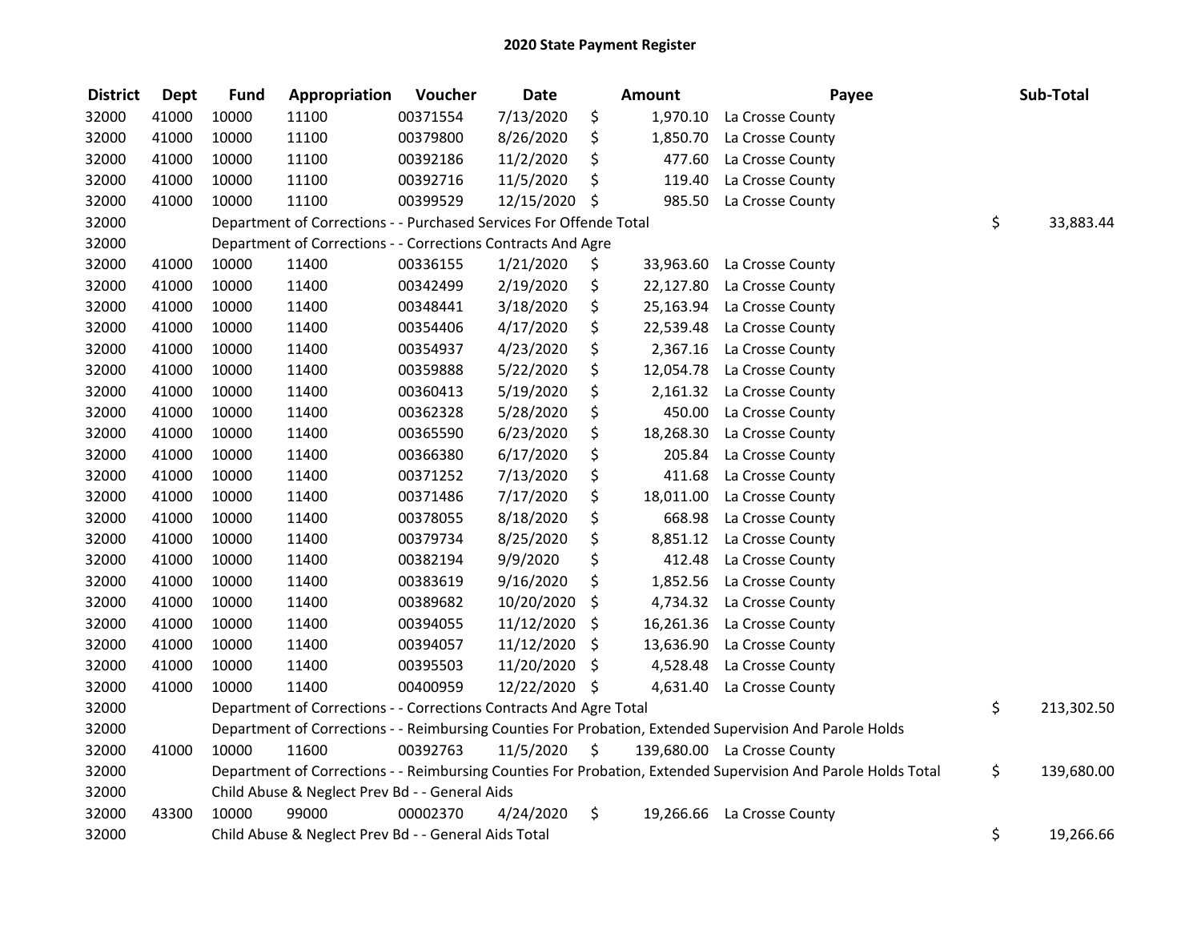# 2020 State Payment Register

| District | Dept | Fund | Appropriation | Voucher | Date | Amount | Payee | Sub-Total |
|---|---|---|---|---|---|---|---|---|
| 32000 | 41000 | 10000 | 11100 | 00371554 | 7/13/2020 | $ 1,970.10 | La Crosse County | |
| 32000 | 41000 | 10000 | 11100 | 00379800 | 8/26/2020 | $ 1,850.70 | La Crosse County | |
| 32000 | 41000 | 10000 | 11100 | 00392186 | 11/2/2020 | $ 477.60 | La Crosse County | |
| 32000 | 41000 | 10000 | 11100 | 00392716 | 11/5/2020 | $ 119.40 | La Crosse County | |
| 32000 | 41000 | 10000 | 11100 | 00399529 | 12/15/2020 | $ 985.50 | La Crosse County | |
| 32000 | | Department of Corrections - - Purchased Services For Offende Total | | | | | | $ 33,883.44 |
| 32000 | | Department of Corrections - - Corrections Contracts And Agre | | | | | | |
| 32000 | 41000 | 10000 | 11400 | 00336155 | 1/21/2020 | $ 33,963.60 | La Crosse County | |
| 32000 | 41000 | 10000 | 11400 | 00342499 | 2/19/2020 | $ 22,127.80 | La Crosse County | |
| 32000 | 41000 | 10000 | 11400 | 00348441 | 3/18/2020 | $ 25,163.94 | La Crosse County | |
| 32000 | 41000 | 10000 | 11400 | 00354406 | 4/17/2020 | $ 22,539.48 | La Crosse County | |
| 32000 | 41000 | 10000 | 11400 | 00354937 | 4/23/2020 | $ 2,367.16 | La Crosse County | |
| 32000 | 41000 | 10000 | 11400 | 00359888 | 5/22/2020 | $ 12,054.78 | La Crosse County | |
| 32000 | 41000 | 10000 | 11400 | 00360413 | 5/19/2020 | $ 2,161.32 | La Crosse County | |
| 32000 | 41000 | 10000 | 11400 | 00362328 | 5/28/2020 | $ 450.00 | La Crosse County | |
| 32000 | 41000 | 10000 | 11400 | 00365590 | 6/23/2020 | $ 18,268.30 | La Crosse County | |
| 32000 | 41000 | 10000 | 11400 | 00366380 | 6/17/2020 | $ 205.84 | La Crosse County | |
| 32000 | 41000 | 10000 | 11400 | 00371252 | 7/13/2020 | $ 411.68 | La Crosse County | |
| 32000 | 41000 | 10000 | 11400 | 00371486 | 7/17/2020 | $ 18,011.00 | La Crosse County | |
| 32000 | 41000 | 10000 | 11400 | 00378055 | 8/18/2020 | $ 668.98 | La Crosse County | |
| 32000 | 41000 | 10000 | 11400 | 00379734 | 8/25/2020 | $ 8,851.12 | La Crosse County | |
| 32000 | 41000 | 10000 | 11400 | 00382194 | 9/9/2020 | $ 412.48 | La Crosse County | |
| 32000 | 41000 | 10000 | 11400 | 00383619 | 9/16/2020 | $ 1,852.56 | La Crosse County | |
| 32000 | 41000 | 10000 | 11400 | 00389682 | 10/20/2020 | $ 4,734.32 | La Crosse County | |
| 32000 | 41000 | 10000 | 11400 | 00394055 | 11/12/2020 | $ 16,261.36 | La Crosse County | |
| 32000 | 41000 | 10000 | 11400 | 00394057 | 11/12/2020 | $ 13,636.90 | La Crosse County | |
| 32000 | 41000 | 10000 | 11400 | 00395503 | 11/20/2020 | $ 4,528.48 | La Crosse County | |
| 32000 | 41000 | 10000 | 11400 | 00400959 | 12/22/2020 | $ 4,631.40 | La Crosse County | |
| 32000 | | Department of Corrections - - Corrections Contracts And Agre Total | | | | | | $ 213,302.50 |
| 32000 | | Department of Corrections - - Reimbursing Counties For Probation, Extended Supervision And Parole Holds | | | | | | |
| 32000 | 41000 | 10000 | 11600 | 00392763 | 11/5/2020 | $ 139,680.00 | La Crosse County | |
| 32000 | | Department of Corrections - - Reimbursing Counties For Probation, Extended Supervision And Parole Holds Total | | | | | | $ 139,680.00 |
| 32000 | | Child Abuse & Neglect Prev Bd - - General Aids | | | | | | |
| 32000 | 43300 | 10000 | 99000 | 00002370 | 4/24/2020 | $ 19,266.66 | La Crosse County | |
| 32000 | | Child Abuse & Neglect Prev Bd - - General Aids Total | | | | | | $ 19,266.66 |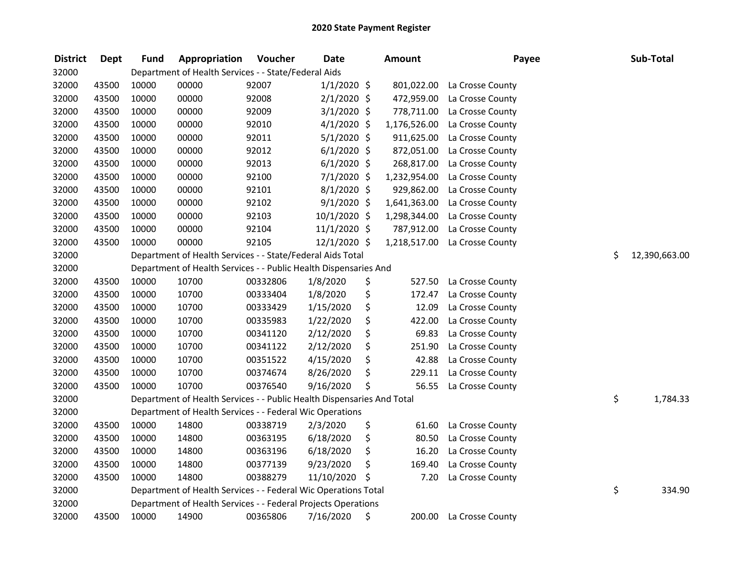# 2020 State Payment Register

| District | Dept | Fund | Appropriation | Voucher | Date | Amount | Payee | Sub-Total |
|---|---|---|---|---|---|---|---|---|
| 32000 | | Department of Health Services - - State/Federal Aids | | | | | | |
| 32000 | 43500 | 10000 | 00000 | 92007 | 1/1/2020 | $ 801,022.00 | La Crosse County | |
| 32000 | 43500 | 10000 | 00000 | 92008 | 2/1/2020 | $ 472,959.00 | La Crosse County | |
| 32000 | 43500 | 10000 | 00000 | 92009 | 3/1/2020 | $ 778,711.00 | La Crosse County | |
| 32000 | 43500 | 10000 | 00000 | 92010 | 4/1/2020 | $ 1,176,526.00 | La Crosse County | |
| 32000 | 43500 | 10000 | 00000 | 92011 | 5/1/2020 | $ 911,625.00 | La Crosse County | |
| 32000 | 43500 | 10000 | 00000 | 92012 | 6/1/2020 | $ 872,051.00 | La Crosse County | |
| 32000 | 43500 | 10000 | 00000 | 92013 | 6/1/2020 | $ 268,817.00 | La Crosse County | |
| 32000 | 43500 | 10000 | 00000 | 92100 | 7/1/2020 | $ 1,232,954.00 | La Crosse County | |
| 32000 | 43500 | 10000 | 00000 | 92101 | 8/1/2020 | $ 929,862.00 | La Crosse County | |
| 32000 | 43500 | 10000 | 00000 | 92102 | 9/1/2020 | $ 1,641,363.00 | La Crosse County | |
| 32000 | 43500 | 10000 | 00000 | 92103 | 10/1/2020 | $ 1,298,344.00 | La Crosse County | |
| 32000 | 43500 | 10000 | 00000 | 92104 | 11/1/2020 | $ 787,912.00 | La Crosse County | |
| 32000 | 43500 | 10000 | 00000 | 92105 | 12/1/2020 | $ 1,218,517.00 | La Crosse County | |
| 32000 | | Department of Health Services - - State/Federal Aids Total | | | | | | $ 12,390,663.00 |
| 32000 | | Department of Health Services - - Public Health Dispensaries And | | | | | | |
| 32000 | 43500 | 10000 | 10700 | 00332806 | 1/8/2020 | $ 527.50 | La Crosse County | |
| 32000 | 43500 | 10000 | 10700 | 00333404 | 1/8/2020 | $ 172.47 | La Crosse County | |
| 32000 | 43500 | 10000 | 10700 | 00333429 | 1/15/2020 | $ 12.09 | La Crosse County | |
| 32000 | 43500 | 10000 | 10700 | 00335983 | 1/22/2020 | $ 422.00 | La Crosse County | |
| 32000 | 43500 | 10000 | 10700 | 00341120 | 2/12/2020 | $ 69.83 | La Crosse County | |
| 32000 | 43500 | 10000 | 10700 | 00341122 | 2/12/2020 | $ 251.90 | La Crosse County | |
| 32000 | 43500 | 10000 | 10700 | 00351522 | 4/15/2020 | $ 42.88 | La Crosse County | |
| 32000 | 43500 | 10000 | 10700 | 00374674 | 8/26/2020 | $ 229.11 | La Crosse County | |
| 32000 | 43500 | 10000 | 10700 | 00376540 | 9/16/2020 | $ 56.55 | La Crosse County | |
| 32000 | | Department of Health Services - - Public Health Dispensaries And Total | | | | | | $ 1,784.33 |
| 32000 | | Department of Health Services - - Federal Wic Operations | | | | | | |
| 32000 | 43500 | 10000 | 14800 | 00338719 | 2/3/2020 | $ 61.60 | La Crosse County | |
| 32000 | 43500 | 10000 | 14800 | 00363195 | 6/18/2020 | $ 80.50 | La Crosse County | |
| 32000 | 43500 | 10000 | 14800 | 00363196 | 6/18/2020 | $ 16.20 | La Crosse County | |
| 32000 | 43500 | 10000 | 14800 | 00377139 | 9/23/2020 | $ 169.40 | La Crosse County | |
| 32000 | 43500 | 10000 | 14800 | 00388279 | 11/10/2020 | $ 7.20 | La Crosse County | |
| 32000 | | Department of Health Services - - Federal Wic Operations Total | | | | | | $ 334.90 |
| 32000 | | Department of Health Services - - Federal Projects Operations | | | | | | |
| 32000 | 43500 | 10000 | 14900 | 00365806 | 7/16/2020 | $ 200.00 | La Crosse County | |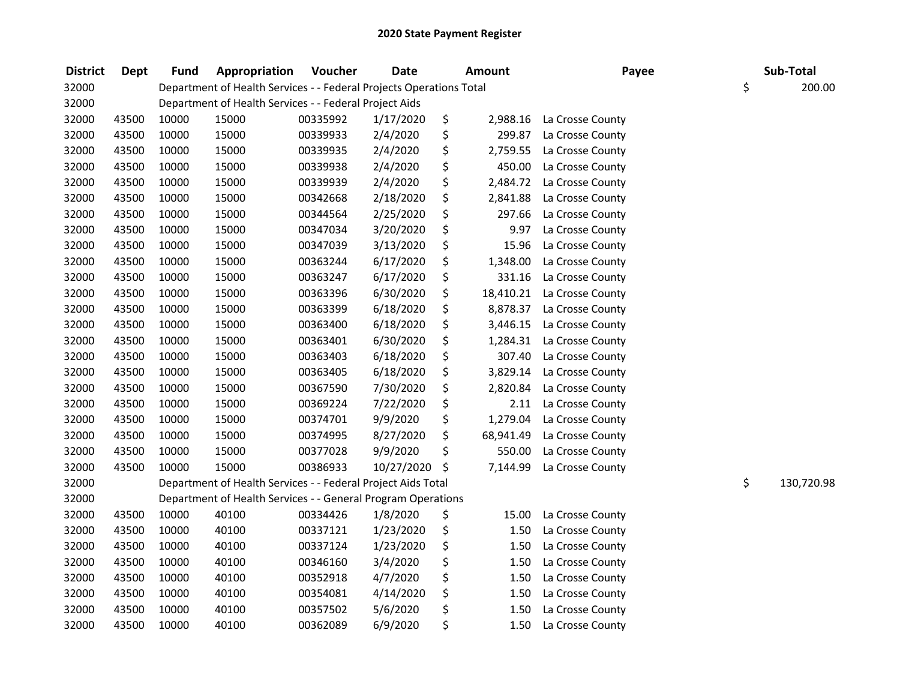# 2020 State Payment Register

| District | Dept | Fund | Appropriation | Voucher | Date | Amount | Payee | Sub-Total |
|---|---|---|---|---|---|---|---|---|
| 32000 | | Department of Health Services - - Federal Projects Operations Total | | | | | | $ 200.00 |
| 32000 | | Department of Health Services - - Federal Project Aids | | | | | | |
| 32000 | 43500 | 10000 | 15000 | 00335992 | 1/17/2020 | $ 2,988.16 | La Crosse County | |
| 32000 | 43500 | 10000 | 15000 | 00339933 | 2/4/2020 | $ 299.87 | La Crosse County | |
| 32000 | 43500 | 10000 | 15000 | 00339935 | 2/4/2020 | $ 2,759.55 | La Crosse County | |
| 32000 | 43500 | 10000 | 15000 | 00339938 | 2/4/2020 | $ 450.00 | La Crosse County | |
| 32000 | 43500 | 10000 | 15000 | 00339939 | 2/4/2020 | $ 2,484.72 | La Crosse County | |
| 32000 | 43500 | 10000 | 15000 | 00342668 | 2/18/2020 | $ 2,841.88 | La Crosse County | |
| 32000 | 43500 | 10000 | 15000 | 00344564 | 2/25/2020 | $ 297.66 | La Crosse County | |
| 32000 | 43500 | 10000 | 15000 | 00347034 | 3/20/2020 | $ 9.97 | La Crosse County | |
| 32000 | 43500 | 10000 | 15000 | 00347039 | 3/13/2020 | $ 15.96 | La Crosse County | |
| 32000 | 43500 | 10000 | 15000 | 00363244 | 6/17/2020 | $ 1,348.00 | La Crosse County | |
| 32000 | 43500 | 10000 | 15000 | 00363247 | 6/17/2020 | $ 331.16 | La Crosse County | |
| 32000 | 43500 | 10000 | 15000 | 00363396 | 6/30/2020 | $ 18,410.21 | La Crosse County | |
| 32000 | 43500 | 10000 | 15000 | 00363399 | 6/18/2020 | $ 8,878.37 | La Crosse County | |
| 32000 | 43500 | 10000 | 15000 | 00363400 | 6/18/2020 | $ 3,446.15 | La Crosse County | |
| 32000 | 43500 | 10000 | 15000 | 00363401 | 6/30/2020 | $ 1,284.31 | La Crosse County | |
| 32000 | 43500 | 10000 | 15000 | 00363403 | 6/18/2020 | $ 307.40 | La Crosse County | |
| 32000 | 43500 | 10000 | 15000 | 00363405 | 6/18/2020 | $ 3,829.14 | La Crosse County | |
| 32000 | 43500 | 10000 | 15000 | 00367590 | 7/30/2020 | $ 2,820.84 | La Crosse County | |
| 32000 | 43500 | 10000 | 15000 | 00369224 | 7/22/2020 | $ 2.11 | La Crosse County | |
| 32000 | 43500 | 10000 | 15000 | 00374701 | 9/9/2020 | $ 1,279.04 | La Crosse County | |
| 32000 | 43500 | 10000 | 15000 | 00374995 | 8/27/2020 | $ 68,941.49 | La Crosse County | |
| 32000 | 43500 | 10000 | 15000 | 00377028 | 9/9/2020 | $ 550.00 | La Crosse County | |
| 32000 | 43500 | 10000 | 15000 | 00386933 | 10/27/2020 | $ 7,144.99 | La Crosse County | |
| 32000 | | Department of Health Services - - Federal Project Aids Total | | | | | | $ 130,720.98 |
| 32000 | | Department of Health Services - - General Program Operations | | | | | | |
| 32000 | 43500 | 10000 | 40100 | 00334426 | 1/8/2020 | $ 15.00 | La Crosse County | |
| 32000 | 43500 | 10000 | 40100 | 00337121 | 1/23/2020 | $ 1.50 | La Crosse County | |
| 32000 | 43500 | 10000 | 40100 | 00337124 | 1/23/2020 | $ 1.50 | La Crosse County | |
| 32000 | 43500 | 10000 | 40100 | 00346160 | 3/4/2020 | $ 1.50 | La Crosse County | |
| 32000 | 43500 | 10000 | 40100 | 00352918 | 4/7/2020 | $ 1.50 | La Crosse County | |
| 32000 | 43500 | 10000 | 40100 | 00354081 | 4/14/2020 | $ 1.50 | La Crosse County | |
| 32000 | 43500 | 10000 | 40100 | 00357502 | 5/6/2020 | $ 1.50 | La Crosse County | |
| 32000 | 43500 | 10000 | 40100 | 00362089 | 6/9/2020 | $ 1.50 | La Crosse County | |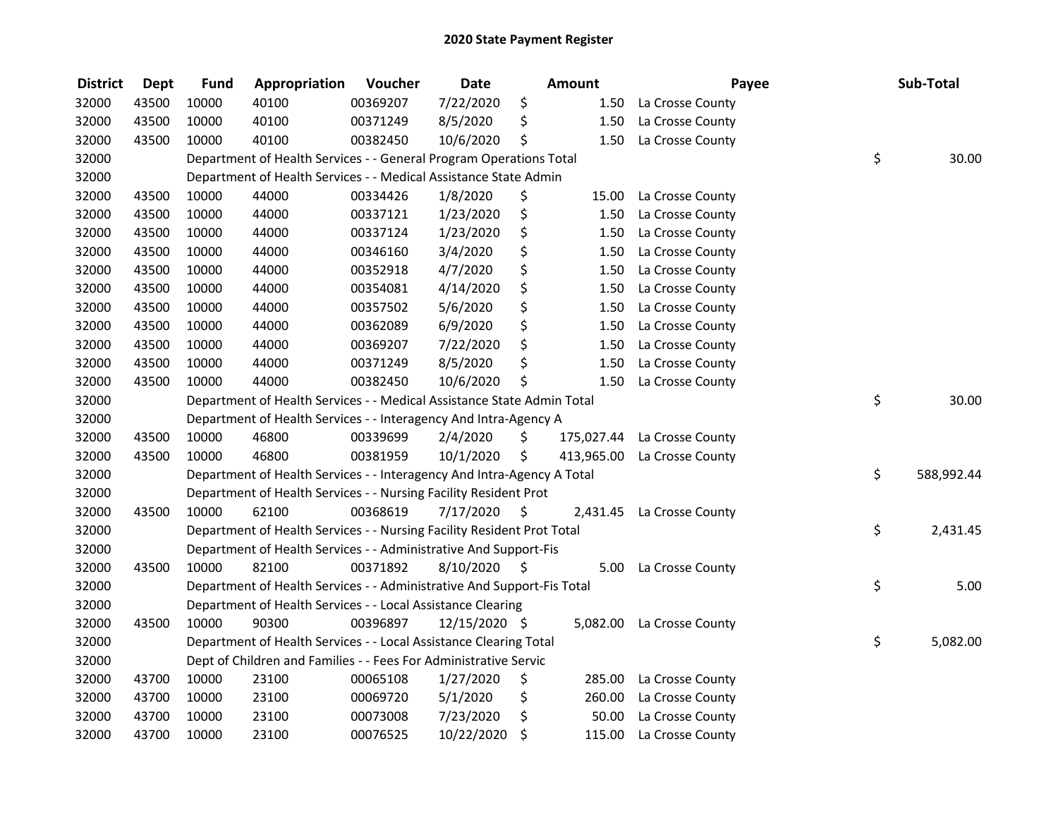# 2020 State Payment Register

| District | Dept | Fund | Appropriation | Voucher | Date | Amount | Payee | Sub-Total |
|---|---|---|---|---|---|---|---|---|
| 32000 | 43500 | 10000 | 40100 | 00369207 | 7/22/2020 | $ 1.50 | La Crosse County | |
| 32000 | 43500 | 10000 | 40100 | 00371249 | 8/5/2020 | $ 1.50 | La Crosse County | |
| 32000 | 43500 | 10000 | 40100 | 00382450 | 10/6/2020 | $ 1.50 | La Crosse County | |
| 32000 | | Department of Health Services - - General Program Operations Total | | | | | | $ 30.00 |
| 32000 | | Department of Health Services - - Medical Assistance State Admin | | | | | | |
| 32000 | 43500 | 10000 | 44000 | 00334426 | 1/8/2020 | $ 15.00 | La Crosse County | |
| 32000 | 43500 | 10000 | 44000 | 00337121 | 1/23/2020 | $ 1.50 | La Crosse County | |
| 32000 | 43500 | 10000 | 44000 | 00337124 | 1/23/2020 | $ 1.50 | La Crosse County | |
| 32000 | 43500 | 10000 | 44000 | 00346160 | 3/4/2020 | $ 1.50 | La Crosse County | |
| 32000 | 43500 | 10000 | 44000 | 00352918 | 4/7/2020 | $ 1.50 | La Crosse County | |
| 32000 | 43500 | 10000 | 44000 | 00354081 | 4/14/2020 | $ 1.50 | La Crosse County | |
| 32000 | 43500 | 10000 | 44000 | 00357502 | 5/6/2020 | $ 1.50 | La Crosse County | |
| 32000 | 43500 | 10000 | 44000 | 00362089 | 6/9/2020 | $ 1.50 | La Crosse County | |
| 32000 | 43500 | 10000 | 44000 | 00369207 | 7/22/2020 | $ 1.50 | La Crosse County | |
| 32000 | 43500 | 10000 | 44000 | 00371249 | 8/5/2020 | $ 1.50 | La Crosse County | |
| 32000 | 43500 | 10000 | 44000 | 00382450 | 10/6/2020 | $ 1.50 | La Crosse County | |
| 32000 | | Department of Health Services - - Medical Assistance State Admin Total | | | | | | $ 30.00 |
| 32000 | | Department of Health Services - - Interagency And Intra-Agency A | | | | | | |
| 32000 | 43500 | 10000 | 46800 | 00339699 | 2/4/2020 | $ 175,027.44 | La Crosse County | |
| 32000 | 43500 | 10000 | 46800 | 00381959 | 10/1/2020 | $ 413,965.00 | La Crosse County | |
| 32000 | | Department of Health Services - - Interagency And Intra-Agency A Total | | | | | | $ 588,992.44 |
| 32000 | | Department of Health Services - - Nursing Facility Resident Prot | | | | | | |
| 32000 | 43500 | 10000 | 62100 | 00368619 | 7/17/2020 | $ 2,431.45 | La Crosse County | |
| 32000 | | Department of Health Services - - Nursing Facility Resident Prot Total | | | | | | $ 2,431.45 |
| 32000 | | Department of Health Services - - Administrative And Support-Fis | | | | | | |
| 32000 | 43500 | 10000 | 82100 | 00371892 | 8/10/2020 | $ 5.00 | La Crosse County | |
| 32000 | | Department of Health Services - - Administrative And Support-Fis Total | | | | | | $ 5.00 |
| 32000 | | Department of Health Services - - Local Assistance Clearing | | | | | | |
| 32000 | 43500 | 10000 | 90300 | 00396897 | 12/15/2020 | $ 5,082.00 | La Crosse County | |
| 32000 | | Department of Health Services - - Local Assistance Clearing Total | | | | | | $ 5,082.00 |
| 32000 | | Dept of Children and Families - - Fees For Administrative Servic | | | | | | |
| 32000 | 43700 | 10000 | 23100 | 00065108 | 1/27/2020 | $ 285.00 | La Crosse County | |
| 32000 | 43700 | 10000 | 23100 | 00069720 | 5/1/2020 | $ 260.00 | La Crosse County | |
| 32000 | 43700 | 10000 | 23100 | 00073008 | 7/23/2020 | $ 50.00 | La Crosse County | |
| 32000 | 43700 | 10000 | 23100 | 00076525 | 10/22/2020 | $ 115.00 | La Crosse County | |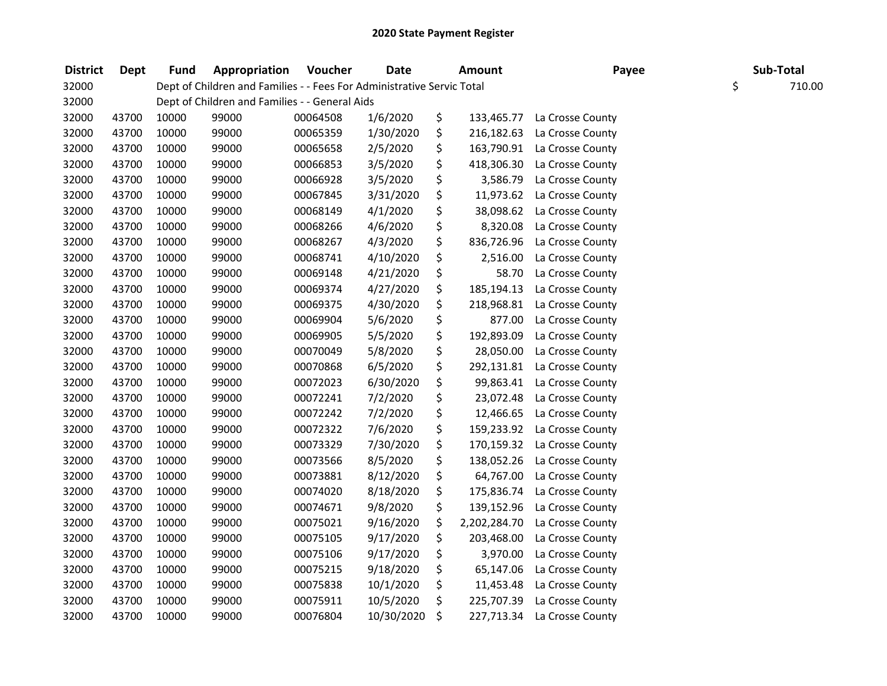# 2020 State Payment Register

| District | Dept | Fund | Appropriation | Voucher | Date | Amount | Payee | Sub-Total |
|---|---|---|---|---|---|---|---|---|
| 32000 | | Dept of Children and Families - - Fees For Administrative Servic Total | | | | | | $ 710.00 |
| 32000 | | Dept of Children and Families - - General Aids | | | | | | |
| 32000 | 43700 | 10000 | 99000 | 00064508 | 1/6/2020 | $ 133,465.77 | La Crosse County | |
| 32000 | 43700 | 10000 | 99000 | 00065359 | 1/30/2020 | $ 216,182.63 | La Crosse County | |
| 32000 | 43700 | 10000 | 99000 | 00065658 | 2/5/2020 | $ 163,790.91 | La Crosse County | |
| 32000 | 43700 | 10000 | 99000 | 00066853 | 3/5/2020 | $ 418,306.30 | La Crosse County | |
| 32000 | 43700 | 10000 | 99000 | 00066928 | 3/5/2020 | $ 3,586.79 | La Crosse County | |
| 32000 | 43700 | 10000 | 99000 | 00067845 | 3/31/2020 | $ 11,973.62 | La Crosse County | |
| 32000 | 43700 | 10000 | 99000 | 00068149 | 4/1/2020 | $ 38,098.62 | La Crosse County | |
| 32000 | 43700 | 10000 | 99000 | 00068266 | 4/6/2020 | $ 8,320.08 | La Crosse County | |
| 32000 | 43700 | 10000 | 99000 | 00068267 | 4/3/2020 | $ 836,726.96 | La Crosse County | |
| 32000 | 43700 | 10000 | 99000 | 00068741 | 4/10/2020 | $ 2,516.00 | La Crosse County | |
| 32000 | 43700 | 10000 | 99000 | 00069148 | 4/21/2020 | $ 58.70 | La Crosse County | |
| 32000 | 43700 | 10000 | 99000 | 00069374 | 4/27/2020 | $ 185,194.13 | La Crosse County | |
| 32000 | 43700 | 10000 | 99000 | 00069375 | 4/30/2020 | $ 218,968.81 | La Crosse County | |
| 32000 | 43700 | 10000 | 99000 | 00069904 | 5/6/2020 | $ 877.00 | La Crosse County | |
| 32000 | 43700 | 10000 | 99000 | 00069905 | 5/5/2020 | $ 192,893.09 | La Crosse County | |
| 32000 | 43700 | 10000 | 99000 | 00070049 | 5/8/2020 | $ 28,050.00 | La Crosse County | |
| 32000 | 43700 | 10000 | 99000 | 00070868 | 6/5/2020 | $ 292,131.81 | La Crosse County | |
| 32000 | 43700 | 10000 | 99000 | 00072023 | 6/30/2020 | $ 99,863.41 | La Crosse County | |
| 32000 | 43700 | 10000 | 99000 | 00072241 | 7/2/2020 | $ 23,072.48 | La Crosse County | |
| 32000 | 43700 | 10000 | 99000 | 00072242 | 7/2/2020 | $ 12,466.65 | La Crosse County | |
| 32000 | 43700 | 10000 | 99000 | 00072322 | 7/6/2020 | $ 159,233.92 | La Crosse County | |
| 32000 | 43700 | 10000 | 99000 | 00073329 | 7/30/2020 | $ 170,159.32 | La Crosse County | |
| 32000 | 43700 | 10000 | 99000 | 00073566 | 8/5/2020 | $ 138,052.26 | La Crosse County | |
| 32000 | 43700 | 10000 | 99000 | 00073881 | 8/12/2020 | $ 64,767.00 | La Crosse County | |
| 32000 | 43700 | 10000 | 99000 | 00074020 | 8/18/2020 | $ 175,836.74 | La Crosse County | |
| 32000 | 43700 | 10000 | 99000 | 00074671 | 9/8/2020 | $ 139,152.96 | La Crosse County | |
| 32000 | 43700 | 10000 | 99000 | 00075021 | 9/16/2020 | $ 2,202,284.70 | La Crosse County | |
| 32000 | 43700 | 10000 | 99000 | 00075105 | 9/17/2020 | $ 203,468.00 | La Crosse County | |
| 32000 | 43700 | 10000 | 99000 | 00075106 | 9/17/2020 | $ 3,970.00 | La Crosse County | |
| 32000 | 43700 | 10000 | 99000 | 00075215 | 9/18/2020 | $ 65,147.06 | La Crosse County | |
| 32000 | 43700 | 10000 | 99000 | 00075838 | 10/1/2020 | $ 11,453.48 | La Crosse County | |
| 32000 | 43700 | 10000 | 99000 | 00075911 | 10/5/2020 | $ 225,707.39 | La Crosse County | |
| 32000 | 43700 | 10000 | 99000 | 00076804 | 10/30/2020 | $ 227,713.34 | La Crosse County | |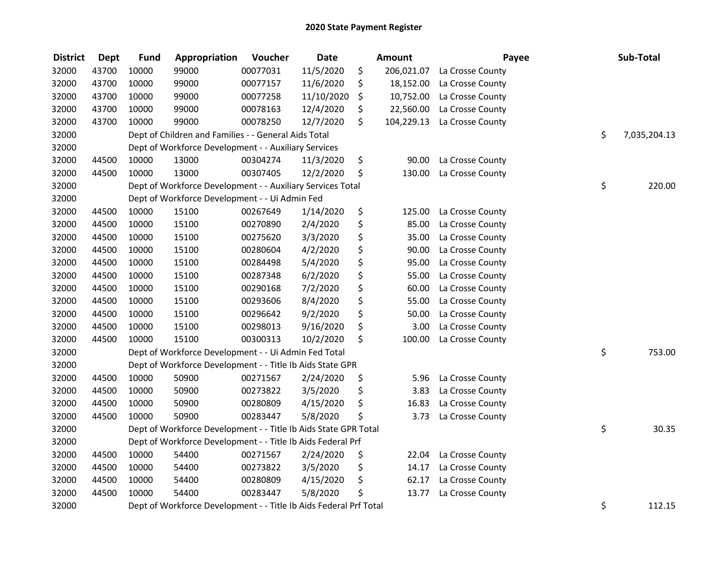# 2020 State Payment Register

| District | Dept | Fund | Appropriation | Voucher | Date | Amount | Payee | Sub-Total |
|---|---|---|---|---|---|---|---|---|
| 32000 | 43700 | 10000 | 99000 | 00077031 | 11/5/2020 | $ 206,021.07 | La Crosse County | |
| 32000 | 43700 | 10000 | 99000 | 00077157 | 11/6/2020 | $ 18,152.00 | La Crosse County | |
| 32000 | 43700 | 10000 | 99000 | 00077258 | 11/10/2020 | $ 10,752.00 | La Crosse County | |
| 32000 | 43700 | 10000 | 99000 | 00078163 | 12/4/2020 | $ 22,560.00 | La Crosse County | |
| 32000 | 43700 | 10000 | 99000 | 00078250 | 12/7/2020 | $ 104,229.13 | La Crosse County | |
| 32000 | | Dept of Children and Families - - General Aids Total | | | | | | $ 7,035,204.13 |
| 32000 | | Dept of Workforce Development - - Auxiliary Services | | | | | | |
| 32000 | 44500 | 10000 | 13000 | 00304274 | 11/3/2020 | $ 90.00 | La Crosse County | |
| 32000 | 44500 | 10000 | 13000 | 00307405 | 12/2/2020 | $ 130.00 | La Crosse County | |
| 32000 | | Dept of Workforce Development - - Auxiliary Services Total | | | | | | $ 220.00 |
| 32000 | | Dept of Workforce Development - - Ui Admin Fed | | | | | | |
| 32000 | 44500 | 10000 | 15100 | 00267649 | 1/14/2020 | $ 125.00 | La Crosse County | |
| 32000 | 44500 | 10000 | 15100 | 00270890 | 2/4/2020 | $ 85.00 | La Crosse County | |
| 32000 | 44500 | 10000 | 15100 | 00275620 | 3/3/2020 | $ 35.00 | La Crosse County | |
| 32000 | 44500 | 10000 | 15100 | 00280604 | 4/2/2020 | $ 90.00 | La Crosse County | |
| 32000 | 44500 | 10000 | 15100 | 00284498 | 5/4/2020 | $ 95.00 | La Crosse County | |
| 32000 | 44500 | 10000 | 15100 | 00287348 | 6/2/2020 | $ 55.00 | La Crosse County | |
| 32000 | 44500 | 10000 | 15100 | 00290168 | 7/2/2020 | $ 60.00 | La Crosse County | |
| 32000 | 44500 | 10000 | 15100 | 00293606 | 8/4/2020 | $ 55.00 | La Crosse County | |
| 32000 | 44500 | 10000 | 15100 | 00296642 | 9/2/2020 | $ 50.00 | La Crosse County | |
| 32000 | 44500 | 10000 | 15100 | 00298013 | 9/16/2020 | $ 3.00 | La Crosse County | |
| 32000 | 44500 | 10000 | 15100 | 00300313 | 10/2/2020 | $ 100.00 | La Crosse County | |
| 32000 | | Dept of Workforce Development - - Ui Admin Fed Total | | | | | | $ 753.00 |
| 32000 | | Dept of Workforce Development - - Title Ib Aids State GPR | | | | | | |
| 32000 | 44500 | 10000 | 50900 | 00271567 | 2/24/2020 | $ 5.96 | La Crosse County | |
| 32000 | 44500 | 10000 | 50900 | 00273822 | 3/5/2020 | $ 3.83 | La Crosse County | |
| 32000 | 44500 | 10000 | 50900 | 00280809 | 4/15/2020 | $ 16.83 | La Crosse County | |
| 32000 | 44500 | 10000 | 50900 | 00283447 | 5/8/2020 | $ 3.73 | La Crosse County | |
| 32000 | | Dept of Workforce Development - - Title Ib Aids State GPR Total | | | | | | $ 30.35 |
| 32000 | | Dept of Workforce Development - - Title Ib Aids Federal Prf | | | | | | |
| 32000 | 44500 | 10000 | 54400 | 00271567 | 2/24/2020 | $ 22.04 | La Crosse County | |
| 32000 | 44500 | 10000 | 54400 | 00273822 | 3/5/2020 | $ 14.17 | La Crosse County | |
| 32000 | 44500 | 10000 | 54400 | 00280809 | 4/15/2020 | $ 62.17 | La Crosse County | |
| 32000 | 44500 | 10000 | 54400 | 00283447 | 5/8/2020 | $ 13.77 | La Crosse County | |
| 32000 | | Dept of Workforce Development - - Title Ib Aids Federal Prf Total | | | | | | $ 112.15 |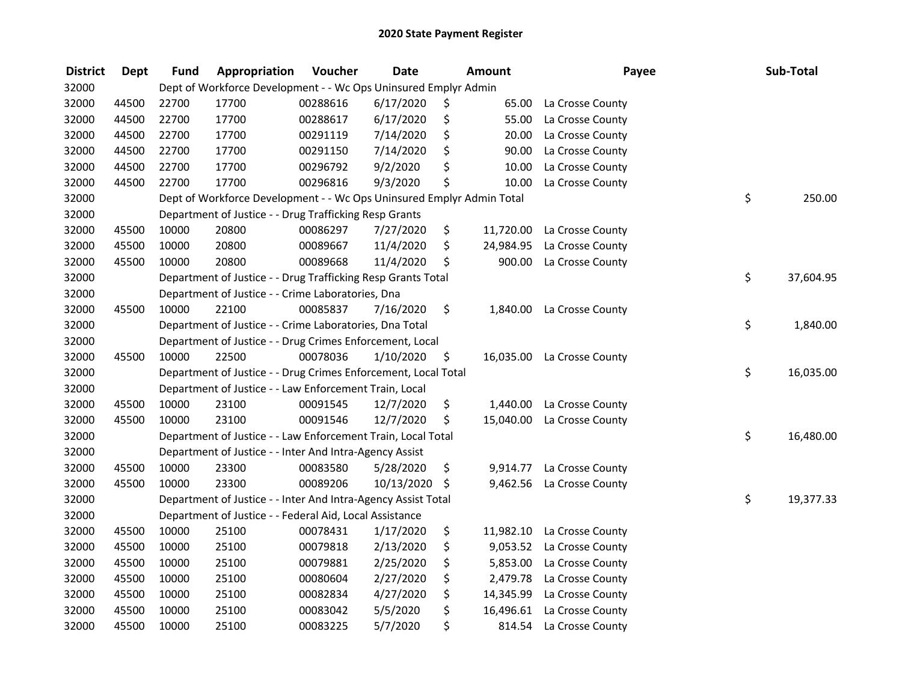# 2020 State Payment Register

| District | Dept | Fund | Appropriation | Voucher | Date | Amount | Payee | Sub-Total |
|---|---|---|---|---|---|---|---|---|
| 32000 | | Dept of Workforce Development - - Wc Ops Uninsured Emplyr Admin | | | | | | |
| 32000 | 44500 | 22700 | 17700 | 00288616 | 6/17/2020 | $ 65.00 | La Crosse County | |
| 32000 | 44500 | 22700 | 17700 | 00288617 | 6/17/2020 | $ 55.00 | La Crosse County | |
| 32000 | 44500 | 22700 | 17700 | 00291119 | 7/14/2020 | $ 20.00 | La Crosse County | |
| 32000 | 44500 | 22700 | 17700 | 00291150 | 7/14/2020 | $ 90.00 | La Crosse County | |
| 32000 | 44500 | 22700 | 17700 | 00296792 | 9/2/2020 | $ 10.00 | La Crosse County | |
| 32000 | 44500 | 22700 | 17700 | 00296816 | 9/3/2020 | $ 10.00 | La Crosse County | |
| 32000 | | Dept of Workforce Development - - Wc Ops Uninsured Emplyr Admin Total | | | | | | $ 250.00 |
| 32000 | | Department of Justice - - Drug Trafficking Resp Grants | | | | | | |
| 32000 | 45500 | 10000 | 20800 | 00086297 | 7/27/2020 | $ 11,720.00 | La Crosse County | |
| 32000 | 45500 | 10000 | 20800 | 00089667 | 11/4/2020 | $ 24,984.95 | La Crosse County | |
| 32000 | 45500 | 10000 | 20800 | 00089668 | 11/4/2020 | $ 900.00 | La Crosse County | |
| 32000 | | Department of Justice - - Drug Trafficking Resp Grants Total | | | | | | $ 37,604.95 |
| 32000 | | Department of Justice - - Crime Laboratories, Dna | | | | | | |
| 32000 | 45500 | 10000 | 22100 | 00085837 | 7/16/2020 | $ 1,840.00 | La Crosse County | |
| 32000 | | Department of Justice - - Crime Laboratories, Dna Total | | | | | | $ 1,840.00 |
| 32000 | | Department of Justice - - Drug Crimes Enforcement, Local | | | | | | |
| 32000 | 45500 | 10000 | 22500 | 00078036 | 1/10/2020 | $ 16,035.00 | La Crosse County | |
| 32000 | | Department of Justice - - Drug Crimes Enforcement, Local Total | | | | | | $ 16,035.00 |
| 32000 | | Department of Justice - - Law Enforcement Train, Local | | | | | | |
| 32000 | 45500 | 10000 | 23100 | 00091545 | 12/7/2020 | $ 1,440.00 | La Crosse County | |
| 32000 | 45500 | 10000 | 23100 | 00091546 | 12/7/2020 | $ 15,040.00 | La Crosse County | |
| 32000 | | Department of Justice - - Law Enforcement Train, Local Total | | | | | | $ 16,480.00 |
| 32000 | | Department of Justice - - Inter And Intra-Agency Assist | | | | | | |
| 32000 | 45500 | 10000 | 23300 | 00083580 | 5/28/2020 | $ 9,914.77 | La Crosse County | |
| 32000 | 45500 | 10000 | 23300 | 00089206 | 10/13/2020 | $ 9,462.56 | La Crosse County | |
| 32000 | | Department of Justice - - Inter And Intra-Agency Assist Total | | | | | | $ 19,377.33 |
| 32000 | | Department of Justice - - Federal Aid, Local Assistance | | | | | | |
| 32000 | 45500 | 10000 | 25100 | 00078431 | 1/17/2020 | $ 11,982.10 | La Crosse County | |
| 32000 | 45500 | 10000 | 25100 | 00079818 | 2/13/2020 | $ 9,053.52 | La Crosse County | |
| 32000 | 45500 | 10000 | 25100 | 00079881 | 2/25/2020 | $ 5,853.00 | La Crosse County | |
| 32000 | 45500 | 10000 | 25100 | 00080604 | 2/27/2020 | $ 2,479.78 | La Crosse County | |
| 32000 | 45500 | 10000 | 25100 | 00082834 | 4/27/2020 | $ 14,345.99 | La Crosse County | |
| 32000 | 45500 | 10000 | 25100 | 00083042 | 5/5/2020 | $ 16,496.61 | La Crosse County | |
| 32000 | 45500 | 10000 | 25100 | 00083225 | 5/7/2020 | $ 814.54 | La Crosse County | |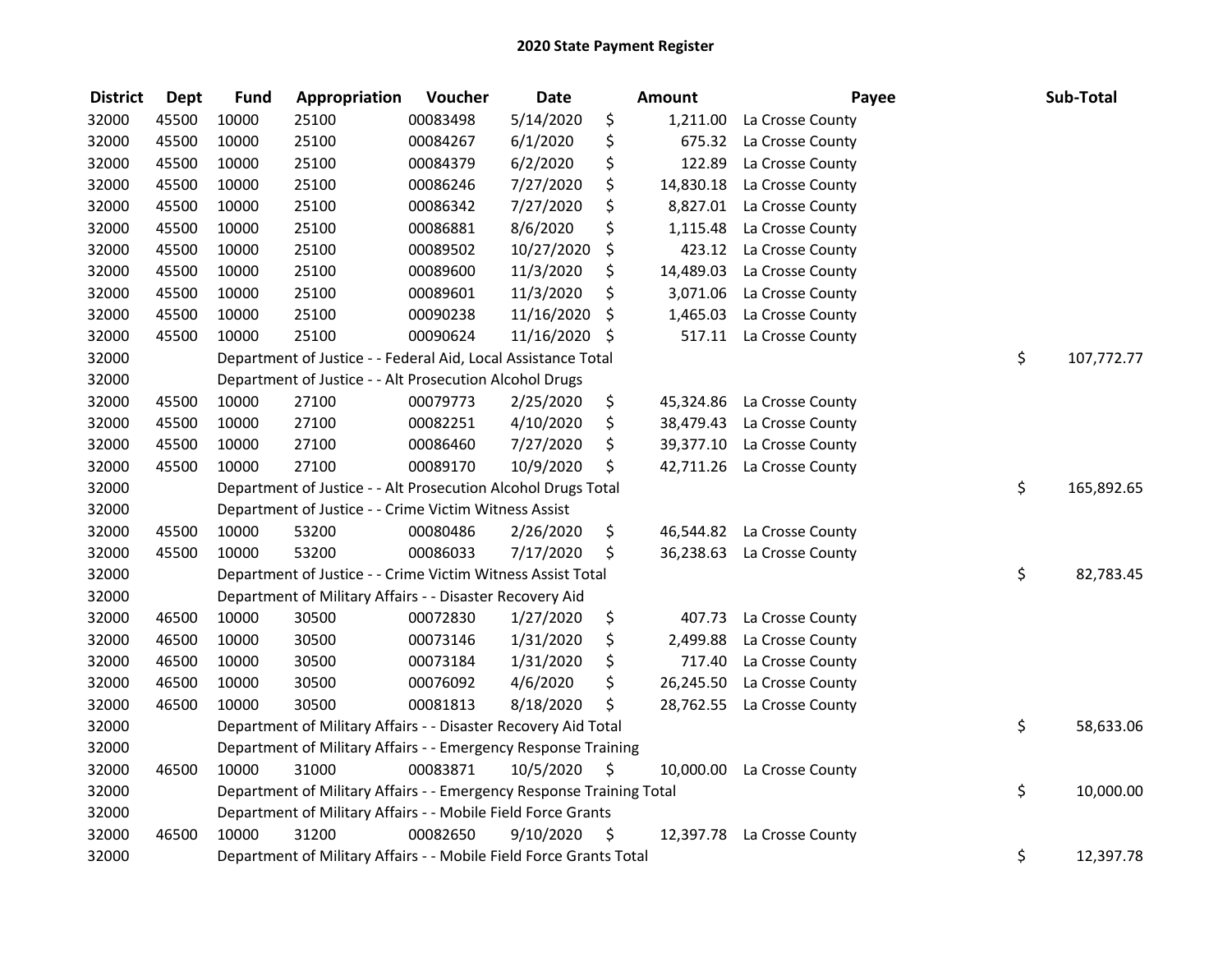# 2020 State Payment Register

| District | Dept | Fund | Appropriation | Voucher | Date | Amount | Payee | Sub-Total |
|---|---|---|---|---|---|---|---|---|
| 32000 | 45500 | 10000 | 25100 | 00083498 | 5/14/2020 | $ 1,211.00 | La Crosse County | |
| 32000 | 45500 | 10000 | 25100 | 00084267 | 6/1/2020 | $ 675.32 | La Crosse County | |
| 32000 | 45500 | 10000 | 25100 | 00084379 | 6/2/2020 | $ 122.89 | La Crosse County | |
| 32000 | 45500 | 10000 | 25100 | 00086246 | 7/27/2020 | $ 14,830.18 | La Crosse County | |
| 32000 | 45500 | 10000 | 25100 | 00086342 | 7/27/2020 | $ 8,827.01 | La Crosse County | |
| 32000 | 45500 | 10000 | 25100 | 00086881 | 8/6/2020 | $ 1,115.48 | La Crosse County | |
| 32000 | 45500 | 10000 | 25100 | 00089502 | 10/27/2020 | $ 423.12 | La Crosse County | |
| 32000 | 45500 | 10000 | 25100 | 00089600 | 11/3/2020 | $ 14,489.03 | La Crosse County | |
| 32000 | 45500 | 10000 | 25100 | 00089601 | 11/3/2020 | $ 3,071.06 | La Crosse County | |
| 32000 | 45500 | 10000 | 25100 | 00090238 | 11/16/2020 | $ 1,465.03 | La Crosse County | |
| 32000 | 45500 | 10000 | 25100 | 00090624 | 11/16/2020 | $ 517.11 | La Crosse County | |
| 32000 | | Department of Justice - - Federal Aid, Local Assistance Total | | | | | | $ 107,772.77 |
| 32000 | | Department of Justice - - Alt Prosecution Alcohol Drugs | | | | | | |
| 32000 | 45500 | 10000 | 27100 | 00079773 | 2/25/2020 | $ 45,324.86 | La Crosse County | |
| 32000 | 45500 | 10000 | 27100 | 00082251 | 4/10/2020 | $ 38,479.43 | La Crosse County | |
| 32000 | 45500 | 10000 | 27100 | 00086460 | 7/27/2020 | $ 39,377.10 | La Crosse County | |
| 32000 | 45500 | 10000 | 27100 | 00089170 | 10/9/2020 | $ 42,711.26 | La Crosse County | |
| 32000 | | Department of Justice - - Alt Prosecution Alcohol Drugs Total | | | | | | $ 165,892.65 |
| 32000 | | Department of Justice - - Crime Victim Witness Assist | | | | | | |
| 32000 | 45500 | 10000 | 53200 | 00080486 | 2/26/2020 | $ 46,544.82 | La Crosse County | |
| 32000 | 45500 | 10000 | 53200 | 00086033 | 7/17/2020 | $ 36,238.63 | La Crosse County | |
| 32000 | | Department of Justice - - Crime Victim Witness Assist Total | | | | | | $ 82,783.45 |
| 32000 | | Department of Military Affairs - - Disaster Recovery Aid | | | | | | |
| 32000 | 46500 | 10000 | 30500 | 00072830 | 1/27/2020 | $ 407.73 | La Crosse County | |
| 32000 | 46500 | 10000 | 30500 | 00073146 | 1/31/2020 | $ 2,499.88 | La Crosse County | |
| 32000 | 46500 | 10000 | 30500 | 00073184 | 1/31/2020 | $ 717.40 | La Crosse County | |
| 32000 | 46500 | 10000 | 30500 | 00076092 | 4/6/2020 | $ 26,245.50 | La Crosse County | |
| 32000 | 46500 | 10000 | 30500 | 00081813 | 8/18/2020 | $ 28,762.55 | La Crosse County | |
| 32000 | | Department of Military Affairs - - Disaster Recovery Aid Total | | | | | | $ 58,633.06 |
| 32000 | | Department of Military Affairs - - Emergency Response Training | | | | | | |
| 32000 | 46500 | 10000 | 31000 | 00083871 | 10/5/2020 | $ 10,000.00 | La Crosse County | |
| 32000 | | Department of Military Affairs - - Emergency Response Training Total | | | | | | $ 10,000.00 |
| 32000 | | Department of Military Affairs - - Mobile Field Force Grants | | | | | | |
| 32000 | 46500 | 10000 | 31200 | 00082650 | 9/10/2020 | $ 12,397.78 | La Crosse County | |
| 32000 | | Department of Military Affairs - - Mobile Field Force Grants Total | | | | | | $ 12,397.78 |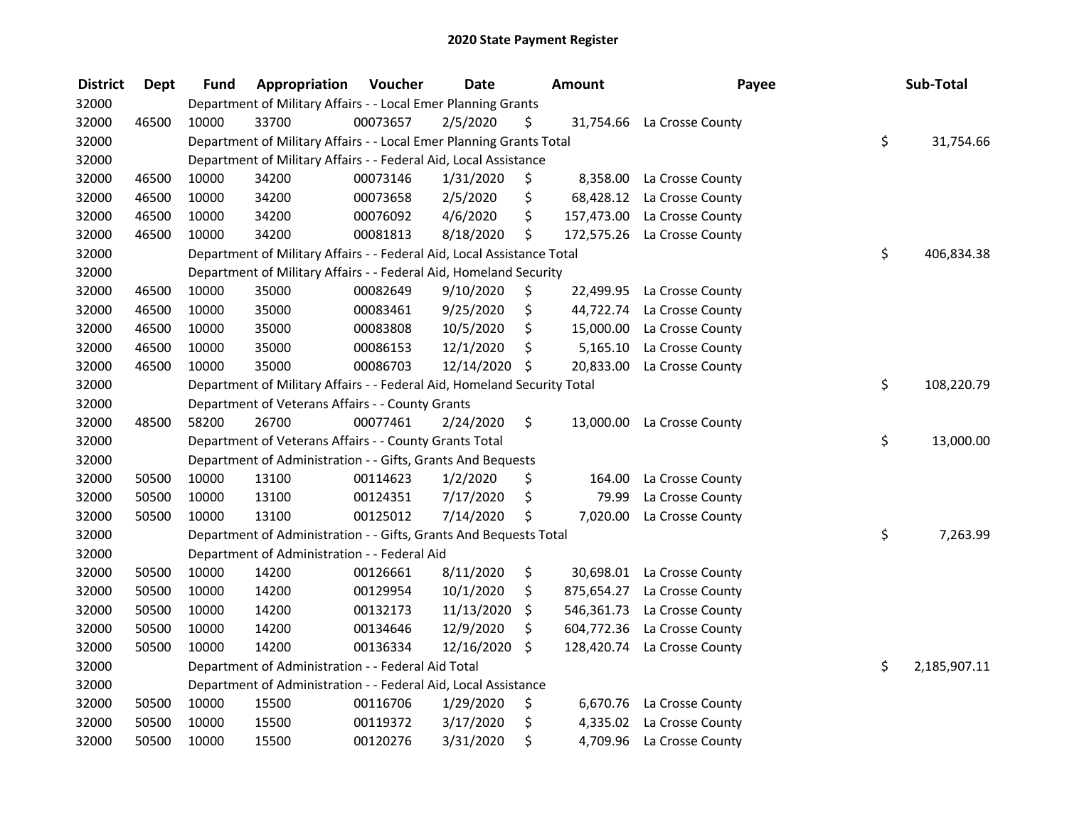# 2020 State Payment Register

| District | Dept | Fund | Appropriation | Voucher | Date | Amount | Payee | Sub-Total |
|---|---|---|---|---|---|---|---|---|
| 32000 | | Department of Military Affairs - - Local Emer Planning Grants | | | | | | |
| 32000 | 46500 | 10000 | 33700 | 00073657 | 2/5/2020 | $ 31,754.66 | La Crosse County | |
| 32000 | | Department of Military Affairs - - Local Emer Planning Grants Total | | | | | | $ 31,754.66 |
| 32000 | | Department of Military Affairs - - Federal Aid, Local Assistance | | | | | | |
| 32000 | 46500 | 10000 | 34200 | 00073146 | 1/31/2020 | $ 8,358.00 | La Crosse County | |
| 32000 | 46500 | 10000 | 34200 | 00073658 | 2/5/2020 | $ 68,428.12 | La Crosse County | |
| 32000 | 46500 | 10000 | 34200 | 00076092 | 4/6/2020 | $ 157,473.00 | La Crosse County | |
| 32000 | 46500 | 10000 | 34200 | 00081813 | 8/18/2020 | $ 172,575.26 | La Crosse County | |
| 32000 | | Department of Military Affairs - - Federal Aid, Local Assistance Total | | | | | | $ 406,834.38 |
| 32000 | | Department of Military Affairs - - Federal Aid, Homeland Security | | | | | | |
| 32000 | 46500 | 10000 | 35000 | 00082649 | 9/10/2020 | $ 22,499.95 | La Crosse County | |
| 32000 | 46500 | 10000 | 35000 | 00083461 | 9/25/2020 | $ 44,722.74 | La Crosse County | |
| 32000 | 46500 | 10000 | 35000 | 00083808 | 10/5/2020 | $ 15,000.00 | La Crosse County | |
| 32000 | 46500 | 10000 | 35000 | 00086153 | 12/1/2020 | $ 5,165.10 | La Crosse County | |
| 32000 | 46500 | 10000 | 35000 | 00086703 | 12/14/2020 | $ 20,833.00 | La Crosse County | |
| 32000 | | Department of Military Affairs - - Federal Aid, Homeland Security Total | | | | | | $ 108,220.79 |
| 32000 | | Department of Veterans Affairs - - County Grants | | | | | | |
| 32000 | 48500 | 58200 | 26700 | 00077461 | 2/24/2020 | $ 13,000.00 | La Crosse County | |
| 32000 | | Department of Veterans Affairs - - County Grants Total | | | | | | $ 13,000.00 |
| 32000 | | Department of Administration - - Gifts, Grants And Bequests | | | | | | |
| 32000 | 50500 | 10000 | 13100 | 00114623 | 1/2/2020 | $ 164.00 | La Crosse County | |
| 32000 | 50500 | 10000 | 13100 | 00124351 | 7/17/2020 | $ 79.99 | La Crosse County | |
| 32000 | 50500 | 10000 | 13100 | 00125012 | 7/14/2020 | $ 7,020.00 | La Crosse County | |
| 32000 | | Department of Administration - - Gifts, Grants And Bequests Total | | | | | | $ 7,263.99 |
| 32000 | | Department of Administration - - Federal Aid | | | | | | |
| 32000 | 50500 | 10000 | 14200 | 00126661 | 8/11/2020 | $ 30,698.01 | La Crosse County | |
| 32000 | 50500 | 10000 | 14200 | 00129954 | 10/1/2020 | $ 875,654.27 | La Crosse County | |
| 32000 | 50500 | 10000 | 14200 | 00132173 | 11/13/2020 | $ 546,361.73 | La Crosse County | |
| 32000 | 50500 | 10000 | 14200 | 00134646 | 12/9/2020 | $ 604,772.36 | La Crosse County | |
| 32000 | 50500 | 10000 | 14200 | 00136334 | 12/16/2020 | $ 128,420.74 | La Crosse County | |
| 32000 | | Department of Administration - - Federal Aid Total | | | | | | $ 2,185,907.11 |
| 32000 | | Department of Administration - - Federal Aid, Local Assistance | | | | | | |
| 32000 | 50500 | 10000 | 15500 | 00116706 | 1/29/2020 | $ 6,670.76 | La Crosse County | |
| 32000 | 50500 | 10000 | 15500 | 00119372 | 3/17/2020 | $ 4,335.02 | La Crosse County | |
| 32000 | 50500 | 10000 | 15500 | 00120276 | 3/31/2020 | $ 4,709.96 | La Crosse County | |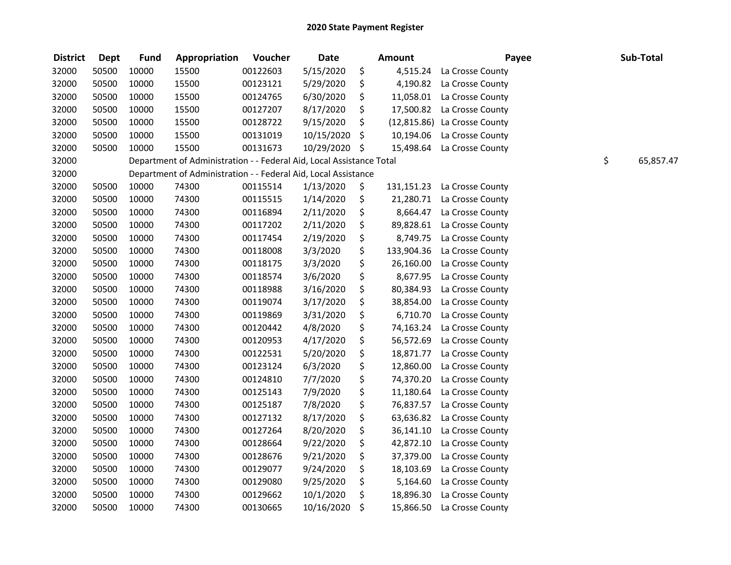# 2020 State Payment Register

| District | Dept | Fund | Appropriation | Voucher | Date | Amount | Payee | Sub-Total |
|---|---|---|---|---|---|---|---|---|
| 32000 | 50500 | 10000 | 15500 | 00122603 | 5/15/2020 | $ 4,515.24 | La Crosse County | |
| 32000 | 50500 | 10000 | 15500 | 00123121 | 5/29/2020 | $ 4,190.82 | La Crosse County | |
| 32000 | 50500 | 10000 | 15500 | 00124765 | 6/30/2020 | $ 11,058.01 | La Crosse County | |
| 32000 | 50500 | 10000 | 15500 | 00127207 | 8/17/2020 | $ 17,500.82 | La Crosse County | |
| 32000 | 50500 | 10000 | 15500 | 00128722 | 9/15/2020 | $ (12,815.86) | La Crosse County | |
| 32000 | 50500 | 10000 | 15500 | 00131019 | 10/15/2020 | $ 10,194.06 | La Crosse County | |
| 32000 | 50500 | 10000 | 15500 | 00131673 | 10/29/2020 | $ 15,498.64 | La Crosse County | |
| 32000 | | Department of Administration - - Federal Aid, Local Assistance Total | | | | | | $ 65,857.47 |
| 32000 | | Department of Administration - - Federal Aid, Local Assistance | | | | | | |
| 32000 | 50500 | 10000 | 74300 | 00115514 | 1/13/2020 | $ 131,151.23 | La Crosse County | |
| 32000 | 50500 | 10000 | 74300 | 00115515 | 1/14/2020 | $ 21,280.71 | La Crosse County | |
| 32000 | 50500 | 10000 | 74300 | 00116894 | 2/11/2020 | $ 8,664.47 | La Crosse County | |
| 32000 | 50500 | 10000 | 74300 | 00117202 | 2/11/2020 | $ 89,828.61 | La Crosse County | |
| 32000 | 50500 | 10000 | 74300 | 00117454 | 2/19/2020 | $ 8,749.75 | La Crosse County | |
| 32000 | 50500 | 10000 | 74300 | 00118008 | 3/3/2020 | $ 133,904.36 | La Crosse County | |
| 32000 | 50500 | 10000 | 74300 | 00118175 | 3/3/2020 | $ 26,160.00 | La Crosse County | |
| 32000 | 50500 | 10000 | 74300 | 00118574 | 3/6/2020 | $ 8,677.95 | La Crosse County | |
| 32000 | 50500 | 10000 | 74300 | 00118988 | 3/16/2020 | $ 80,384.93 | La Crosse County | |
| 32000 | 50500 | 10000 | 74300 | 00119074 | 3/17/2020 | $ 38,854.00 | La Crosse County | |
| 32000 | 50500 | 10000 | 74300 | 00119869 | 3/31/2020 | $ 6,710.70 | La Crosse County | |
| 32000 | 50500 | 10000 | 74300 | 00120442 | 4/8/2020 | $ 74,163.24 | La Crosse County | |
| 32000 | 50500 | 10000 | 74300 | 00120953 | 4/17/2020 | $ 56,572.69 | La Crosse County | |
| 32000 | 50500 | 10000 | 74300 | 00122531 | 5/20/2020 | $ 18,871.77 | La Crosse County | |
| 32000 | 50500 | 10000 | 74300 | 00123124 | 6/3/2020 | $ 12,860.00 | La Crosse County | |
| 32000 | 50500 | 10000 | 74300 | 00124810 | 7/7/2020 | $ 74,370.20 | La Crosse County | |
| 32000 | 50500 | 10000 | 74300 | 00125143 | 7/9/2020 | $ 11,180.64 | La Crosse County | |
| 32000 | 50500 | 10000 | 74300 | 00125187 | 7/8/2020 | $ 76,837.57 | La Crosse County | |
| 32000 | 50500 | 10000 | 74300 | 00127132 | 8/17/2020 | $ 63,636.82 | La Crosse County | |
| 32000 | 50500 | 10000 | 74300 | 00127264 | 8/20/2020 | $ 36,141.10 | La Crosse County | |
| 32000 | 50500 | 10000 | 74300 | 00128664 | 9/22/2020 | $ 42,872.10 | La Crosse County | |
| 32000 | 50500 | 10000 | 74300 | 00128676 | 9/21/2020 | $ 37,379.00 | La Crosse County | |
| 32000 | 50500 | 10000 | 74300 | 00129077 | 9/24/2020 | $ 18,103.69 | La Crosse County | |
| 32000 | 50500 | 10000 | 74300 | 00129080 | 9/25/2020 | $ 5,164.60 | La Crosse County | |
| 32000 | 50500 | 10000 | 74300 | 00129662 | 10/1/2020 | $ 18,896.30 | La Crosse County | |
| 32000 | 50500 | 10000 | 74300 | 00130665 | 10/16/2020 | $ 15,866.50 | La Crosse County | |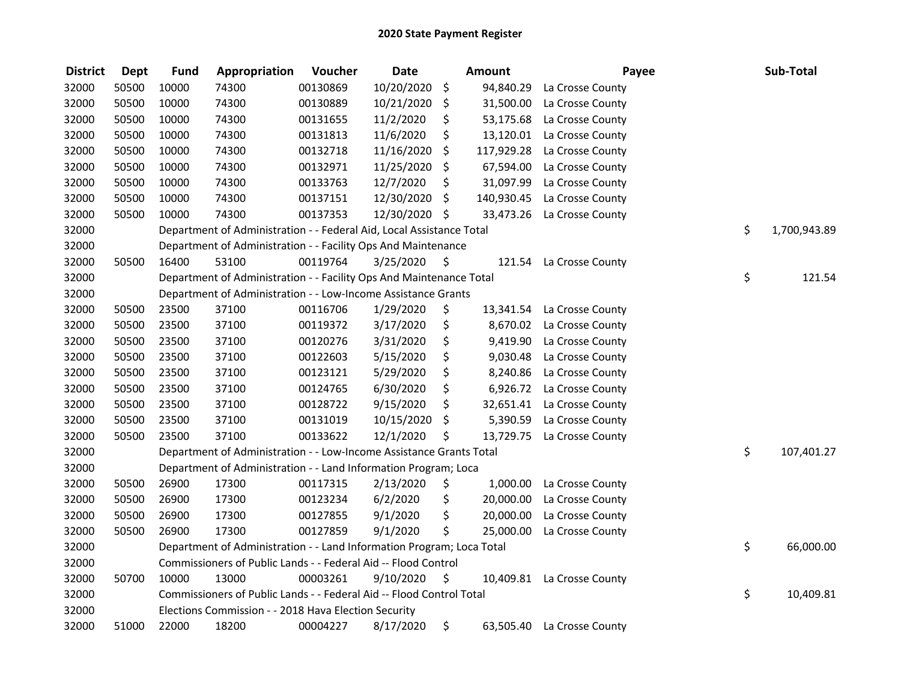# 2020 State Payment Register

| District | Dept | Fund | Appropriation | Voucher | Date | Amount | Payee | Sub-Total |
|---|---|---|---|---|---|---|---|---|
| 32000 | 50500 | 10000 | 74300 | 00130869 | 10/20/2020 | $ 94,840.29 | La Crosse County | |
| 32000 | 50500 | 10000 | 74300 | 00130889 | 10/21/2020 | $ 31,500.00 | La Crosse County | |
| 32000 | 50500 | 10000 | 74300 | 00131655 | 11/2/2020 | $ 53,175.68 | La Crosse County | |
| 32000 | 50500 | 10000 | 74300 | 00131813 | 11/6/2020 | $ 13,120.01 | La Crosse County | |
| 32000 | 50500 | 10000 | 74300 | 00132718 | 11/16/2020 | $ 117,929.28 | La Crosse County | |
| 32000 | 50500 | 10000 | 74300 | 00132971 | 11/25/2020 | $ 67,594.00 | La Crosse County | |
| 32000 | 50500 | 10000 | 74300 | 00133763 | 12/7/2020 | $ 31,097.99 | La Crosse County | |
| 32000 | 50500 | 10000 | 74300 | 00137151 | 12/30/2020 | $ 140,930.45 | La Crosse County | |
| 32000 | 50500 | 10000 | 74300 | 00137353 | 12/30/2020 | $ 33,473.26 | La Crosse County | |
| 32000 | | Department of Administration - - Federal Aid, Local Assistance Total | | | | | | $ 1,700,943.89 |
| 32000 | | Department of Administration - - Facility Ops And Maintenance | | | | | | |
| 32000 | 50500 | 16400 | 53100 | 00119764 | 3/25/2020 | $ 121.54 | La Crosse County | |
| 32000 | | Department of Administration - - Facility Ops And Maintenance Total | | | | | | $ 121.54 |
| 32000 | | Department of Administration - - Low-Income Assistance Grants | | | | | | |
| 32000 | 50500 | 23500 | 37100 | 00116706 | 1/29/2020 | $ 13,341.54 | La Crosse County | |
| 32000 | 50500 | 23500 | 37100 | 00119372 | 3/17/2020 | $ 8,670.02 | La Crosse County | |
| 32000 | 50500 | 23500 | 37100 | 00120276 | 3/31/2020 | $ 9,419.90 | La Crosse County | |
| 32000 | 50500 | 23500 | 37100 | 00122603 | 5/15/2020 | $ 9,030.48 | La Crosse County | |
| 32000 | 50500 | 23500 | 37100 | 00123121 | 5/29/2020 | $ 8,240.86 | La Crosse County | |
| 32000 | 50500 | 23500 | 37100 | 00124765 | 6/30/2020 | $ 6,926.72 | La Crosse County | |
| 32000 | 50500 | 23500 | 37100 | 00128722 | 9/15/2020 | $ 32,651.41 | La Crosse County | |
| 32000 | 50500 | 23500 | 37100 | 00131019 | 10/15/2020 | $ 5,390.59 | La Crosse County | |
| 32000 | 50500 | 23500 | 37100 | 00133622 | 12/1/2020 | $ 13,729.75 | La Crosse County | |
| 32000 | | Department of Administration - - Low-Income Assistance Grants Total | | | | | | $ 107,401.27 |
| 32000 | | Department of Administration - - Land Information Program; Loca | | | | | | |
| 32000 | 50500 | 26900 | 17300 | 00117315 | 2/13/2020 | $ 1,000.00 | La Crosse County | |
| 32000 | 50500 | 26900 | 17300 | 00123234 | 6/2/2020 | $ 20,000.00 | La Crosse County | |
| 32000 | 50500 | 26900 | 17300 | 00127855 | 9/1/2020 | $ 20,000.00 | La Crosse County | |
| 32000 | 50500 | 26900 | 17300 | 00127859 | 9/1/2020 | $ 25,000.00 | La Crosse County | |
| 32000 | | Department of Administration - - Land Information Program; Loca Total | | | | | | $ 66,000.00 |
| 32000 | | Commissioners of Public Lands - - Federal Aid -- Flood Control | | | | | | |
| 32000 | 50700 | 10000 | 13000 | 00003261 | 9/10/2020 | $ 10,409.81 | La Crosse County | |
| 32000 | | Commissioners of Public Lands - - Federal Aid -- Flood Control Total | | | | | | $ 10,409.81 |
| 32000 | | Elections Commission - - 2018 Hava Election Security | | | | | | |
| 32000 | 51000 | 22000 | 18200 | 00004227 | 8/17/2020 | $ 63,505.40 | La Crosse County | |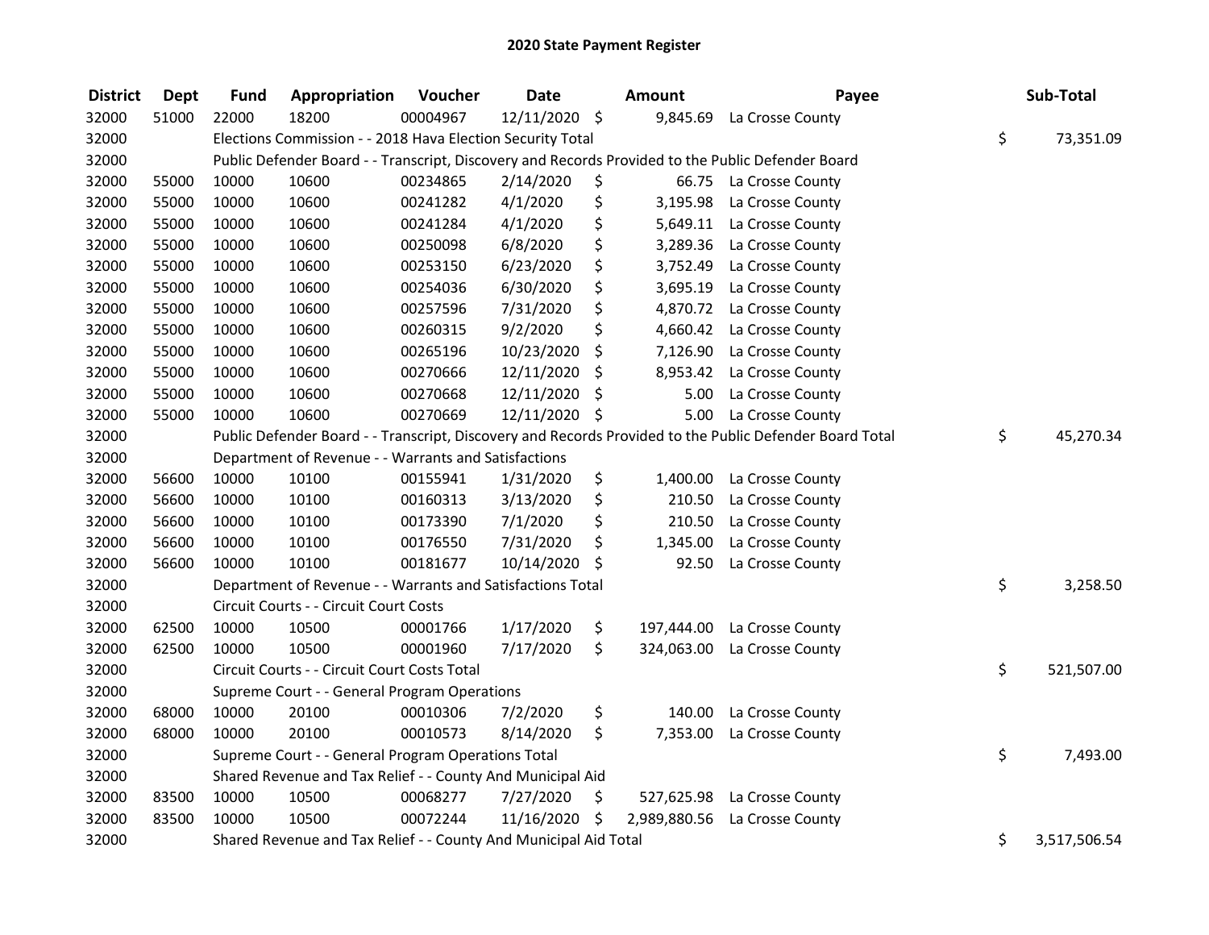# 2020 State Payment Register

| District | Dept | Fund | Appropriation | Voucher | Date | Amount | Payee | Sub-Total |
|---|---|---|---|---|---|---|---|---|
| 32000 | 51000 | 22000 | 18200 | 00004967 | 12/11/2020 | $ 9,845.69 | La Crosse County | |
| 32000 | | Elections Commission - - 2018 Hava Election Security Total | | | | | | $ 73,351.09 |
| 32000 | | Public Defender Board - - Transcript, Discovery and Records Provided to the Public Defender Board | | | | | | |
| 32000 | 55000 | 10000 | 10600 | 00234865 | 2/14/2020 | $ 66.75 | La Crosse County | |
| 32000 | 55000 | 10000 | 10600 | 00241282 | 4/1/2020 | $ 3,195.98 | La Crosse County | |
| 32000 | 55000 | 10000 | 10600 | 00241284 | 4/1/2020 | $ 5,649.11 | La Crosse County | |
| 32000 | 55000 | 10000 | 10600 | 00250098 | 6/8/2020 | $ 3,289.36 | La Crosse County | |
| 32000 | 55000 | 10000 | 10600 | 00253150 | 6/23/2020 | $ 3,752.49 | La Crosse County | |
| 32000 | 55000 | 10000 | 10600 | 00254036 | 6/30/2020 | $ 3,695.19 | La Crosse County | |
| 32000 | 55000 | 10000 | 10600 | 00257596 | 7/31/2020 | $ 4,870.72 | La Crosse County | |
| 32000 | 55000 | 10000 | 10600 | 00260315 | 9/2/2020 | $ 4,660.42 | La Crosse County | |
| 32000 | 55000 | 10000 | 10600 | 00265196 | 10/23/2020 | $ 7,126.90 | La Crosse County | |
| 32000 | 55000 | 10000 | 10600 | 00270666 | 12/11/2020 | $ 8,953.42 | La Crosse County | |
| 32000 | 55000 | 10000 | 10600 | 00270668 | 12/11/2020 | $ 5.00 | La Crosse County | |
| 32000 | 55000 | 10000 | 10600 | 00270669 | 12/11/2020 | $ 5.00 | La Crosse County | |
| 32000 | | Public Defender Board - - Transcript, Discovery and Records Provided to the Public Defender Board Total | | | | | | $ 45,270.34 |
| 32000 | | Department of Revenue - - Warrants and Satisfactions | | | | | | |
| 32000 | 56600 | 10000 | 10100 | 00155941 | 1/31/2020 | $ 1,400.00 | La Crosse County | |
| 32000 | 56600 | 10000 | 10100 | 00160313 | 3/13/2020 | $ 210.50 | La Crosse County | |
| 32000 | 56600 | 10000 | 10100 | 00173390 | 7/1/2020 | $ 210.50 | La Crosse County | |
| 32000 | 56600 | 10000 | 10100 | 00176550 | 7/31/2020 | $ 1,345.00 | La Crosse County | |
| 32000 | 56600 | 10000 | 10100 | 00181677 | 10/14/2020 | $ 92.50 | La Crosse County | |
| 32000 | | Department of Revenue - - Warrants and Satisfactions Total | | | | | | $ 3,258.50 |
| 32000 | | Circuit Courts - - Circuit Court Costs | | | | | | |
| 32000 | 62500 | 10000 | 10500 | 00001766 | 1/17/2020 | $ 197,444.00 | La Crosse County | |
| 32000 | 62500 | 10000 | 10500 | 00001960 | 7/17/2020 | $ 324,063.00 | La Crosse County | |
| 32000 | | Circuit Courts - - Circuit Court Costs Total | | | | | | $ 521,507.00 |
| 32000 | | Supreme Court - - General Program Operations | | | | | | |
| 32000 | 68000 | 10000 | 20100 | 00010306 | 7/2/2020 | $ 140.00 | La Crosse County | |
| 32000 | 68000 | 10000 | 20100 | 00010573 | 8/14/2020 | $ 7,353.00 | La Crosse County | |
| 32000 | | Supreme Court - - General Program Operations Total | | | | | | $ 7,493.00 |
| 32000 | | Shared Revenue and Tax Relief - - County And Municipal Aid | | | | | | |
| 32000 | 83500 | 10000 | 10500 | 00068277 | 7/27/2020 | $ 527,625.98 | La Crosse County | |
| 32000 | 83500 | 10000 | 10500 | 00072244 | 11/16/2020 | $ 2,989,880.56 | La Crosse County | |
| 32000 | | Shared Revenue and Tax Relief - - County And Municipal Aid Total | | | | | | $ 3,517,506.54 |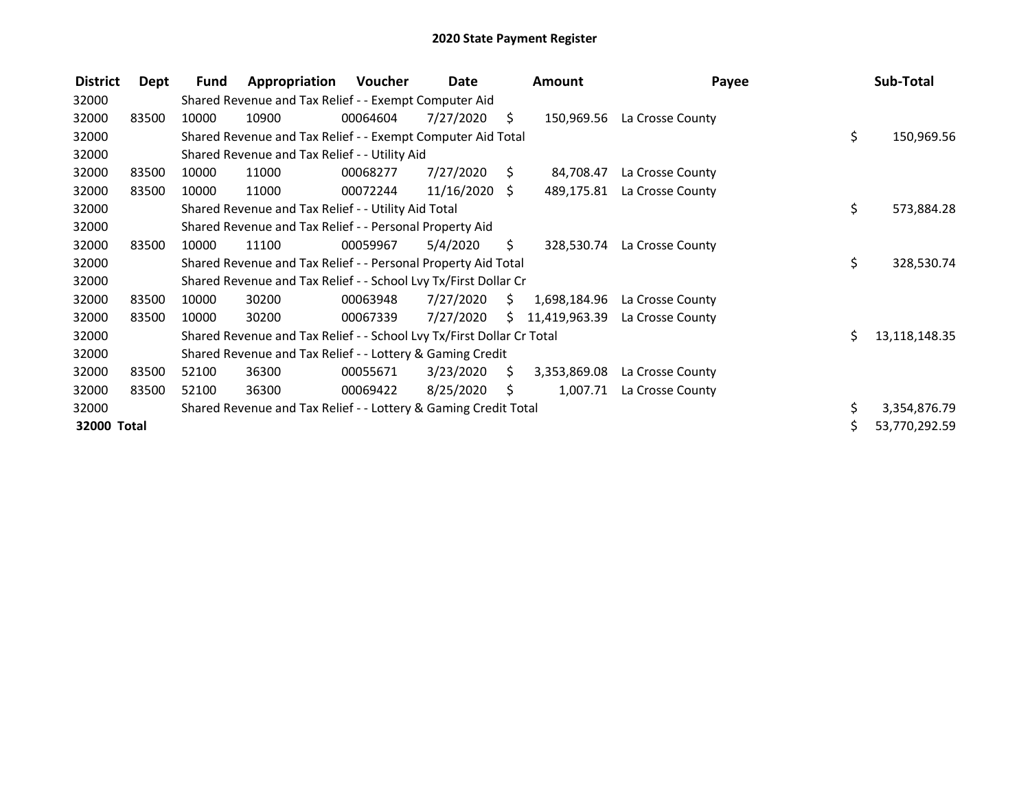# 2020 State Payment Register

| District | Dept | Fund | Appropriation | Voucher | Date | Amount | Payee | Sub-Total |
|---|---|---|---|---|---|---|---|---|
| 32000 | | Shared Revenue and Tax Relief - - Exempt Computer Aid | | | | | | |
| 32000 | 83500 | 10000 | 10900 | 00064604 | 7/27/2020 | $ 150,969.56 | La Crosse County | |
| 32000 | | Shared Revenue and Tax Relief - - Exempt Computer Aid Total | | | | | | $ 150,969.56 |
| 32000 | | Shared Revenue and Tax Relief - - Utility Aid | | | | | | |
| 32000 | 83500 | 10000 | 11000 | 00068277 | 7/27/2020 | $ 84,708.47 | La Crosse County | |
| 32000 | 83500 | 10000 | 11000 | 00072244 | 11/16/2020 | $ 489,175.81 | La Crosse County | |
| 32000 | | Shared Revenue and Tax Relief - - Utility Aid Total | | | | | | $ 573,884.28 |
| 32000 | | Shared Revenue and Tax Relief - - Personal Property Aid | | | | | | |
| 32000 | 83500 | 10000 | 11100 | 00059967 | 5/4/2020 | $ 328,530.74 | La Crosse County | |
| 32000 | | Shared Revenue and Tax Relief - - Personal Property Aid Total | | | | | | $ 328,530.74 |
| 32000 | | Shared Revenue and Tax Relief - - School Lvy Tx/First Dollar Cr | | | | | | |
| 32000 | 83500 | 10000 | 30200 | 00063948 | 7/27/2020 | $ 1,698,184.96 | La Crosse County | |
| 32000 | 83500 | 10000 | 30200 | 00067339 | 7/27/2020 | $ 11,419,963.39 | La Crosse County | |
| 32000 | | Shared Revenue and Tax Relief - - School Lvy Tx/First Dollar Cr Total | | | | | | $ 13,118,148.35 |
| 32000 | | Shared Revenue and Tax Relief - - Lottery & Gaming Credit | | | | | | |
| 32000 | 83500 | 52100 | 36300 | 00055671 | 3/23/2020 | $ 3,353,869.08 | La Crosse County | |
| 32000 | 83500 | 52100 | 36300 | 00069422 | 8/25/2020 | $ 1,007.71 | La Crosse County | |
| 32000 | | Shared Revenue and Tax Relief - - Lottery & Gaming Credit Total | | | | | | $ 3,354,876.79 |
| **32000 Total** | | | | | | | | $ 53,770,292.59 |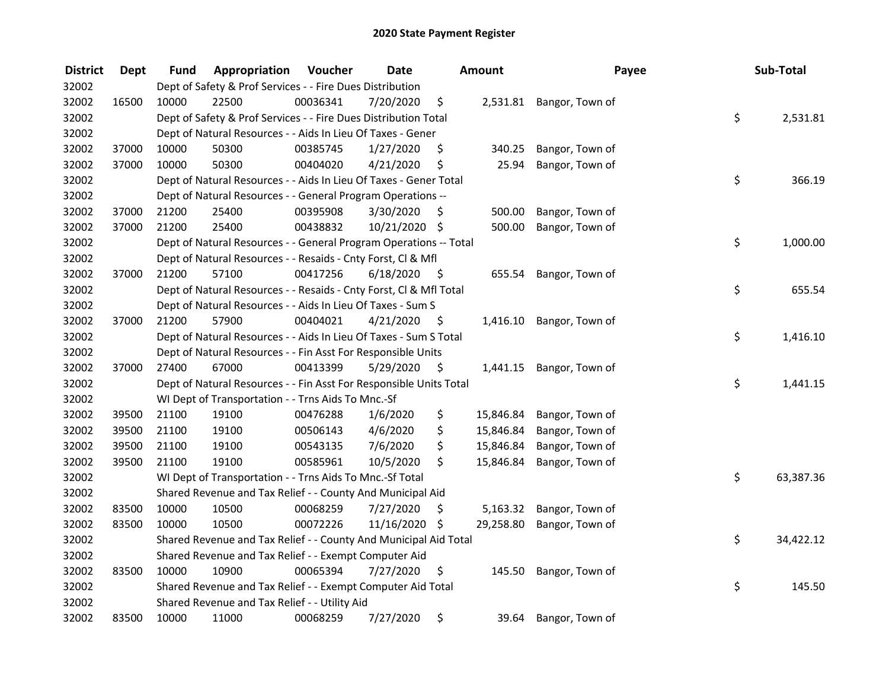# 2020 State Payment Register

| District | Dept | Fund | Appropriation | Voucher | Date | Amount | Payee | Sub-Total |
|---|---|---|---|---|---|---|---|---|
| 32002 | | Dept of Safety & Prof Services - - Fire Dues Distribution | | | | | | |
| 32002 | 16500 | 10000 | 22500 | 00036341 | 7/20/2020 | $ 2,531.81 | Bangor, Town of | |
| 32002 | | Dept of Safety & Prof Services - - Fire Dues Distribution Total | | | | | | $ 2,531.81 |
| 32002 | | Dept of Natural Resources - - Aids In Lieu Of Taxes - Gener | | | | | | |
| 32002 | 37000 | 10000 | 50300 | 00385745 | 1/27/2020 | $ 340.25 | Bangor, Town of | |
| 32002 | 37000 | 10000 | 50300 | 00404020 | 4/21/2020 | $ 25.94 | Bangor, Town of | |
| 32002 | | Dept of Natural Resources - - Aids In Lieu Of Taxes - Gener Total | | | | | | $ 366.19 |
| 32002 | | Dept of Natural Resources - - General Program Operations -- | | | | | | |
| 32002 | 37000 | 21200 | 25400 | 00395908 | 3/30/2020 | $ 500.00 | Bangor, Town of | |
| 32002 | 37000 | 21200 | 25400 | 00438832 | 10/21/2020 | $ 500.00 | Bangor, Town of | |
| 32002 | | Dept of Natural Resources - - General Program Operations -- Total | | | | | | $ 1,000.00 |
| 32002 | | Dept of Natural Resources - - Resaids - Cnty Forst, Cl & Mfl | | | | | | |
| 32002 | 37000 | 21200 | 57100 | 00417256 | 6/18/2020 | $ 655.54 | Bangor, Town of | |
| 32002 | | Dept of Natural Resources - - Resaids - Cnty Forst, Cl & Mfl Total | | | | | | $ 655.54 |
| 32002 | | Dept of Natural Resources - - Aids In Lieu Of Taxes - Sum S | | | | | | |
| 32002 | 37000 | 21200 | 57900 | 00404021 | 4/21/2020 | $ 1,416.10 | Bangor, Town of | |
| 32002 | | Dept of Natural Resources - - Aids In Lieu Of Taxes - Sum S Total | | | | | | $ 1,416.10 |
| 32002 | | Dept of Natural Resources - - Fin Asst For Responsible Units | | | | | | |
| 32002 | 37000 | 27400 | 67000 | 00413399 | 5/29/2020 | $ 1,441.15 | Bangor, Town of | |
| 32002 | | Dept of Natural Resources - - Fin Asst For Responsible Units Total | | | | | | $ 1,441.15 |
| 32002 | | WI Dept of Transportation - - Trns Aids To Mnc.-Sf | | | | | | |
| 32002 | 39500 | 21100 | 19100 | 00476288 | 1/6/2020 | $ 15,846.84 | Bangor, Town of | |
| 32002 | 39500 | 21100 | 19100 | 00506143 | 4/6/2020 | $ 15,846.84 | Bangor, Town of | |
| 32002 | 39500 | 21100 | 19100 | 00543135 | 7/6/2020 | $ 15,846.84 | Bangor, Town of | |
| 32002 | 39500 | 21100 | 19100 | 00585961 | 10/5/2020 | $ 15,846.84 | Bangor, Town of | |
| 32002 | | WI Dept of Transportation - - Trns Aids To Mnc.-Sf Total | | | | | | $ 63,387.36 |
| 32002 | | Shared Revenue and Tax Relief - - County And Municipal Aid | | | | | | |
| 32002 | 83500 | 10000 | 10500 | 00068259 | 7/27/2020 | $ 5,163.32 | Bangor, Town of | |
| 32002 | 83500 | 10000 | 10500 | 00072226 | 11/16/2020 | $ 29,258.80 | Bangor, Town of | |
| 32002 | | Shared Revenue and Tax Relief - - County And Municipal Aid Total | | | | | | $ 34,422.12 |
| 32002 | | Shared Revenue and Tax Relief - - Exempt Computer Aid | | | | | | |
| 32002 | 83500 | 10000 | 10900 | 00065394 | 7/27/2020 | $ 145.50 | Bangor, Town of | |
| 32002 | | Shared Revenue and Tax Relief - - Exempt Computer Aid Total | | | | | | $ 145.50 |
| 32002 | | Shared Revenue and Tax Relief - - Utility Aid | | | | | | |
| 32002 | 83500 | 10000 | 11000 | 00068259 | 7/27/2020 | $ 39.64 | Bangor, Town of | |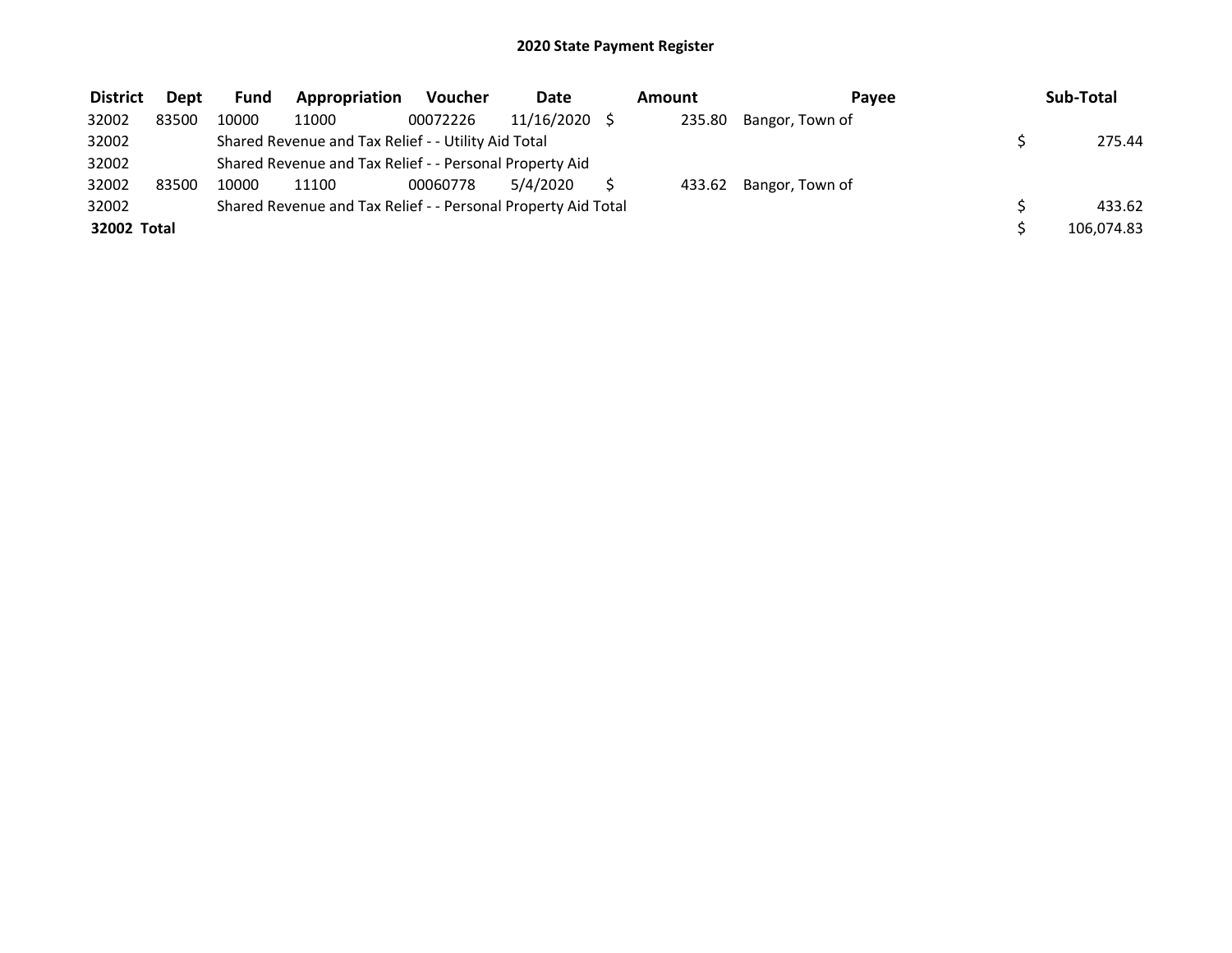# 2020 State Payment Register

| District | Dept | Fund | Appropriation | Voucher | Date | Amount | Payee | Sub-Total |
|---|---|---|---|---|---|---|---|---|
| 32002 | 83500 | 10000 | 11000 | 00072226 | 11/16/2020 | $ 235.80 | Bangor, Town of | |
| 32002 | | Shared Revenue and Tax Relief - - Utility Aid Total | | | | | | $ 275.44 |
| 32002 | | Shared Revenue and Tax Relief - - Personal Property Aid | | | | | | |
| 32002 | 83500 | 10000 | 11100 | 00060778 | 5/4/2020 | $ 433.62 | Bangor, Town of | |
| 32002 | | Shared Revenue and Tax Relief - - Personal Property Aid Total | | | | | | $ 433.62 |
| **32002 Total** | | | | | | | | $ 106,074.83 |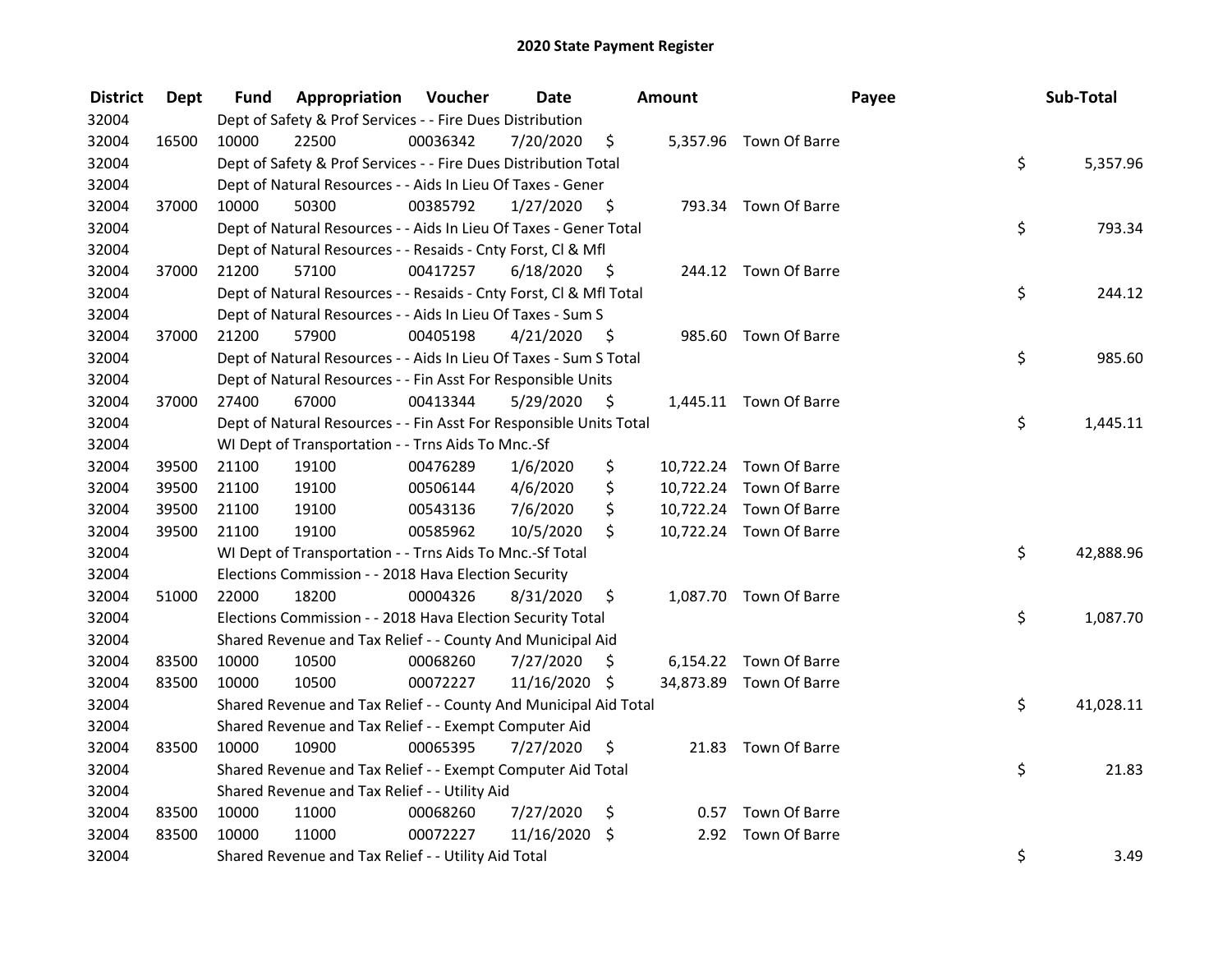# 2020 State Payment Register

| District | Dept | Fund | Appropriation | Voucher | Date | Amount | Payee | Sub-Total |
|---|---|---|---|---|---|---|---|---|
| 32004 | | Dept of Safety & Prof Services - - Fire Dues Distribution | | | | | | |
| 32004 | 16500 | 10000 | 22500 | 00036342 | 7/20/2020 | $ 5,357.96 | Town Of Barre | |
| 32004 | | Dept of Safety & Prof Services - - Fire Dues Distribution Total | | | | | | $ 5,357.96 |
| 32004 | | Dept of Natural Resources - - Aids In Lieu Of Taxes - Gener | | | | | | |
| 32004 | 37000 | 10000 | 50300 | 00385792 | 1/27/2020 | $ 793.34 | Town Of Barre | |
| 32004 | | Dept of Natural Resources - - Aids In Lieu Of Taxes - Gener Total | | | | | | $ 793.34 |
| 32004 | | Dept of Natural Resources - - Resaids - Cnty Forst, Cl & Mfl | | | | | | |
| 32004 | 37000 | 21200 | 57100 | 00417257 | 6/18/2020 | $ 244.12 | Town Of Barre | |
| 32004 | | Dept of Natural Resources - - Resaids - Cnty Forst, Cl & Mfl Total | | | | | | $ 244.12 |
| 32004 | | Dept of Natural Resources - - Aids In Lieu Of Taxes - Sum S | | | | | | |
| 32004 | 37000 | 21200 | 57900 | 00405198 | 4/21/2020 | $ 985.60 | Town Of Barre | |
| 32004 | | Dept of Natural Resources - - Aids In Lieu Of Taxes - Sum S Total | | | | | | $ 985.60 |
| 32004 | | Dept of Natural Resources - - Fin Asst For Responsible Units | | | | | | |
| 32004 | 37000 | 27400 | 67000 | 00413344 | 5/29/2020 | $ 1,445.11 | Town Of Barre | |
| 32004 | | Dept of Natural Resources - - Fin Asst For Responsible Units Total | | | | | | $ 1,445.11 |
| 32004 | | WI Dept of Transportation - - Trns Aids To Mnc.-Sf | | | | | | |
| 32004 | 39500 | 21100 | 19100 | 00476289 | 1/6/2020 | $ 10,722.24 | Town Of Barre | |
| 32004 | 39500 | 21100 | 19100 | 00506144 | 4/6/2020 | $ 10,722.24 | Town Of Barre | |
| 32004 | 39500 | 21100 | 19100 | 00543136 | 7/6/2020 | $ 10,722.24 | Town Of Barre | |
| 32004 | 39500 | 21100 | 19100 | 00585962 | 10/5/2020 | $ 10,722.24 | Town Of Barre | |
| 32004 | | WI Dept of Transportation - - Trns Aids To Mnc.-Sf Total | | | | | | $ 42,888.96 |
| 32004 | | Elections Commission - - 2018 Hava Election Security | | | | | | |
| 32004 | 51000 | 22000 | 18200 | 00004326 | 8/31/2020 | $ 1,087.70 | Town Of Barre | |
| 32004 | | Elections Commission - - 2018 Hava Election Security Total | | | | | | $ 1,087.70 |
| 32004 | | Shared Revenue and Tax Relief - - County And Municipal Aid | | | | | | |
| 32004 | 83500 | 10000 | 10500 | 00068260 | 7/27/2020 | $ 6,154.22 | Town Of Barre | |
| 32004 | 83500 | 10000 | 10500 | 00072227 | 11/16/2020 | $ 34,873.89 | Town Of Barre | |
| 32004 | | Shared Revenue and Tax Relief - - County And Municipal Aid Total | | | | | | $ 41,028.11 |
| 32004 | | Shared Revenue and Tax Relief - - Exempt Computer Aid | | | | | | |
| 32004 | 83500 | 10000 | 10900 | 00065395 | 7/27/2020 | $ 21.83 | Town Of Barre | |
| 32004 | | Shared Revenue and Tax Relief - - Exempt Computer Aid Total | | | | | | $ 21.83 |
| 32004 | | Shared Revenue and Tax Relief - - Utility Aid | | | | | | |
| 32004 | 83500 | 10000 | 11000 | 00068260 | 7/27/2020 | $ 0.57 | Town Of Barre | |
| 32004 | 83500 | 10000 | 11000 | 00072227 | 11/16/2020 | $ 2.92 | Town Of Barre | |
| 32004 | | Shared Revenue and Tax Relief - - Utility Aid Total | | | | | | $ 3.49 |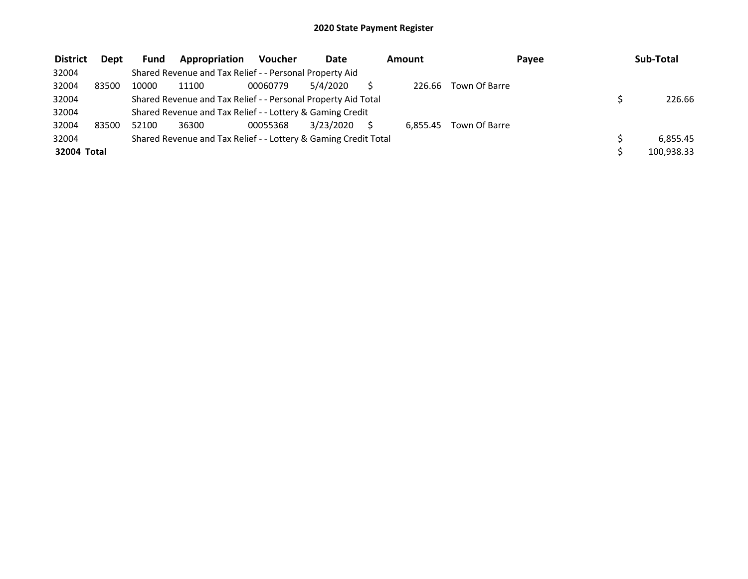## 2020 State Payment Register

| District | Dept | Fund | Appropriation | Voucher | Date | Amount | Payee | Sub-Total |
|---|---|---|---|---|---|---|---|---|
| 32004 | | Shared Revenue and Tax Relief - - Personal Property Aid | | | | | | |
| 32004 | 83500 | 10000 | 11100 | 00060779 | 5/4/2020 | $ 226.66 | Town Of Barre | |
| 32004 | | Shared Revenue and Tax Relief - - Personal Property Aid Total | | | | | | $ 226.66 |
| 32004 | | Shared Revenue and Tax Relief - - Lottery & Gaming Credit | | | | | | |
| 32004 | 83500 | 52100 | 36300 | 00055368 | 3/23/2020 | $ 6,855.45 | Town Of Barre | |
| 32004 | | Shared Revenue and Tax Relief - - Lottery & Gaming Credit Total | | | | | | $ 6,855.45 |
| **32004 Total** | | | | | | | | $ 100,938.33 |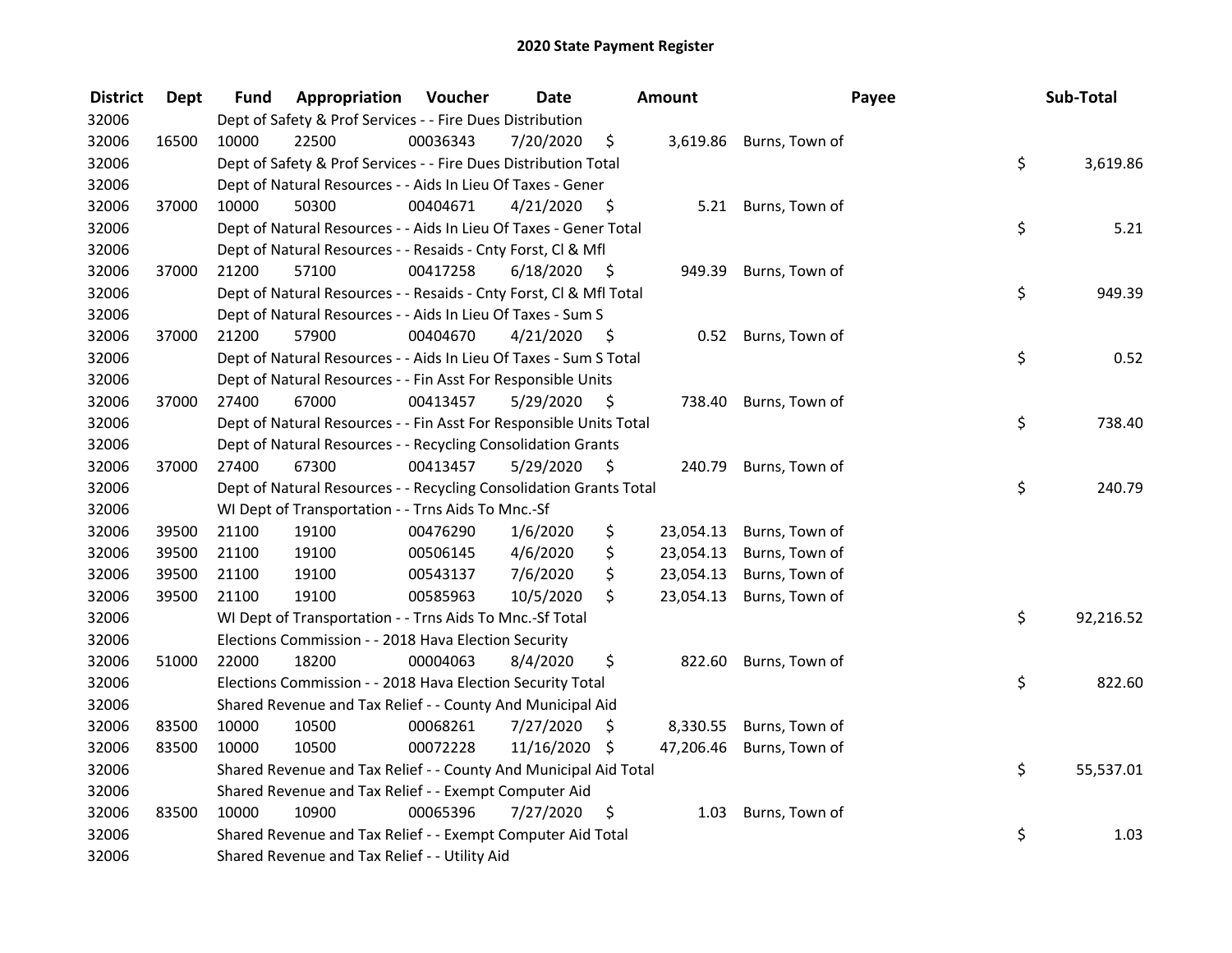# 2020 State Payment Register

| District | Dept | Fund | Appropriation | Voucher | Date | Amount | Payee | Sub-Total |
|---|---|---|---|---|---|---|---|---|
| 32006 | | Dept of Safety & Prof Services - - Fire Dues Distribution | | | | | | |
| 32006 | 16500 | 10000 | 22500 | 00036343 | 7/20/2020 | $ 3,619.86 | Burns, Town of | |
| 32006 | | Dept of Safety & Prof Services - - Fire Dues Distribution Total | | | | | | $ 3,619.86 |
| 32006 | | Dept of Natural Resources - - Aids In Lieu Of Taxes - Gener | | | | | | |
| 32006 | 37000 | 10000 | 50300 | 00404671 | 4/21/2020 | $ 5.21 | Burns, Town of | |
| 32006 | | Dept of Natural Resources - - Aids In Lieu Of Taxes - Gener Total | | | | | | $ 5.21 |
| 32006 | | Dept of Natural Resources - - Resaids - Cnty Forst, Cl & Mfl | | | | | | |
| 32006 | 37000 | 21200 | 57100 | 00417258 | 6/18/2020 | $ 949.39 | Burns, Town of | |
| 32006 | | Dept of Natural Resources - - Resaids - Cnty Forst, Cl & Mfl Total | | | | | | $ 949.39 |
| 32006 | | Dept of Natural Resources - - Aids In Lieu Of Taxes - Sum S | | | | | | |
| 32006 | 37000 | 21200 | 57900 | 00404670 | 4/21/2020 | $ 0.52 | Burns, Town of | |
| 32006 | | Dept of Natural Resources - - Aids In Lieu Of Taxes - Sum S Total | | | | | | $ 0.52 |
| 32006 | | Dept of Natural Resources - - Fin Asst For Responsible Units | | | | | | |
| 32006 | 37000 | 27400 | 67000 | 00413457 | 5/29/2020 | $ 738.40 | Burns, Town of | |
| 32006 | | Dept of Natural Resources - - Fin Asst For Responsible Units Total | | | | | | $ 738.40 |
| 32006 | | Dept of Natural Resources - - Recycling Consolidation Grants | | | | | | |
| 32006 | 37000 | 27400 | 67300 | 00413457 | 5/29/2020 | $ 240.79 | Burns, Town of | |
| 32006 | | Dept of Natural Resources - - Recycling Consolidation Grants Total | | | | | | $ 240.79 |
| 32006 | | WI Dept of Transportation - - Trns Aids To Mnc.-Sf | | | | | | |
| 32006 | 39500 | 21100 | 19100 | 00476290 | 1/6/2020 | $ 23,054.13 | Burns, Town of | |
| 32006 | 39500 | 21100 | 19100 | 00506145 | 4/6/2020 | $ 23,054.13 | Burns, Town of | |
| 32006 | 39500 | 21100 | 19100 | 00543137 | 7/6/2020 | $ 23,054.13 | Burns, Town of | |
| 32006 | 39500 | 21100 | 19100 | 00585963 | 10/5/2020 | $ 23,054.13 | Burns, Town of | |
| 32006 | | WI Dept of Transportation - - Trns Aids To Mnc.-Sf Total | | | | | | $ 92,216.52 |
| 32006 | | Elections Commission - - 2018 Hava Election Security | | | | | | |
| 32006 | 51000 | 22000 | 18200 | 00004063 | 8/4/2020 | $ 822.60 | Burns, Town of | |
| 32006 | | Elections Commission - - 2018 Hava Election Security Total | | | | | | $ 822.60 |
| 32006 | | Shared Revenue and Tax Relief - - County And Municipal Aid | | | | | | |
| 32006 | 83500 | 10000 | 10500 | 00068261 | 7/27/2020 | $ 8,330.55 | Burns, Town of | |
| 32006 | 83500 | 10000 | 10500 | 00072228 | 11/16/2020 | $ 47,206.46 | Burns, Town of | |
| 32006 | | Shared Revenue and Tax Relief - - County And Municipal Aid Total | | | | | | $ 55,537.01 |
| 32006 | | Shared Revenue and Tax Relief - - Exempt Computer Aid | | | | | | |
| 32006 | 83500 | 10000 | 10900 | 00065396 | 7/27/2020 | $ 1.03 | Burns, Town of | |
| 32006 | | Shared Revenue and Tax Relief - - Exempt Computer Aid Total | | | | | | $ 1.03 |
| 32006 | | Shared Revenue and Tax Relief - - Utility Aid | | | | | | |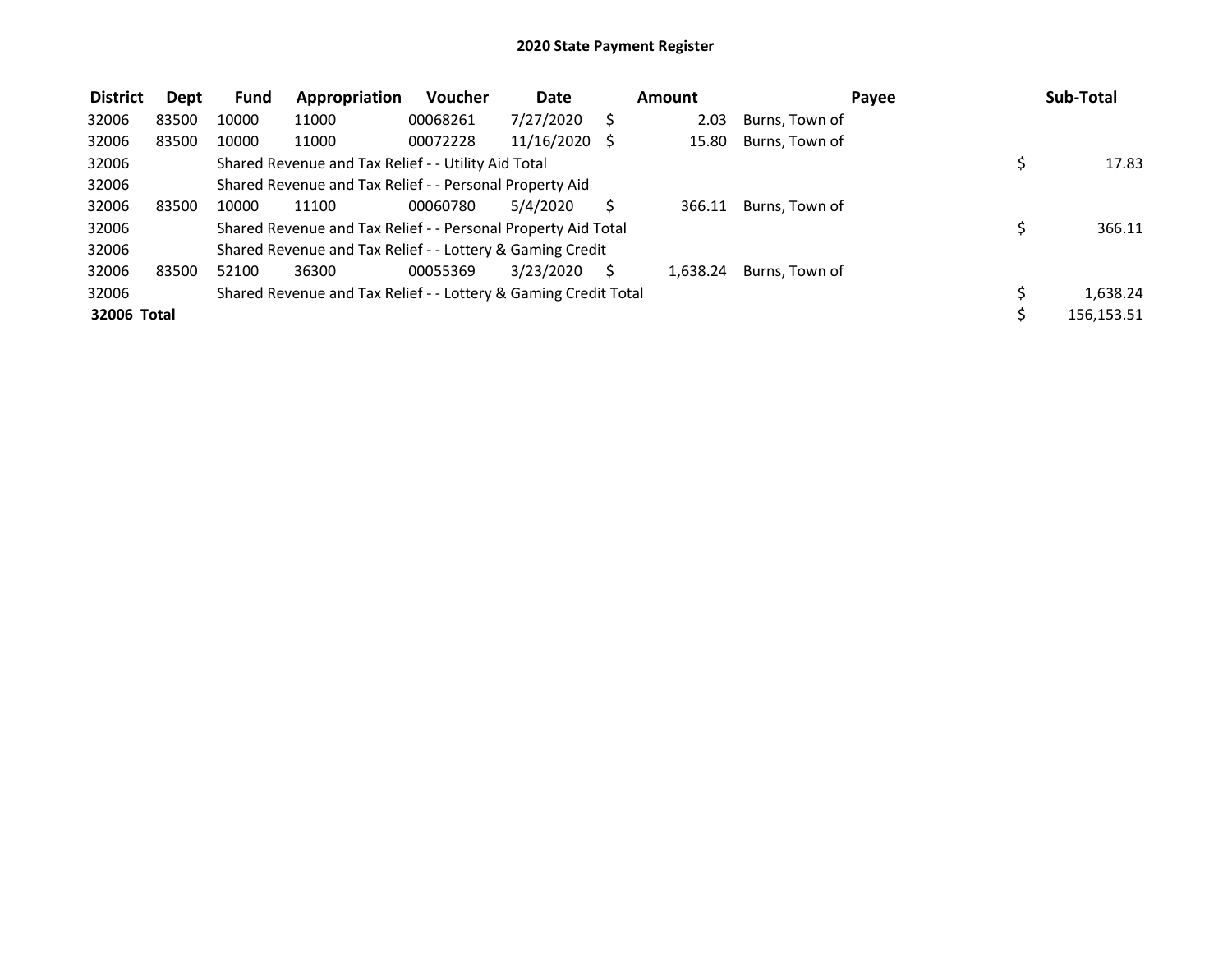# 2020 State Payment Register

| District | Dept | Fund | Appropriation | Voucher | Date | Amount | Payee | Sub-Total |
|---|---|---|---|---|---|---|---|---|
| 32006 | 83500 | 10000 | 11000 | 00068261 | 7/27/2020 | $ 2.03 | Burns, Town of | |
| 32006 | 83500 | 10000 | 11000 | 00072228 | 11/16/2020 | $ 15.80 | Burns, Town of | |
| 32006 | | Shared Revenue and Tax Relief - - Utility Aid Total | | | | | | $ 17.83 |
| 32006 | | Shared Revenue and Tax Relief - - Personal Property Aid | | | | | | |
| 32006 | 83500 | 10000 | 11100 | 00060780 | 5/4/2020 | $ 366.11 | Burns, Town of | |
| 32006 | | Shared Revenue and Tax Relief - - Personal Property Aid Total | | | | | | $ 366.11 |
| 32006 | | Shared Revenue and Tax Relief - - Lottery & Gaming Credit | | | | | | |
| 32006 | 83500 | 52100 | 36300 | 00055369 | 3/23/2020 | $ 1,638.24 | Burns, Town of | |
| 32006 | | Shared Revenue and Tax Relief - - Lottery & Gaming Credit Total | | | | | | $ 1,638.24 |
| **32006 Total** | | | | | | | | $ 156,153.51 |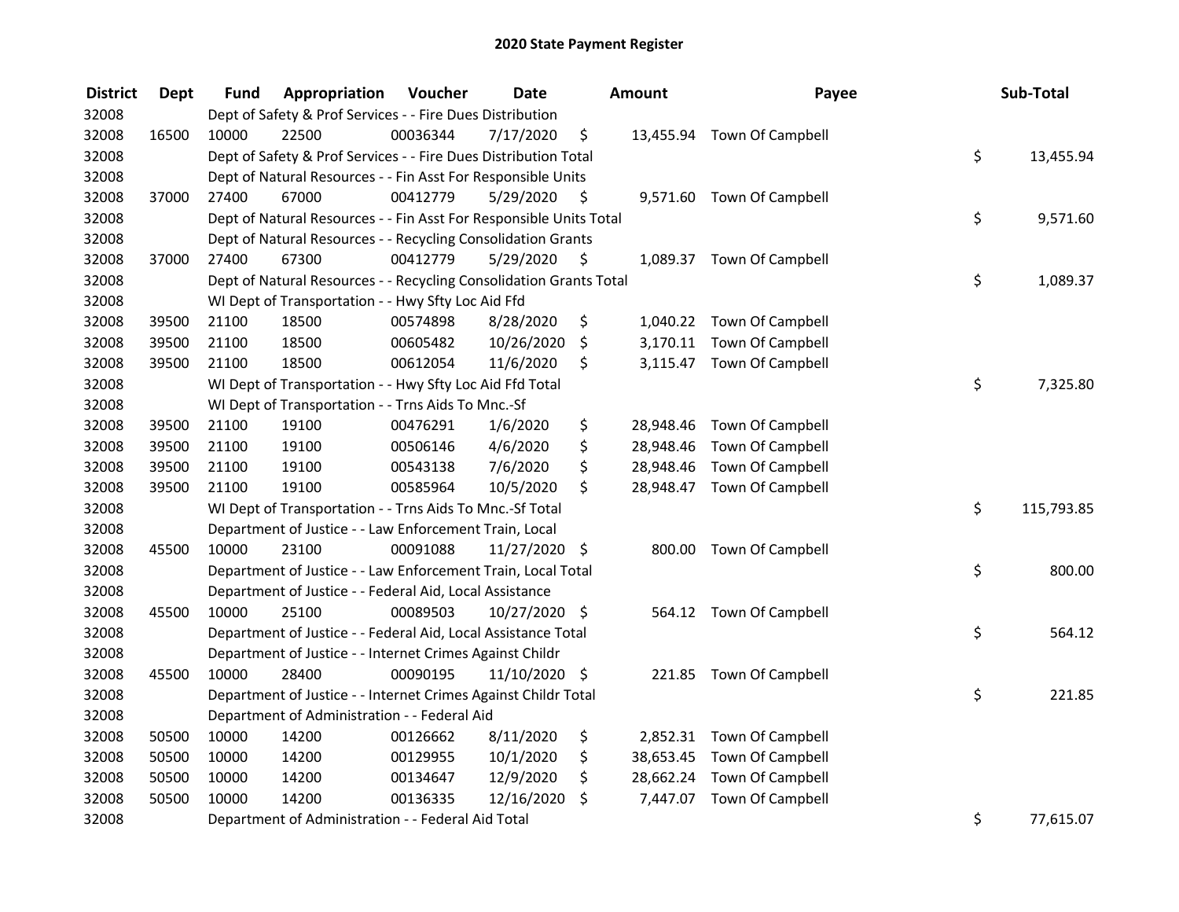# 2020 State Payment Register

| District | Dept | Fund | Appropriation | Voucher | Date | Amount | Payee | Sub-Total |
|---|---|---|---|---|---|---|---|---|
| 32008 | | Dept of Safety & Prof Services - - Fire Dues Distribution | | | | | | |
| 32008 | 16500 | 10000 | 22500 | 00036344 | 7/17/2020 | $ 13,455.94 | Town Of Campbell | |
| 32008 | | Dept of Safety & Prof Services - - Fire Dues Distribution Total | | | | | | $ 13,455.94 |
| 32008 | | Dept of Natural Resources - - Fin Asst For Responsible Units | | | | | | |
| 32008 | 37000 | 27400 | 67000 | 00412779 | 5/29/2020 | $ 9,571.60 | Town Of Campbell | |
| 32008 | | Dept of Natural Resources - - Fin Asst For Responsible Units Total | | | | | | $ 9,571.60 |
| 32008 | | Dept of Natural Resources - - Recycling Consolidation Grants | | | | | | |
| 32008 | 37000 | 27400 | 67300 | 00412779 | 5/29/2020 | $ 1,089.37 | Town Of Campbell | |
| 32008 | | Dept of Natural Resources - - Recycling Consolidation Grants Total | | | | | | $ 1,089.37 |
| 32008 | | WI Dept of Transportation - - Hwy Sfty Loc Aid Ffd | | | | | | |
| 32008 | 39500 | 21100 | 18500 | 00574898 | 8/28/2020 | $ 1,040.22 | Town Of Campbell | |
| 32008 | 39500 | 21100 | 18500 | 00605482 | 10/26/2020 | $ 3,170.11 | Town Of Campbell | |
| 32008 | 39500 | 21100 | 18500 | 00612054 | 11/6/2020 | $ 3,115.47 | Town Of Campbell | |
| 32008 | | WI Dept of Transportation - - Hwy Sfty Loc Aid Ffd Total | | | | | | $ 7,325.80 |
| 32008 | | WI Dept of Transportation - - Trns Aids To Mnc.-Sf | | | | | | |
| 32008 | 39500 | 21100 | 19100 | 00476291 | 1/6/2020 | $ 28,948.46 | Town Of Campbell | |
| 32008 | 39500 | 21100 | 19100 | 00506146 | 4/6/2020 | $ 28,948.46 | Town Of Campbell | |
| 32008 | 39500 | 21100 | 19100 | 00543138 | 7/6/2020 | $ 28,948.46 | Town Of Campbell | |
| 32008 | 39500 | 21100 | 19100 | 00585964 | 10/5/2020 | $ 28,948.47 | Town Of Campbell | |
| 32008 | | WI Dept of Transportation - - Trns Aids To Mnc.-Sf Total | | | | | | $ 115,793.85 |
| 32008 | | Department of Justice - - Law Enforcement Train, Local | | | | | | |
| 32008 | 45500 | 10000 | 23100 | 00091088 | 11/27/2020 | $ 800.00 | Town Of Campbell | |
| 32008 | | Department of Justice - - Law Enforcement Train, Local Total | | | | | | $ 800.00 |
| 32008 | | Department of Justice - - Federal Aid, Local Assistance | | | | | | |
| 32008 | 45500 | 10000 | 25100 | 00089503 | 10/27/2020 | $ 564.12 | Town Of Campbell | |
| 32008 | | Department of Justice - - Federal Aid, Local Assistance Total | | | | | | $ 564.12 |
| 32008 | | Department of Justice - - Internet Crimes Against Childr | | | | | | |
| 32008 | 45500 | 10000 | 28400 | 00090195 | 11/10/2020 | $ 221.85 | Town Of Campbell | |
| 32008 | | Department of Justice - - Internet Crimes Against Childr Total | | | | | | $ 221.85 |
| 32008 | | Department of Administration - - Federal Aid | | | | | | |
| 32008 | 50500 | 10000 | 14200 | 00126662 | 8/11/2020 | $ 2,852.31 | Town Of Campbell | |
| 32008 | 50500 | 10000 | 14200 | 00129955 | 10/1/2020 | $ 38,653.45 | Town Of Campbell | |
| 32008 | 50500 | 10000 | 14200 | 00134647 | 12/9/2020 | $ 28,662.24 | Town Of Campbell | |
| 32008 | 50500 | 10000 | 14200 | 00136335 | 12/16/2020 | $ 7,447.07 | Town Of Campbell | |
| 32008 | | Department of Administration - - Federal Aid Total | | | | | | $ 77,615.07 |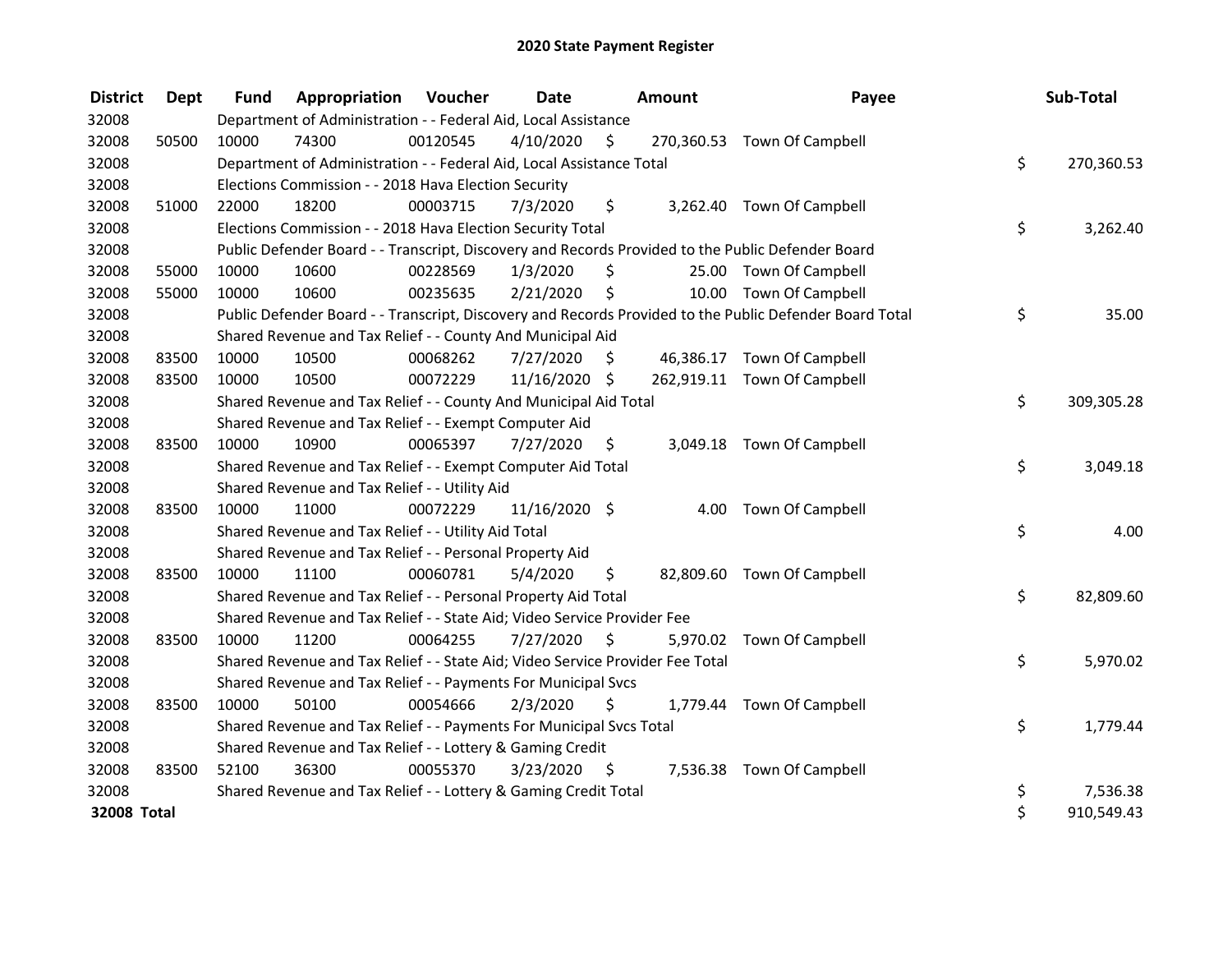# 2020 State Payment Register

| District | Dept | Fund | Appropriation | Voucher | Date | Amount | Payee | Sub-Total |
|---|---|---|---|---|---|---|---|---|
| 32008 | | Department of Administration - - Federal Aid, Local Assistance | | | | | | |
| 32008 | 50500 | 10000 | 74300 | 00120545 | 4/10/2020 | $ 270,360.53 | Town Of Campbell | |
| 32008 | | Department of Administration - - Federal Aid, Local Assistance Total | | | | | | $ 270,360.53 |
| 32008 | | Elections Commission - - 2018 Hava Election Security | | | | | | |
| 32008 | 51000 | 22000 | 18200 | 00003715 | 7/3/2020 | $ 3,262.40 | Town Of Campbell | |
| 32008 | | Elections Commission - - 2018 Hava Election Security Total | | | | | | $ 3,262.40 |
| 32008 | | Public Defender Board - - Transcript, Discovery and Records Provided to the Public Defender Board | | | | | | |
| 32008 | 55000 | 10000 | 10600 | 00228569 | 1/3/2020 | $ 25.00 | Town Of Campbell | |
| 32008 | 55000 | 10000 | 10600 | 00235635 | 2/21/2020 | $ 10.00 | Town Of Campbell | |
| 32008 | | Public Defender Board - - Transcript, Discovery and Records Provided to the Public Defender Board Total | | | | | | $ 35.00 |
| 32008 | | Shared Revenue and Tax Relief - - County And Municipal Aid | | | | | | |
| 32008 | 83500 | 10000 | 10500 | 00068262 | 7/27/2020 | $ 46,386.17 | Town Of Campbell | |
| 32008 | 83500 | 10000 | 10500 | 00072229 | 11/16/2020 | $ 262,919.11 | Town Of Campbell | |
| 32008 | | Shared Revenue and Tax Relief - - County And Municipal Aid Total | | | | | | $ 309,305.28 |
| 32008 | | Shared Revenue and Tax Relief - - Exempt Computer Aid | | | | | | |
| 32008 | 83500 | 10000 | 10900 | 00065397 | 7/27/2020 | $ 3,049.18 | Town Of Campbell | |
| 32008 | | Shared Revenue and Tax Relief - - Exempt Computer Aid Total | | | | | | $ 3,049.18 |
| 32008 | | Shared Revenue and Tax Relief - - Utility Aid | | | | | | |
| 32008 | 83500 | 10000 | 11000 | 00072229 | 11/16/2020 | $ 4.00 | Town Of Campbell | |
| 32008 | | Shared Revenue and Tax Relief - - Utility Aid Total | | | | | | $ 4.00 |
| 32008 | | Shared Revenue and Tax Relief - - Personal Property Aid | | | | | | |
| 32008 | 83500 | 10000 | 11100 | 00060781 | 5/4/2020 | $ 82,809.60 | Town Of Campbell | |
| 32008 | | Shared Revenue and Tax Relief - - Personal Property Aid Total | | | | | | $ 82,809.60 |
| 32008 | | Shared Revenue and Tax Relief - - State Aid; Video Service Provider Fee | | | | | | |
| 32008 | 83500 | 10000 | 11200 | 00064255 | 7/27/2020 | $ 5,970.02 | Town Of Campbell | |
| 32008 | | Shared Revenue and Tax Relief - - State Aid; Video Service Provider Fee Total | | | | | | $ 5,970.02 |
| 32008 | | Shared Revenue and Tax Relief - - Payments For Municipal Svcs | | | | | | |
| 32008 | 83500 | 10000 | 50100 | 00054666 | 2/3/2020 | $ 1,779.44 | Town Of Campbell | |
| 32008 | | Shared Revenue and Tax Relief - - Payments For Municipal Svcs Total | | | | | | $ 1,779.44 |
| 32008 | | Shared Revenue and Tax Relief - - Lottery & Gaming Credit | | | | | | |
| 32008 | 83500 | 52100 | 36300 | 00055370 | 3/23/2020 | $ 7,536.38 | Town Of Campbell | |
| 32008 | | Shared Revenue and Tax Relief - - Lottery & Gaming Credit Total | | | | | | $ 7,536.38 |
| **32008 Total** | | | | | | | | $ 910,549.43 |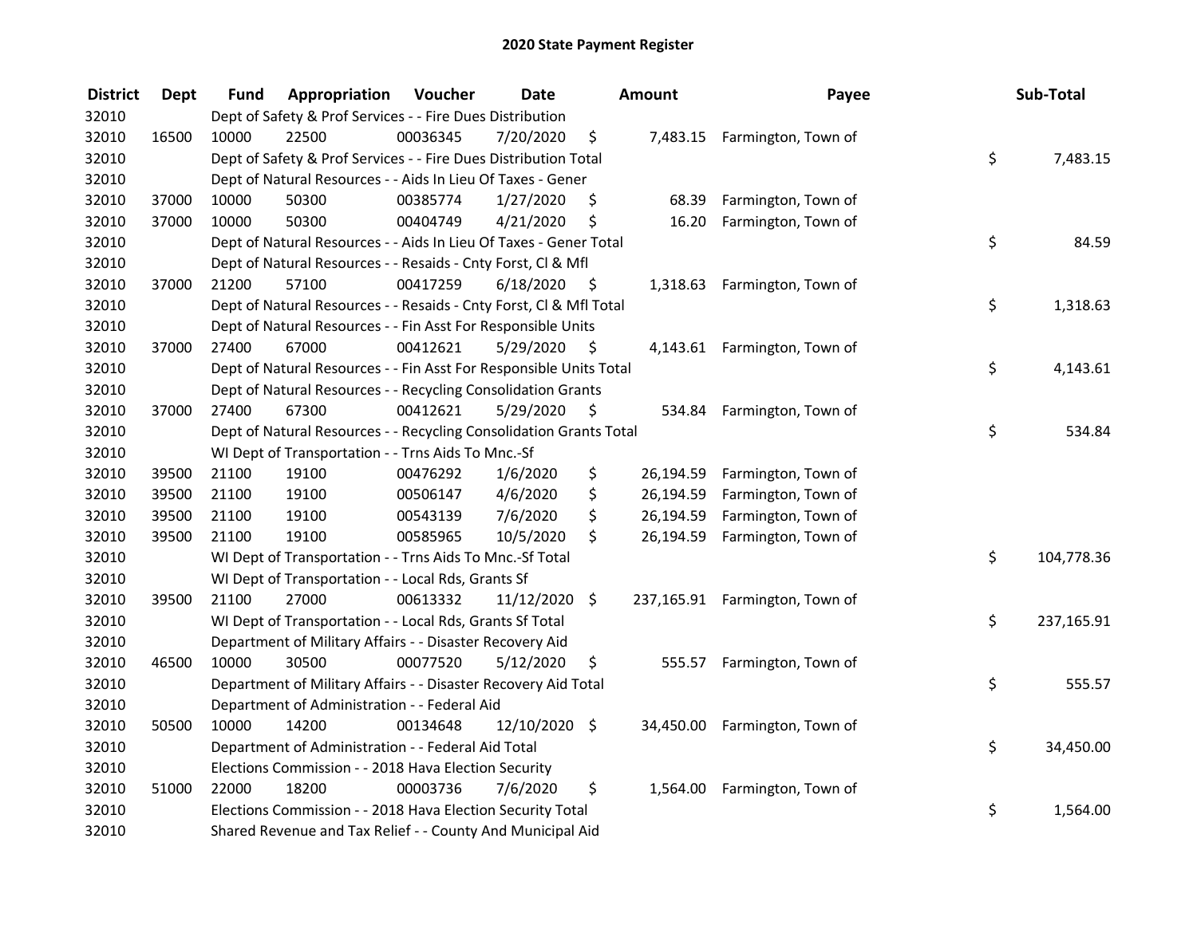# 2020 State Payment Register

| District | Dept | Fund | Appropriation | Voucher | Date | Amount | Payee | Sub-Total |
|---|---|---|---|---|---|---|---|---|
| 32010 | | Dept of Safety & Prof Services - - Fire Dues Distribution | | | | | | |
| 32010 | 16500 | 10000 | 22500 | 00036345 | 7/20/2020 | $ 7,483.15 | Farmington, Town of | |
| 32010 | | Dept of Safety & Prof Services - - Fire Dues Distribution Total | | | | | | $ 7,483.15 |
| 32010 | | Dept of Natural Resources - - Aids In Lieu Of Taxes - Gener | | | | | | |
| 32010 | 37000 | 10000 | 50300 | 00385774 | 1/27/2020 | $ 68.39 | Farmington, Town of | |
| 32010 | 37000 | 10000 | 50300 | 00404749 | 4/21/2020 | $ 16.20 | Farmington, Town of | |
| 32010 | | Dept of Natural Resources - - Aids In Lieu Of Taxes - Gener Total | | | | | | $ 84.59 |
| 32010 | | Dept of Natural Resources - - Resaids - Cnty Forst, Cl & Mfl | | | | | | |
| 32010 | 37000 | 21200 | 57100 | 00417259 | 6/18/2020 | $ 1,318.63 | Farmington, Town of | |
| 32010 | | Dept of Natural Resources - - Resaids - Cnty Forst, Cl & Mfl Total | | | | | | $ 1,318.63 |
| 32010 | | Dept of Natural Resources - - Fin Asst For Responsible Units | | | | | | |
| 32010 | 37000 | 27400 | 67000 | 00412621 | 5/29/2020 | $ 4,143.61 | Farmington, Town of | |
| 32010 | | Dept of Natural Resources - - Fin Asst For Responsible Units Total | | | | | | $ 4,143.61 |
| 32010 | | Dept of Natural Resources - - Recycling Consolidation Grants | | | | | | |
| 32010 | 37000 | 27400 | 67300 | 00412621 | 5/29/2020 | $ 534.84 | Farmington, Town of | |
| 32010 | | Dept of Natural Resources - - Recycling Consolidation Grants Total | | | | | | $ 534.84 |
| 32010 | | WI Dept of Transportation - - Trns Aids To Mnc.-Sf | | | | | | |
| 32010 | 39500 | 21100 | 19100 | 00476292 | 1/6/2020 | $ 26,194.59 | Farmington, Town of | |
| 32010 | 39500 | 21100 | 19100 | 00506147 | 4/6/2020 | $ 26,194.59 | Farmington, Town of | |
| 32010 | 39500 | 21100 | 19100 | 00543139 | 7/6/2020 | $ 26,194.59 | Farmington, Town of | |
| 32010 | 39500 | 21100 | 19100 | 00585965 | 10/5/2020 | $ 26,194.59 | Farmington, Town of | |
| 32010 | | WI Dept of Transportation - - Trns Aids To Mnc.-Sf Total | | | | | | $ 104,778.36 |
| 32010 | | WI Dept of Transportation - - Local Rds, Grants Sf | | | | | | |
| 32010 | 39500 | 21100 | 27000 | 00613332 | 11/12/2020 | $ 237,165.91 | Farmington, Town of | |
| 32010 | | WI Dept of Transportation - - Local Rds, Grants Sf Total | | | | | | $ 237,165.91 |
| 32010 | | Department of Military Affairs - - Disaster Recovery Aid | | | | | | |
| 32010 | 46500 | 10000 | 30500 | 00077520 | 5/12/2020 | $ 555.57 | Farmington, Town of | |
| 32010 | | Department of Military Affairs - - Disaster Recovery Aid Total | | | | | | $ 555.57 |
| 32010 | | Department of Administration - - Federal Aid | | | | | | |
| 32010 | 50500 | 10000 | 14200 | 00134648 | 12/10/2020 | $ 34,450.00 | Farmington, Town of | |
| 32010 | | Department of Administration - - Federal Aid Total | | | | | | $ 34,450.00 |
| 32010 | | Elections Commission - - 2018 Hava Election Security | | | | | | |
| 32010 | 51000 | 22000 | 18200 | 00003736 | 7/6/2020 | $ 1,564.00 | Farmington, Town of | |
| 32010 | | Elections Commission - - 2018 Hava Election Security Total | | | | | | $ 1,564.00 |
| 32010 | | Shared Revenue and Tax Relief - - County And Municipal Aid | | | | | | |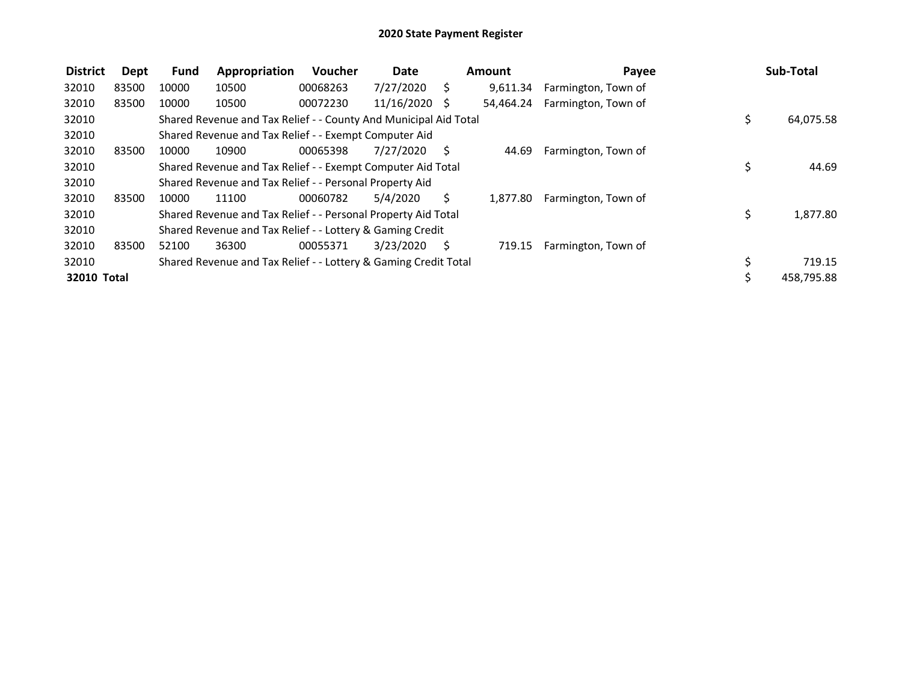# 2020 State Payment Register

| District | Dept | Fund | Appropriation | Voucher | Date | Amount | Payee | Sub-Total |
|---|---|---|---|---|---|---|---|---|
| 32010 | 83500 | 10000 | 10500 | 00068263 | 7/27/2020 | $ 9,611.34 | Farmington, Town of | |
| 32010 | 83500 | 10000 | 10500 | 00072230 | 11/16/2020 | $ 54,464.24 | Farmington, Town of | |
| 32010 | | Shared Revenue and Tax Relief - - County And Municipal Aid Total | | | | | | $ 64,075.58 |
| 32010 | | Shared Revenue and Tax Relief - - Exempt Computer Aid | | | | | | |
| 32010 | 83500 | 10000 | 10900 | 00065398 | 7/27/2020 | $ 44.69 | Farmington, Town of | |
| 32010 | | Shared Revenue and Tax Relief - - Exempt Computer Aid Total | | | | | | $ 44.69 |
| 32010 | | Shared Revenue and Tax Relief - - Personal Property Aid | | | | | | |
| 32010 | 83500 | 10000 | 11100 | 00060782 | 5/4/2020 | $ 1,877.80 | Farmington, Town of | |
| 32010 | | Shared Revenue and Tax Relief - - Personal Property Aid Total | | | | | | $ 1,877.80 |
| 32010 | | Shared Revenue and Tax Relief - - Lottery & Gaming Credit | | | | | | |
| 32010 | 83500 | 52100 | 36300 | 00055371 | 3/23/2020 | $ 719.15 | Farmington, Town of | |
| 32010 | | Shared Revenue and Tax Relief - - Lottery & Gaming Credit Total | | | | | | $ 719.15 |
| **32010 Total** | | | | | | | | $ 458,795.88 |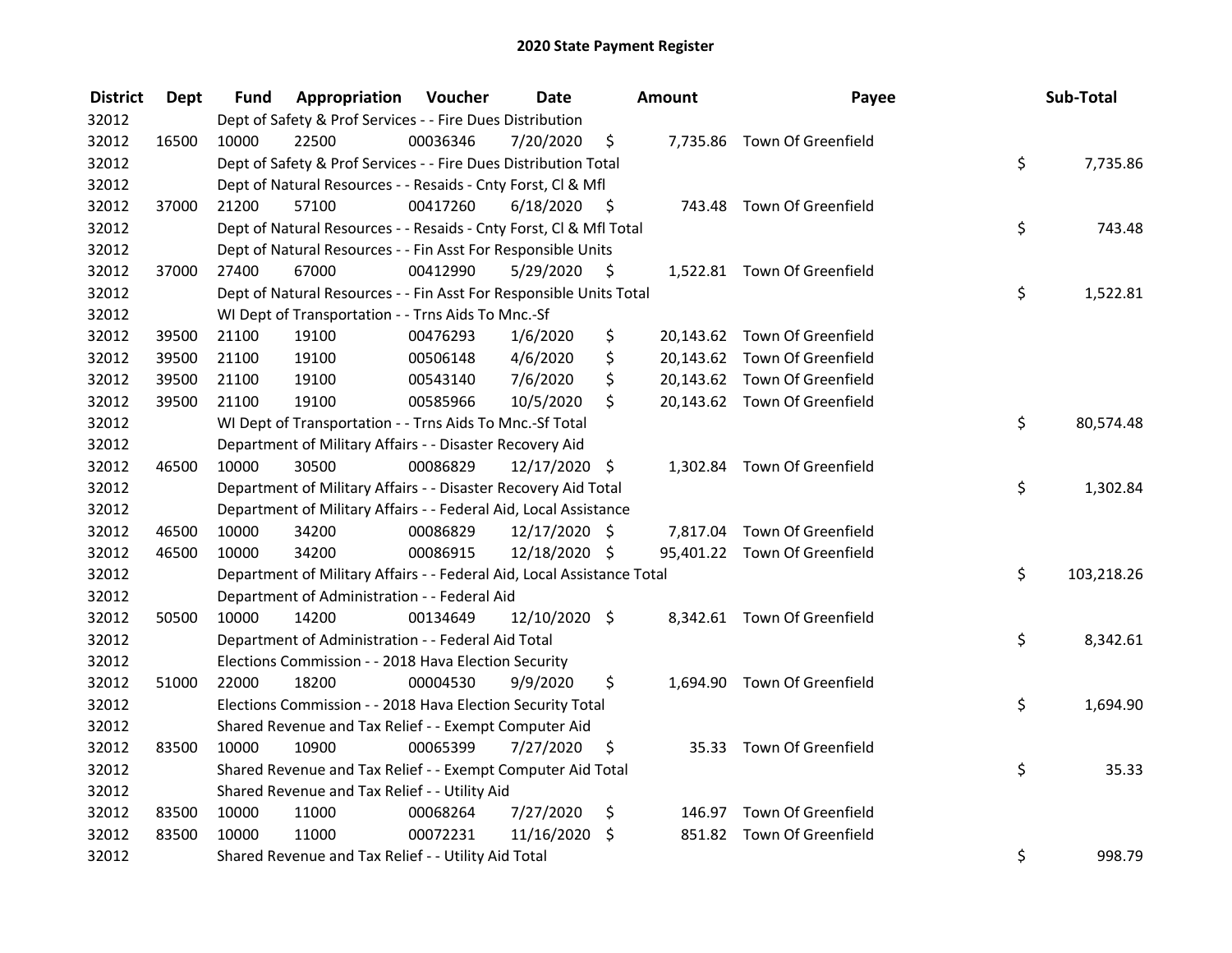# 2020 State Payment Register

| District | Dept | Fund | Appropriation | Voucher | Date | Amount | Payee | Sub-Total |
|---|---|---|---|---|---|---|---|---|
| 32012 | | Dept of Safety & Prof Services - - Fire Dues Distribution | | | | | | |
| 32012 | 16500 | 10000 | 22500 | 00036346 | 7/20/2020 | $ 7,735.86 | Town Of Greenfield | |
| 32012 | | Dept of Safety & Prof Services - - Fire Dues Distribution Total | | | | | | $ 7,735.86 |
| 32012 | | Dept of Natural Resources - - Resaids - Cnty Forst, Cl & Mfl | | | | | | |
| 32012 | 37000 | 21200 | 57100 | 00417260 | 6/18/2020 | $ 743.48 | Town Of Greenfield | |
| 32012 | | Dept of Natural Resources - - Resaids - Cnty Forst, Cl & Mfl Total | | | | | | $ 743.48 |
| 32012 | | Dept of Natural Resources - - Fin Asst For Responsible Units | | | | | | |
| 32012 | 37000 | 27400 | 67000 | 00412990 | 5/29/2020 | $ 1,522.81 | Town Of Greenfield | |
| 32012 | | Dept of Natural Resources - - Fin Asst For Responsible Units Total | | | | | | $ 1,522.81 |
| 32012 | | WI Dept of Transportation - - Trns Aids To Mnc.-Sf | | | | | | |
| 32012 | 39500 | 21100 | 19100 | 00476293 | 1/6/2020 | $ 20,143.62 | Town Of Greenfield | |
| 32012 | 39500 | 21100 | 19100 | 00506148 | 4/6/2020 | $ 20,143.62 | Town Of Greenfield | |
| 32012 | 39500 | 21100 | 19100 | 00543140 | 7/6/2020 | $ 20,143.62 | Town Of Greenfield | |
| 32012 | 39500 | 21100 | 19100 | 00585966 | 10/5/2020 | $ 20,143.62 | Town Of Greenfield | |
| 32012 | | WI Dept of Transportation - - Trns Aids To Mnc.-Sf Total | | | | | | $ 80,574.48 |
| 32012 | | Department of Military Affairs - - Disaster Recovery Aid | | | | | | |
| 32012 | 46500 | 10000 | 30500 | 00086829 | 12/17/2020 | $ 1,302.84 | Town Of Greenfield | |
| 32012 | | Department of Military Affairs - - Disaster Recovery Aid Total | | | | | | $ 1,302.84 |
| 32012 | | Department of Military Affairs - - Federal Aid, Local Assistance | | | | | | |
| 32012 | 46500 | 10000 | 34200 | 00086829 | 12/17/2020 | $ 7,817.04 | Town Of Greenfield | |
| 32012 | 46500 | 10000 | 34200 | 00086915 | 12/18/2020 | $ 95,401.22 | Town Of Greenfield | |
| 32012 | | Department of Military Affairs - - Federal Aid, Local Assistance Total | | | | | | $ 103,218.26 |
| 32012 | | Department of Administration - - Federal Aid | | | | | | |
| 32012 | 50500 | 10000 | 14200 | 00134649 | 12/10/2020 | $ 8,342.61 | Town Of Greenfield | |
| 32012 | | Department of Administration - - Federal Aid Total | | | | | | $ 8,342.61 |
| 32012 | | Elections Commission - - 2018 Hava Election Security | | | | | | |
| 32012 | 51000 | 22000 | 18200 | 00004530 | 9/9/2020 | $ 1,694.90 | Town Of Greenfield | |
| 32012 | | Elections Commission - - 2018 Hava Election Security Total | | | | | | $ 1,694.90 |
| 32012 | | Shared Revenue and Tax Relief - - Exempt Computer Aid | | | | | | |
| 32012 | 83500 | 10000 | 10900 | 00065399 | 7/27/2020 | $ 35.33 | Town Of Greenfield | |
| 32012 | | Shared Revenue and Tax Relief - - Exempt Computer Aid Total | | | | | | $ 35.33 |
| 32012 | | Shared Revenue and Tax Relief - - Utility Aid | | | | | | |
| 32012 | 83500 | 10000 | 11000 | 00068264 | 7/27/2020 | $ 146.97 | Town Of Greenfield | |
| 32012 | 83500 | 10000 | 11000 | 00072231 | 11/16/2020 | $ 851.82 | Town Of Greenfield | |
| 32012 | | Shared Revenue and Tax Relief - - Utility Aid Total | | | | | | $ 998.79 |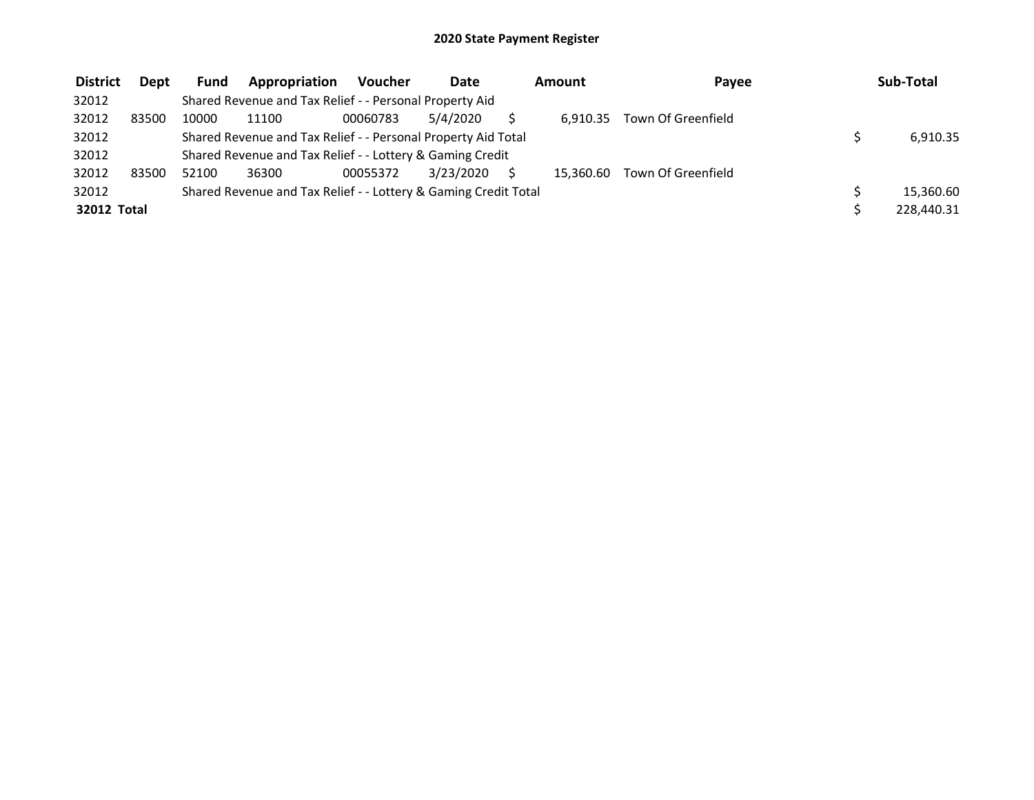# 2020 State Payment Register

| District | Dept | Fund | Appropriation | Voucher | Date | Amount | Payee | Sub-Total |
|---|---|---|---|---|---|---|---|---|
| 32012 | | Shared Revenue and Tax Relief - - Personal Property Aid | | | | | | |
| 32012 | 83500 | 10000 | 11100 | 00060783 | 5/4/2020 | $ 6,910.35 | Town Of Greenfield | |
| 32012 | | Shared Revenue and Tax Relief - - Personal Property Aid Total | | | | | | $ 6,910.35 |
| 32012 | | Shared Revenue and Tax Relief - - Lottery & Gaming Credit | | | | | | |
| 32012 | 83500 | 52100 | 36300 | 00055372 | 3/23/2020 | $ 15,360.60 | Town Of Greenfield | |
| 32012 | | Shared Revenue and Tax Relief - - Lottery & Gaming Credit Total | | | | | | $ 15,360.60 |
| **32012 Total** | | | | | | | | $ 228,440.31 |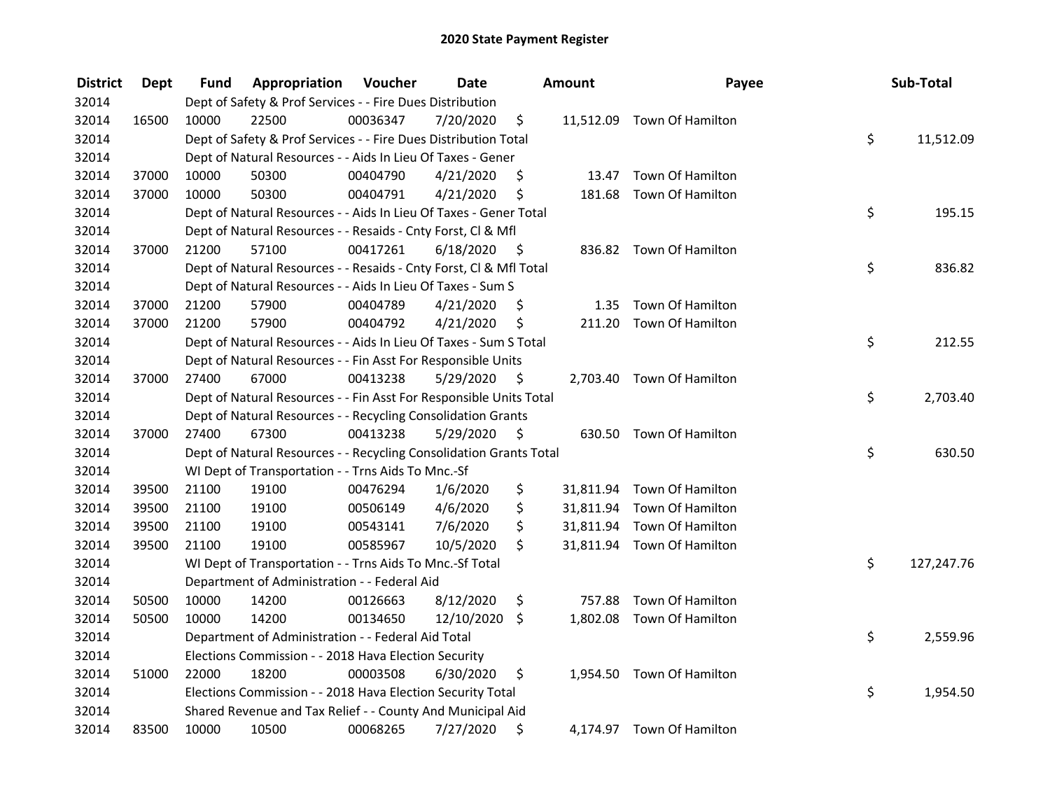# 2020 State Payment Register

| District | Dept | Fund | Appropriation | Voucher | Date | Amount | Payee | Sub-Total |
|---|---|---|---|---|---|---|---|---|
| 32014 | | Dept of Safety & Prof Services - - Fire Dues Distribution | | | | | | |
| 32014 | 16500 | 10000 | 22500 | 00036347 | 7/20/2020 | $ 11,512.09 | Town Of Hamilton | |
| 32014 | | Dept of Safety & Prof Services - - Fire Dues Distribution Total | | | | | | $ 11,512.09 |
| 32014 | | Dept of Natural Resources - - Aids In Lieu Of Taxes - Gener | | | | | | |
| 32014 | 37000 | 10000 | 50300 | 00404790 | 4/21/2020 | $ 13.47 | Town Of Hamilton | |
| 32014 | 37000 | 10000 | 50300 | 00404791 | 4/21/2020 | $ 181.68 | Town Of Hamilton | |
| 32014 | | Dept of Natural Resources - - Aids In Lieu Of Taxes - Gener Total | | | | | | $ 195.15 |
| 32014 | | Dept of Natural Resources - - Resaids - Cnty Forst, Cl & Mfl | | | | | | |
| 32014 | 37000 | 21200 | 57100 | 00417261 | 6/18/2020 | $ 836.82 | Town Of Hamilton | |
| 32014 | | Dept of Natural Resources - - Resaids - Cnty Forst, Cl & Mfl Total | | | | | | $ 836.82 |
| 32014 | | Dept of Natural Resources - - Aids In Lieu Of Taxes - Sum S | | | | | | |
| 32014 | 37000 | 21200 | 57900 | 00404789 | 4/21/2020 | $ 1.35 | Town Of Hamilton | |
| 32014 | 37000 | 21200 | 57900 | 00404792 | 4/21/2020 | $ 211.20 | Town Of Hamilton | |
| 32014 | | Dept of Natural Resources - - Aids In Lieu Of Taxes - Sum S Total | | | | | | $ 212.55 |
| 32014 | | Dept of Natural Resources - - Fin Asst For Responsible Units | | | | | | |
| 32014 | 37000 | 27400 | 67000 | 00413238 | 5/29/2020 | $ 2,703.40 | Town Of Hamilton | |
| 32014 | | Dept of Natural Resources - - Fin Asst For Responsible Units Total | | | | | | $ 2,703.40 |
| 32014 | | Dept of Natural Resources - - Recycling Consolidation Grants | | | | | | |
| 32014 | 37000 | 27400 | 67300 | 00413238 | 5/29/2020 | $ 630.50 | Town Of Hamilton | |
| 32014 | | Dept of Natural Resources - - Recycling Consolidation Grants Total | | | | | | $ 630.50 |
| 32014 | | WI Dept of Transportation - - Trns Aids To Mnc.-Sf | | | | | | |
| 32014 | 39500 | 21100 | 19100 | 00476294 | 1/6/2020 | $ 31,811.94 | Town Of Hamilton | |
| 32014 | 39500 | 21100 | 19100 | 00506149 | 4/6/2020 | $ 31,811.94 | Town Of Hamilton | |
| 32014 | 39500 | 21100 | 19100 | 00543141 | 7/6/2020 | $ 31,811.94 | Town Of Hamilton | |
| 32014 | 39500 | 21100 | 19100 | 00585967 | 10/5/2020 | $ 31,811.94 | Town Of Hamilton | |
| 32014 | | WI Dept of Transportation - - Trns Aids To Mnc.-Sf Total | | | | | | $ 127,247.76 |
| 32014 | | Department of Administration - - Federal Aid | | | | | | |
| 32014 | 50500 | 10000 | 14200 | 00126663 | 8/12/2020 | $ 757.88 | Town Of Hamilton | |
| 32014 | 50500 | 10000 | 14200 | 00134650 | 12/10/2020 | $ 1,802.08 | Town Of Hamilton | |
| 32014 | | Department of Administration - - Federal Aid Total | | | | | | $ 2,559.96 |
| 32014 | | Elections Commission - - 2018 Hava Election Security | | | | | | |
| 32014 | 51000 | 22000 | 18200 | 00003508 | 6/30/2020 | $ 1,954.50 | Town Of Hamilton | |
| 32014 | | Elections Commission - - 2018 Hava Election Security Total | | | | | | $ 1,954.50 |
| 32014 | | Shared Revenue and Tax Relief - - County And Municipal Aid | | | | | | |
| 32014 | 83500 | 10000 | 10500 | 00068265 | 7/27/2020 | $ 4,174.97 | Town Of Hamilton | |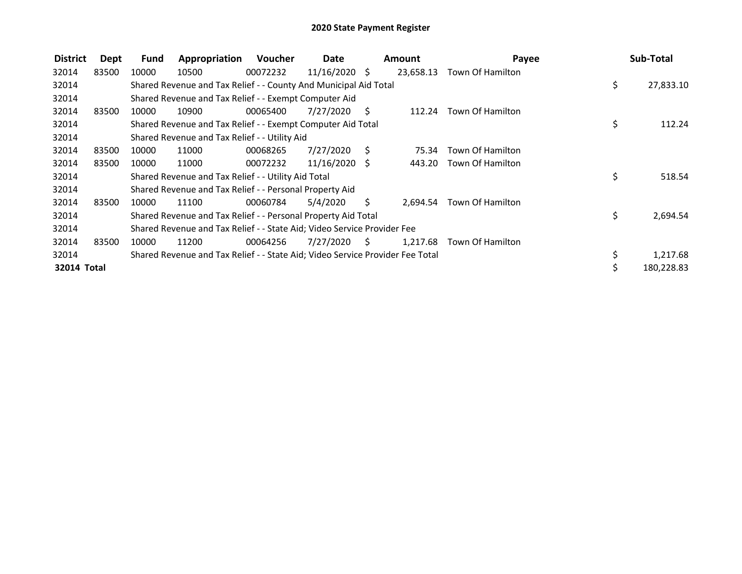# 2020 State Payment Register

| District | Dept | Fund | Appropriation | Voucher | Date | Amount | Payee | Sub-Total |
|---|---|---|---|---|---|---|---|---|
| 32014 | 83500 | 10000 | 10500 | 00072232 | 11/16/2020 | $ 23,658.13 | Town Of Hamilton | |
| 32014 | | Shared Revenue and Tax Relief - - County And Municipal Aid Total | | | | | | $ 27,833.10 |
| 32014 | | Shared Revenue and Tax Relief - - Exempt Computer Aid | | | | | | |
| 32014 | 83500 | 10000 | 10900 | 00065400 | 7/27/2020 | $ 112.24 | Town Of Hamilton | |
| 32014 | | Shared Revenue and Tax Relief - - Exempt Computer Aid Total | | | | | | $ 112.24 |
| 32014 | | Shared Revenue and Tax Relief - - Utility Aid | | | | | | |
| 32014 | 83500 | 10000 | 11000 | 00068265 | 7/27/2020 | $ 75.34 | Town Of Hamilton | |
| 32014 | 83500 | 10000 | 11000 | 00072232 | 11/16/2020 | $ 443.20 | Town Of Hamilton | |
| 32014 | | Shared Revenue and Tax Relief - - Utility Aid Total | | | | | | $ 518.54 |
| 32014 | | Shared Revenue and Tax Relief - - Personal Property Aid | | | | | | |
| 32014 | 83500 | 10000 | 11100 | 00060784 | 5/4/2020 | $ 2,694.54 | Town Of Hamilton | |
| 32014 | | Shared Revenue and Tax Relief - - Personal Property Aid Total | | | | | | $ 2,694.54 |
| 32014 | | Shared Revenue and Tax Relief - - State Aid; Video Service Provider Fee | | | | | | |
| 32014 | 83500 | 10000 | 11200 | 00064256 | 7/27/2020 | $ 1,217.68 | Town Of Hamilton | |
| 32014 | | Shared Revenue and Tax Relief - - State Aid; Video Service Provider Fee Total | | | | | | $ 1,217.68 |
| **32014 Total** | | | | | | | | $ 180,228.83 |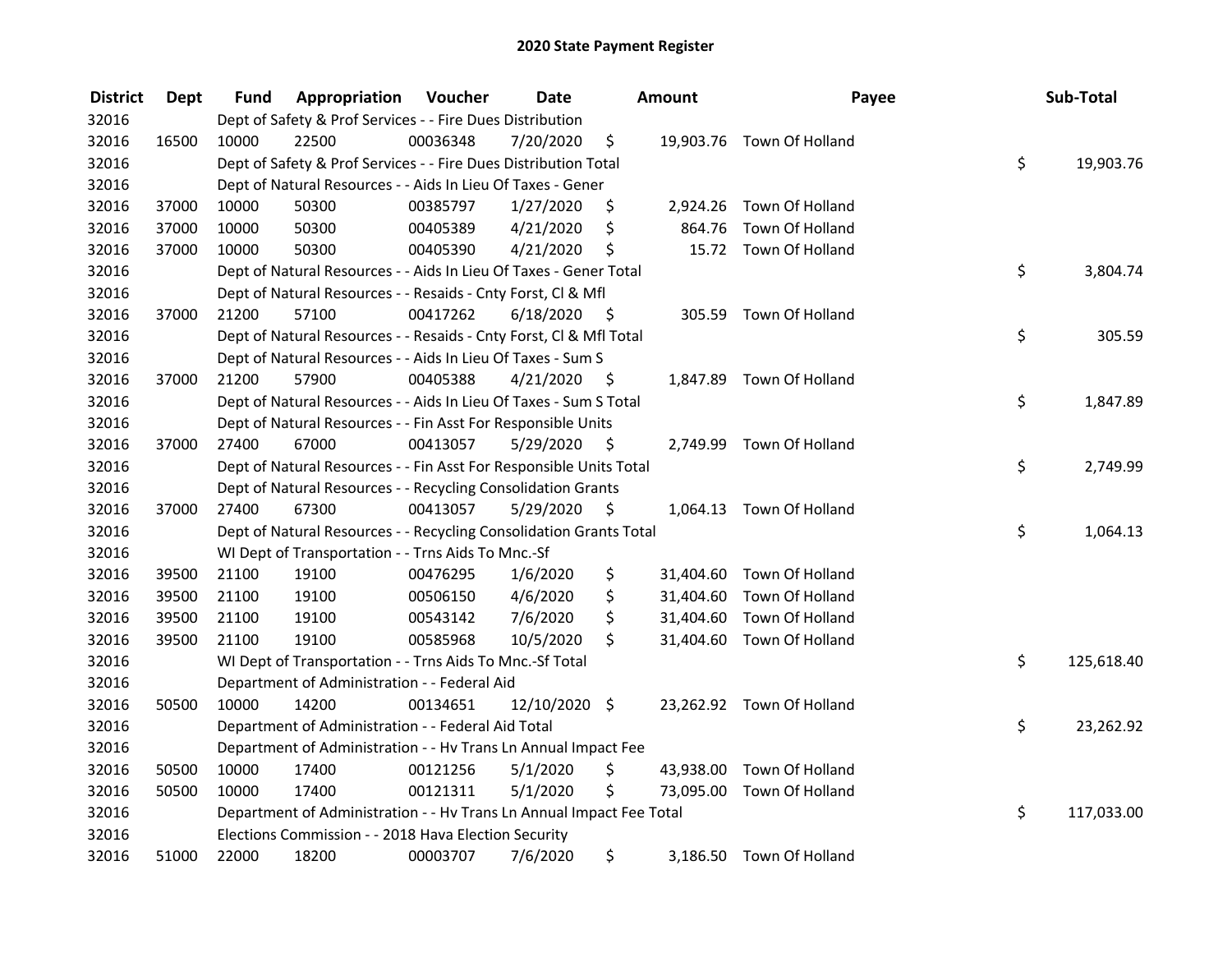# 2020 State Payment Register

| District | Dept | Fund | Appropriation | Voucher | Date | Amount | Payee | Sub-Total |
|---|---|---|---|---|---|---|---|---|
| 32016 | | Dept of Safety & Prof Services - - Fire Dues Distribution | | | | | | |
| 32016 | 16500 | 10000 | 22500 | 00036348 | 7/20/2020 | $ 19,903.76 | Town Of Holland | |
| 32016 | | Dept of Safety & Prof Services - - Fire Dues Distribution Total | | | | | | $ 19,903.76 |
| 32016 | | Dept of Natural Resources - - Aids In Lieu Of Taxes - Gener | | | | | | |
| 32016 | 37000 | 10000 | 50300 | 00385797 | 1/27/2020 | $ 2,924.26 | Town Of Holland | |
| 32016 | 37000 | 10000 | 50300 | 00405389 | 4/21/2020 | $ 864.76 | Town Of Holland | |
| 32016 | 37000 | 10000 | 50300 | 00405390 | 4/21/2020 | $ 15.72 | Town Of Holland | |
| 32016 | | Dept of Natural Resources - - Aids In Lieu Of Taxes - Gener Total | | | | | | $ 3,804.74 |
| 32016 | | Dept of Natural Resources - - Resaids - Cnty Forst, Cl & Mfl | | | | | | |
| 32016 | 37000 | 21200 | 57100 | 00417262 | 6/18/2020 | $ 305.59 | Town Of Holland | |
| 32016 | | Dept of Natural Resources - - Resaids - Cnty Forst, Cl & Mfl Total | | | | | | $ 305.59 |
| 32016 | | Dept of Natural Resources - - Aids In Lieu Of Taxes - Sum S | | | | | | |
| 32016 | 37000 | 21200 | 57900 | 00405388 | 4/21/2020 | $ 1,847.89 | Town Of Holland | |
| 32016 | | Dept of Natural Resources - - Aids In Lieu Of Taxes - Sum S Total | | | | | | $ 1,847.89 |
| 32016 | | Dept of Natural Resources - - Fin Asst For Responsible Units | | | | | | |
| 32016 | 37000 | 27400 | 67000 | 00413057 | 5/29/2020 | $ 2,749.99 | Town Of Holland | |
| 32016 | | Dept of Natural Resources - - Fin Asst For Responsible Units Total | | | | | | $ 2,749.99 |
| 32016 | | Dept of Natural Resources - - Recycling Consolidation Grants | | | | | | |
| 32016 | 37000 | 27400 | 67300 | 00413057 | 5/29/2020 | $ 1,064.13 | Town Of Holland | |
| 32016 | | Dept of Natural Resources - - Recycling Consolidation Grants Total | | | | | | $ 1,064.13 |
| 32016 | | WI Dept of Transportation - - Trns Aids To Mnc.-Sf | | | | | | |
| 32016 | 39500 | 21100 | 19100 | 00476295 | 1/6/2020 | $ 31,404.60 | Town Of Holland | |
| 32016 | 39500 | 21100 | 19100 | 00506150 | 4/6/2020 | $ 31,404.60 | Town Of Holland | |
| 32016 | 39500 | 21100 | 19100 | 00543142 | 7/6/2020 | $ 31,404.60 | Town Of Holland | |
| 32016 | 39500 | 21100 | 19100 | 00585968 | 10/5/2020 | $ 31,404.60 | Town Of Holland | |
| 32016 | | WI Dept of Transportation - - Trns Aids To Mnc.-Sf Total | | | | | | $ 125,618.40 |
| 32016 | | Department of Administration - - Federal Aid | | | | | | |
| 32016 | 50500 | 10000 | 14200 | 00134651 | 12/10/2020 | $ 23,262.92 | Town Of Holland | |
| 32016 | | Department of Administration - - Federal Aid Total | | | | | | $ 23,262.92 |
| 32016 | | Department of Administration - - Hv Trans Ln Annual Impact Fee | | | | | | |
| 32016 | 50500 | 10000 | 17400 | 00121256 | 5/1/2020 | $ 43,938.00 | Town Of Holland | |
| 32016 | 50500 | 10000 | 17400 | 00121311 | 5/1/2020 | $ 73,095.00 | Town Of Holland | |
| 32016 | | Department of Administration - - Hv Trans Ln Annual Impact Fee Total | | | | | | $ 117,033.00 |
| 32016 | | Elections Commission - - 2018 Hava Election Security | | | | | | |
| 32016 | 51000 | 22000 | 18200 | 00003707 | 7/6/2020 | $ 3,186.50 | Town Of Holland | |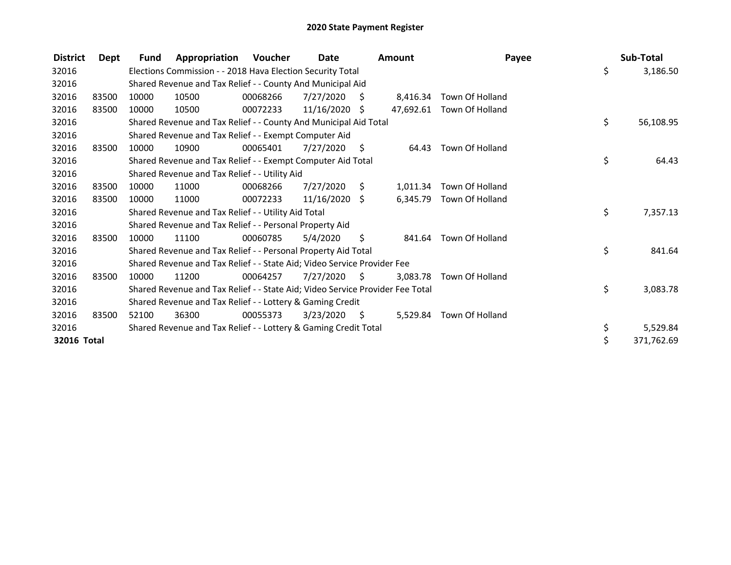# 2020 State Payment Register

| District | Dept | Fund | Appropriation | Voucher | Date | Amount | Payee | Sub-Total |
|---|---|---|---|---|---|---|---|---|
| 32016 | | Elections Commission - - 2018 Hava Election Security Total | | | | | | $ 3,186.50 |
| 32016 | | Shared Revenue and Tax Relief - - County And Municipal Aid | | | | | | |
| 32016 | 83500 | 10000 | 10500 | 00068266 | 7/27/2020 | $ 8,416.34 | Town Of Holland | |
| 32016 | 83500 | 10000 | 10500 | 00072233 | 11/16/2020 | $ 47,692.61 | Town Of Holland | |
| 32016 | | Shared Revenue and Tax Relief - - County And Municipal Aid Total | | | | | | $ 56,108.95 |
| 32016 | | Shared Revenue and Tax Relief - - Exempt Computer Aid | | | | | | |
| 32016 | 83500 | 10000 | 10900 | 00065401 | 7/27/2020 | $ 64.43 | Town Of Holland | |
| 32016 | | Shared Revenue and Tax Relief - - Exempt Computer Aid Total | | | | | | $ 64.43 |
| 32016 | | Shared Revenue and Tax Relief - - Utility Aid | | | | | | |
| 32016 | 83500 | 10000 | 11000 | 00068266 | 7/27/2020 | $ 1,011.34 | Town Of Holland | |
| 32016 | 83500 | 10000 | 11000 | 00072233 | 11/16/2020 | $ 6,345.79 | Town Of Holland | |
| 32016 | | Shared Revenue and Tax Relief - - Utility Aid Total | | | | | | $ 7,357.13 |
| 32016 | | Shared Revenue and Tax Relief - - Personal Property Aid | | | | | | |
| 32016 | 83500 | 10000 | 11100 | 00060785 | 5/4/2020 | $ 841.64 | Town Of Holland | |
| 32016 | | Shared Revenue and Tax Relief - - Personal Property Aid Total | | | | | | $ 841.64 |
| 32016 | | Shared Revenue and Tax Relief - - State Aid; Video Service Provider Fee | | | | | | |
| 32016 | 83500 | 10000 | 11200 | 00064257 | 7/27/2020 | $ 3,083.78 | Town Of Holland | |
| 32016 | | Shared Revenue and Tax Relief - - State Aid; Video Service Provider Fee Total | | | | | | $ 3,083.78 |
| 32016 | | Shared Revenue and Tax Relief - - Lottery & Gaming Credit | | | | | | |
| 32016 | 83500 | 52100 | 36300 | 00055373 | 3/23/2020 | $ 5,529.84 | Town Of Holland | |
| 32016 | | Shared Revenue and Tax Relief - - Lottery & Gaming Credit Total | | | | | | $ 5,529.84 |
| **32016 Total** | | | | | | | | $ 371,762.69 |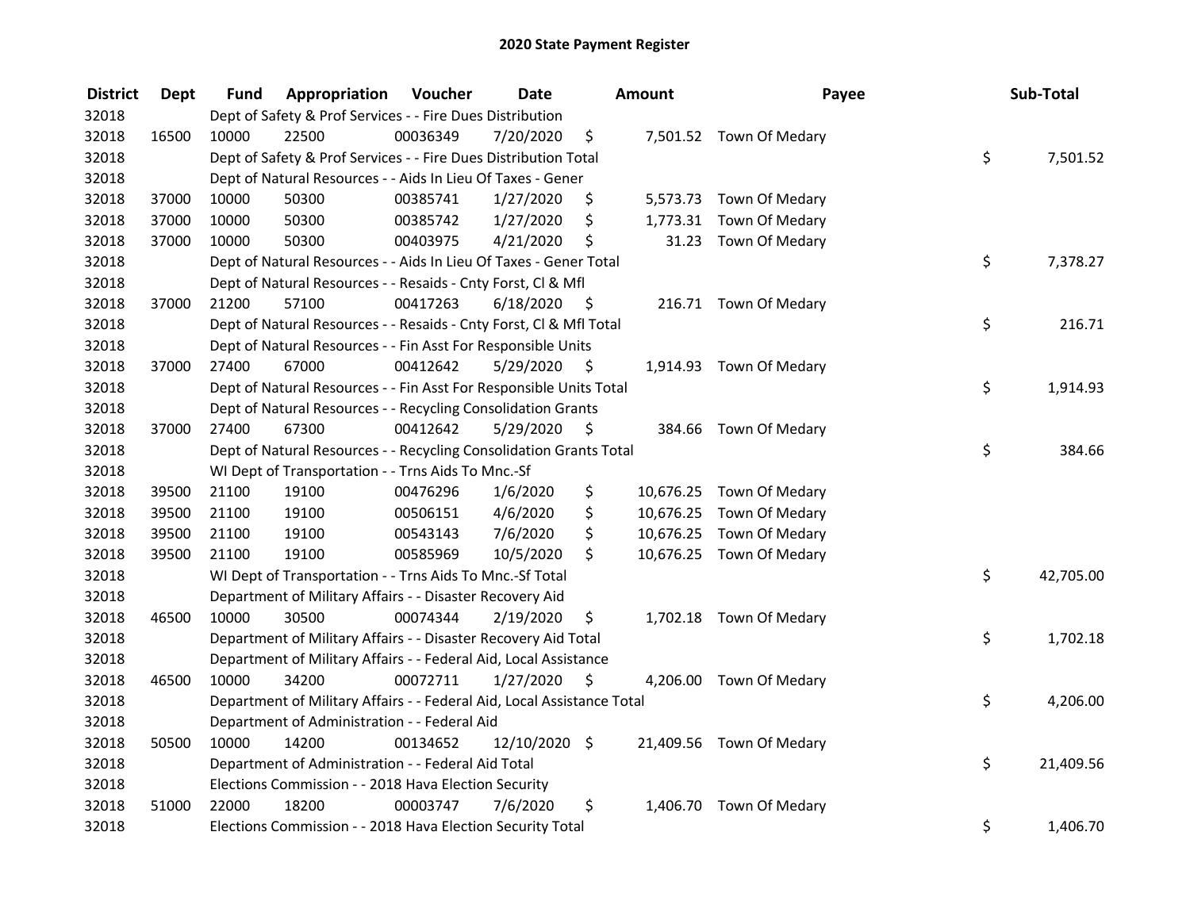# 2020 State Payment Register

| District | Dept | Fund | Appropriation | Voucher | Date | Amount | Payee | Sub-Total |
|---|---|---|---|---|---|---|---|---|
| 32018 | | Dept of Safety & Prof Services - - Fire Dues Distribution | | | | | | |
| 32018 | 16500 | 10000 | 22500 | 00036349 | 7/20/2020 | $ 7,501.52 | Town Of Medary | |
| 32018 | | Dept of Safety & Prof Services - - Fire Dues Distribution Total | | | | | | $ 7,501.52 |
| 32018 | | Dept of Natural Resources - - Aids In Lieu Of Taxes - Gener | | | | | | |
| 32018 | 37000 | 10000 | 50300 | 00385741 | 1/27/2020 | $ 5,573.73 | Town Of Medary | |
| 32018 | 37000 | 10000 | 50300 | 00385742 | 1/27/2020 | $ 1,773.31 | Town Of Medary | |
| 32018 | 37000 | 10000 | 50300 | 00403975 | 4/21/2020 | $ 31.23 | Town Of Medary | |
| 32018 | | Dept of Natural Resources - - Aids In Lieu Of Taxes - Gener Total | | | | | | $ 7,378.27 |
| 32018 | | Dept of Natural Resources - - Resaids - Cnty Forst, Cl & Mfl | | | | | | |
| 32018 | 37000 | 21200 | 57100 | 00417263 | 6/18/2020 | $ 216.71 | Town Of Medary | |
| 32018 | | Dept of Natural Resources - - Resaids - Cnty Forst, Cl & Mfl Total | | | | | | $ 216.71 |
| 32018 | | Dept of Natural Resources - - Fin Asst For Responsible Units | | | | | | |
| 32018 | 37000 | 27400 | 67000 | 00412642 | 5/29/2020 | $ 1,914.93 | Town Of Medary | |
| 32018 | | Dept of Natural Resources - - Fin Asst For Responsible Units Total | | | | | | $ 1,914.93 |
| 32018 | | Dept of Natural Resources - - Recycling Consolidation Grants | | | | | | |
| 32018 | 37000 | 27400 | 67300 | 00412642 | 5/29/2020 | $ 384.66 | Town Of Medary | |
| 32018 | | Dept of Natural Resources - - Recycling Consolidation Grants Total | | | | | | $ 384.66 |
| 32018 | | WI Dept of Transportation - - Trns Aids To Mnc.-Sf | | | | | | |
| 32018 | 39500 | 21100 | 19100 | 00476296 | 1/6/2020 | $ 10,676.25 | Town Of Medary | |
| 32018 | 39500 | 21100 | 19100 | 00506151 | 4/6/2020 | $ 10,676.25 | Town Of Medary | |
| 32018 | 39500 | 21100 | 19100 | 00543143 | 7/6/2020 | $ 10,676.25 | Town Of Medary | |
| 32018 | 39500 | 21100 | 19100 | 00585969 | 10/5/2020 | $ 10,676.25 | Town Of Medary | |
| 32018 | | WI Dept of Transportation - - Trns Aids To Mnc.-Sf Total | | | | | | $ 42,705.00 |
| 32018 | | Department of Military Affairs - - Disaster Recovery Aid | | | | | | |
| 32018 | 46500 | 10000 | 30500 | 00074344 | 2/19/2020 | $ 1,702.18 | Town Of Medary | |
| 32018 | | Department of Military Affairs - - Disaster Recovery Aid Total | | | | | | $ 1,702.18 |
| 32018 | | Department of Military Affairs - - Federal Aid, Local Assistance | | | | | | |
| 32018 | 46500 | 10000 | 34200 | 00072711 | 1/27/2020 | $ 4,206.00 | Town Of Medary | |
| 32018 | | Department of Military Affairs - - Federal Aid, Local Assistance Total | | | | | | $ 4,206.00 |
| 32018 | | Department of Administration - - Federal Aid | | | | | | |
| 32018 | 50500 | 10000 | 14200 | 00134652 | 12/10/2020 | $ 21,409.56 | Town Of Medary | |
| 32018 | | Department of Administration - - Federal Aid Total | | | | | | $ 21,409.56 |
| 32018 | | Elections Commission - - 2018 Hava Election Security | | | | | | |
| 32018 | 51000 | 22000 | 18200 | 00003747 | 7/6/2020 | $ 1,406.70 | Town Of Medary | |
| 32018 | | Elections Commission - - 2018 Hava Election Security Total | | | | | | $ 1,406.70 |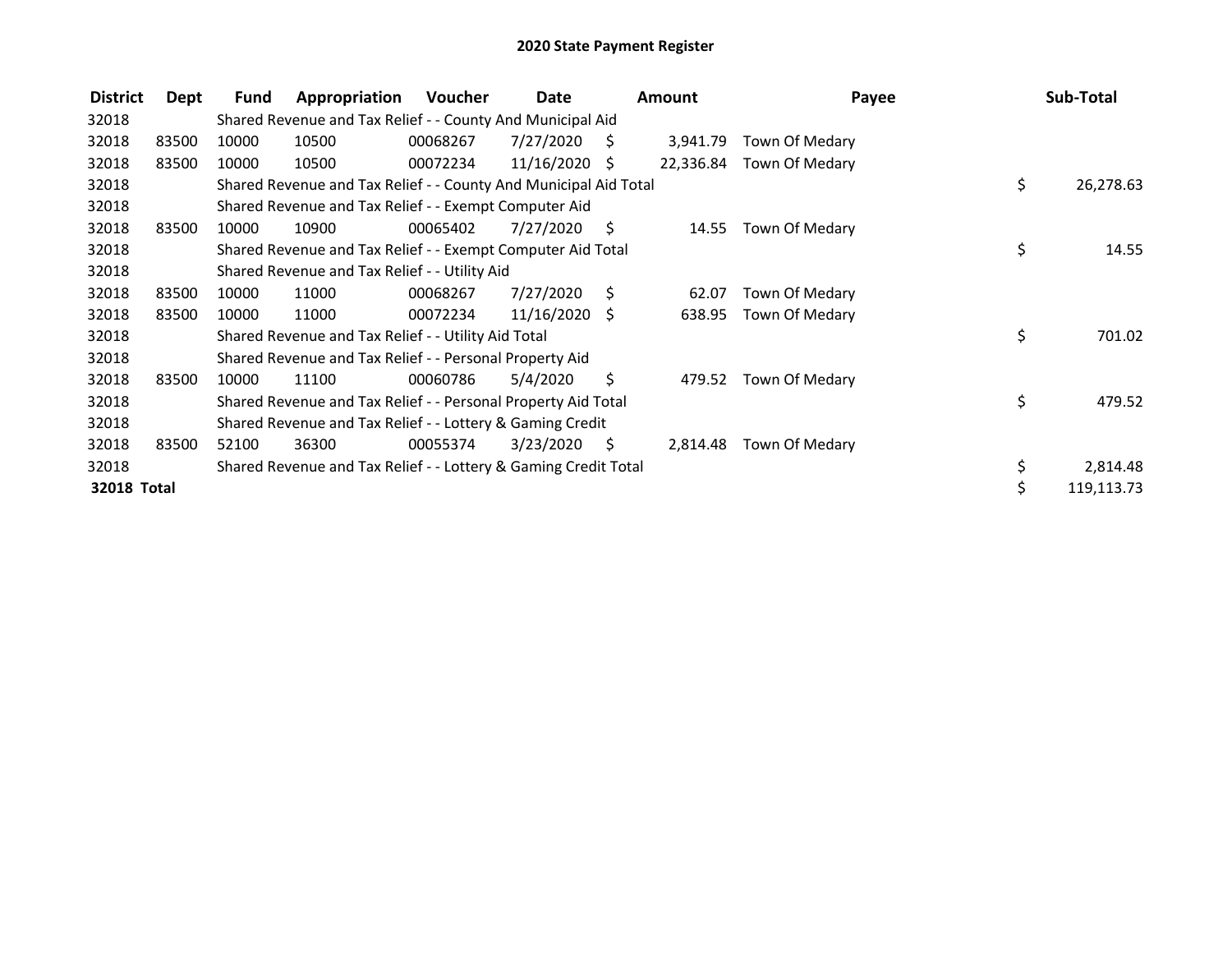# 2020 State Payment Register

| District | Dept | Fund | Appropriation | Voucher | Date | Amount | Payee | Sub-Total |
|---|---|---|---|---|---|---|---|---|
| 32018 | | Shared Revenue and Tax Relief - - County And Municipal Aid | | | | | | |
| 32018 | 83500 | 10000 | 10500 | 00068267 | 7/27/2020 | $ 3,941.79 | Town Of Medary | |
| 32018 | 83500 | 10000 | 10500 | 00072234 | 11/16/2020 | $ 22,336.84 | Town Of Medary | |
| 32018 | | Shared Revenue and Tax Relief - - County And Municipal Aid Total | | | | | | $ 26,278.63 |
| 32018 | | Shared Revenue and Tax Relief - - Exempt Computer Aid | | | | | | |
| 32018 | 83500 | 10000 | 10900 | 00065402 | 7/27/2020 | $ 14.55 | Town Of Medary | |
| 32018 | | Shared Revenue and Tax Relief - - Exempt Computer Aid Total | | | | | | $ 14.55 |
| 32018 | | Shared Revenue and Tax Relief - - Utility Aid | | | | | | |
| 32018 | 83500 | 10000 | 11000 | 00068267 | 7/27/2020 | $ 62.07 | Town Of Medary | |
| 32018 | 83500 | 10000 | 11000 | 00072234 | 11/16/2020 | $ 638.95 | Town Of Medary | |
| 32018 | | Shared Revenue and Tax Relief - - Utility Aid Total | | | | | | $ 701.02 |
| 32018 | | Shared Revenue and Tax Relief - - Personal Property Aid | | | | | | |
| 32018 | 83500 | 10000 | 11100 | 00060786 | 5/4/2020 | $ 479.52 | Town Of Medary | |
| 32018 | | Shared Revenue and Tax Relief - - Personal Property Aid Total | | | | | | $ 479.52 |
| 32018 | | Shared Revenue and Tax Relief - - Lottery & Gaming Credit | | | | | | |
| 32018 | 83500 | 52100 | 36300 | 00055374 | 3/23/2020 | $ 2,814.48 | Town Of Medary | |
| 32018 | | Shared Revenue and Tax Relief - - Lottery & Gaming Credit Total | | | | | | $ 2,814.48 |
| **32018 Total** | | | | | | | | $ 119,113.73 |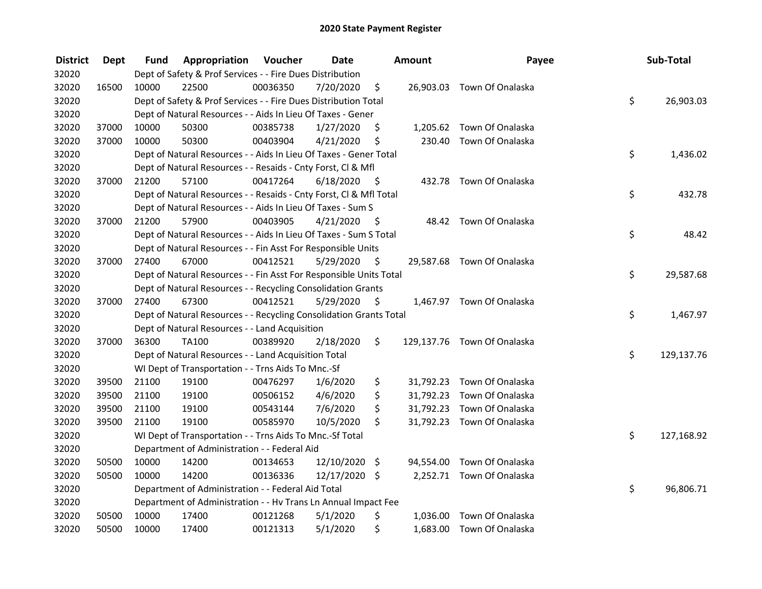# 2020 State Payment Register

| District | Dept | Fund | Appropriation | Voucher | Date | Amount | Payee | Sub-Total |
|---|---|---|---|---|---|---|---|---|
| 32020 | | Dept of Safety & Prof Services - - Fire Dues Distribution | | | | | | |
| 32020 | 16500 | 10000 | 22500 | 00036350 | 7/20/2020 | $ 26,903.03 | Town Of Onalaska | |
| 32020 | | Dept of Safety & Prof Services - - Fire Dues Distribution Total | | | | | | $ 26,903.03 |
| 32020 | | Dept of Natural Resources - - Aids In Lieu Of Taxes - Gener | | | | | | |
| 32020 | 37000 | 10000 | 50300 | 00385738 | 1/27/2020 | $ 1,205.62 | Town Of Onalaska | |
| 32020 | 37000 | 10000 | 50300 | 00403904 | 4/21/2020 | $ 230.40 | Town Of Onalaska | |
| 32020 | | Dept of Natural Resources - - Aids In Lieu Of Taxes - Gener Total | | | | | | $ 1,436.02 |
| 32020 | | Dept of Natural Resources - - Resaids - Cnty Forst, Cl & Mfl | | | | | | |
| 32020 | 37000 | 21200 | 57100 | 00417264 | 6/18/2020 | $ 432.78 | Town Of Onalaska | |
| 32020 | | Dept of Natural Resources - - Resaids - Cnty Forst, Cl & Mfl Total | | | | | | $ 432.78 |
| 32020 | | Dept of Natural Resources - - Aids In Lieu Of Taxes - Sum S | | | | | | |
| 32020 | 37000 | 21200 | 57900 | 00403905 | 4/21/2020 | $ 48.42 | Town Of Onalaska | |
| 32020 | | Dept of Natural Resources - - Aids In Lieu Of Taxes - Sum S Total | | | | | | $ 48.42 |
| 32020 | | Dept of Natural Resources - - Fin Asst For Responsible Units | | | | | | |
| 32020 | 37000 | 27400 | 67000 | 00412521 | 5/29/2020 | $ 29,587.68 | Town Of Onalaska | |
| 32020 | | Dept of Natural Resources - - Fin Asst For Responsible Units Total | | | | | | $ 29,587.68 |
| 32020 | | Dept of Natural Resources - - Recycling Consolidation Grants | | | | | | |
| 32020 | 37000 | 27400 | 67300 | 00412521 | 5/29/2020 | $ 1,467.97 | Town Of Onalaska | |
| 32020 | | Dept of Natural Resources - - Recycling Consolidation Grants Total | | | | | | $ 1,467.97 |
| 32020 | | Dept of Natural Resources - - Land Acquisition | | | | | | |
| 32020 | 37000 | 36300 | TA100 | 00389920 | 2/18/2020 | $ 129,137.76 | Town Of Onalaska | |
| 32020 | | Dept of Natural Resources - - Land Acquisition Total | | | | | | $ 129,137.76 |
| 32020 | | WI Dept of Transportation - - Trns Aids To Mnc.-Sf | | | | | | |
| 32020 | 39500 | 21100 | 19100 | 00476297 | 1/6/2020 | $ 31,792.23 | Town Of Onalaska | |
| 32020 | 39500 | 21100 | 19100 | 00506152 | 4/6/2020 | $ 31,792.23 | Town Of Onalaska | |
| 32020 | 39500 | 21100 | 19100 | 00543144 | 7/6/2020 | $ 31,792.23 | Town Of Onalaska | |
| 32020 | 39500 | 21100 | 19100 | 00585970 | 10/5/2020 | $ 31,792.23 | Town Of Onalaska | |
| 32020 | | WI Dept of Transportation - - Trns Aids To Mnc.-Sf Total | | | | | | $ 127,168.92 |
| 32020 | | Department of Administration - - Federal Aid | | | | | | |
| 32020 | 50500 | 10000 | 14200 | 00134653 | 12/10/2020 | $ 94,554.00 | Town Of Onalaska | |
| 32020 | 50500 | 10000 | 14200 | 00136336 | 12/17/2020 | $ 2,252.71 | Town Of Onalaska | |
| 32020 | | Department of Administration - - Federal Aid Total | | | | | | $ 96,806.71 |
| 32020 | | Department of Administration - - Hv Trans Ln Annual Impact Fee | | | | | | |
| 32020 | 50500 | 10000 | 17400 | 00121268 | 5/1/2020 | $ 1,036.00 | Town Of Onalaska | |
| 32020 | 50500 | 10000 | 17400 | 00121313 | 5/1/2020 | $ 1,683.00 | Town Of Onalaska | |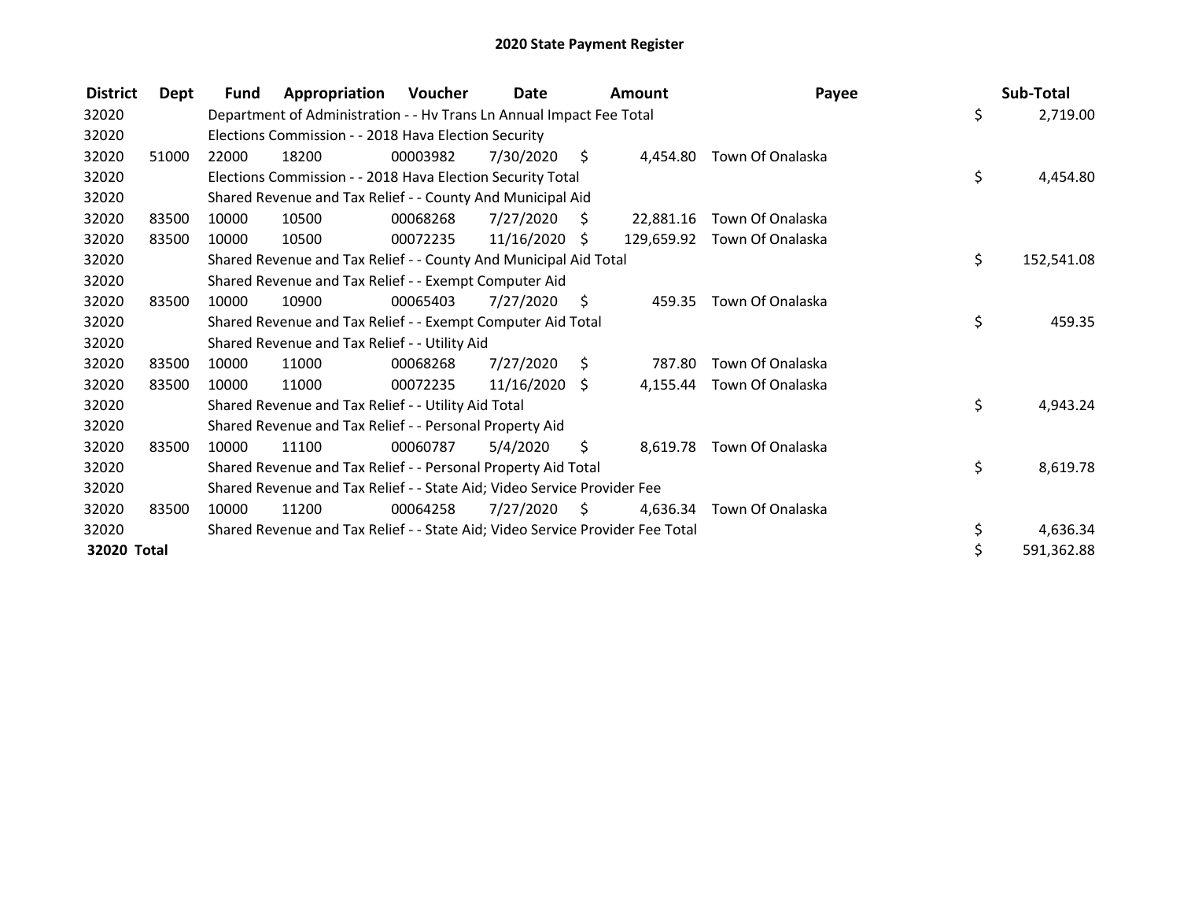# 2020 State Payment Register

| District | Dept | Fund | Appropriation | Voucher | Date | Amount | Payee | Sub-Total |
|---|---|---|---|---|---|---|---|---|
| 32020 | | Department of Administration - - Hv Trans Ln Annual Impact Fee Total | | | | | | $ 2,719.00 |
| 32020 | | Elections Commission - - 2018 Hava Election Security | | | | | | |
| 32020 | 51000 | 22000 | 18200 | 00003982 | 7/30/2020 | $ 4,454.80 | Town Of Onalaska | |
| 32020 | | Elections Commission - - 2018 Hava Election Security Total | | | | | | $ 4,454.80 |
| 32020 | | Shared Revenue and Tax Relief - - County And Municipal Aid | | | | | | |
| 32020 | 83500 | 10000 | 10500 | 00068268 | 7/27/2020 | $ 22,881.16 | Town Of Onalaska | |
| 32020 | 83500 | 10000 | 10500 | 00072235 | 11/16/2020 | $ 129,659.92 | Town Of Onalaska | |
| 32020 | | Shared Revenue and Tax Relief - - County And Municipal Aid Total | | | | | | $ 152,541.08 |
| 32020 | | Shared Revenue and Tax Relief - - Exempt Computer Aid | | | | | | |
| 32020 | 83500 | 10000 | 10900 | 00065403 | 7/27/2020 | $ 459.35 | Town Of Onalaska | |
| 32020 | | Shared Revenue and Tax Relief - - Exempt Computer Aid Total | | | | | | $ 459.35 |
| 32020 | | Shared Revenue and Tax Relief - - Utility Aid | | | | | | |
| 32020 | 83500 | 10000 | 11000 | 00068268 | 7/27/2020 | $ 787.80 | Town Of Onalaska | |
| 32020 | 83500 | 10000 | 11000 | 00072235 | 11/16/2020 | $ 4,155.44 | Town Of Onalaska | |
| 32020 | | Shared Revenue and Tax Relief - - Utility Aid Total | | | | | | $ 4,943.24 |
| 32020 | | Shared Revenue and Tax Relief - - Personal Property Aid | | | | | | |
| 32020 | 83500 | 10000 | 11100 | 00060787 | 5/4/2020 | $ 8,619.78 | Town Of Onalaska | |
| 32020 | | Shared Revenue and Tax Relief - - Personal Property Aid Total | | | | | | $ 8,619.78 |
| 32020 | | Shared Revenue and Tax Relief - - State Aid; Video Service Provider Fee | | | | | | |
| 32020 | 83500 | 10000 | 11200 | 00064258 | 7/27/2020 | $ 4,636.34 | Town Of Onalaska | |
| 32020 | | Shared Revenue and Tax Relief - - State Aid; Video Service Provider Fee Total | | | | | | $ 4,636.34 |
| **32020 Total** | | | | | | | | $ 591,362.88 |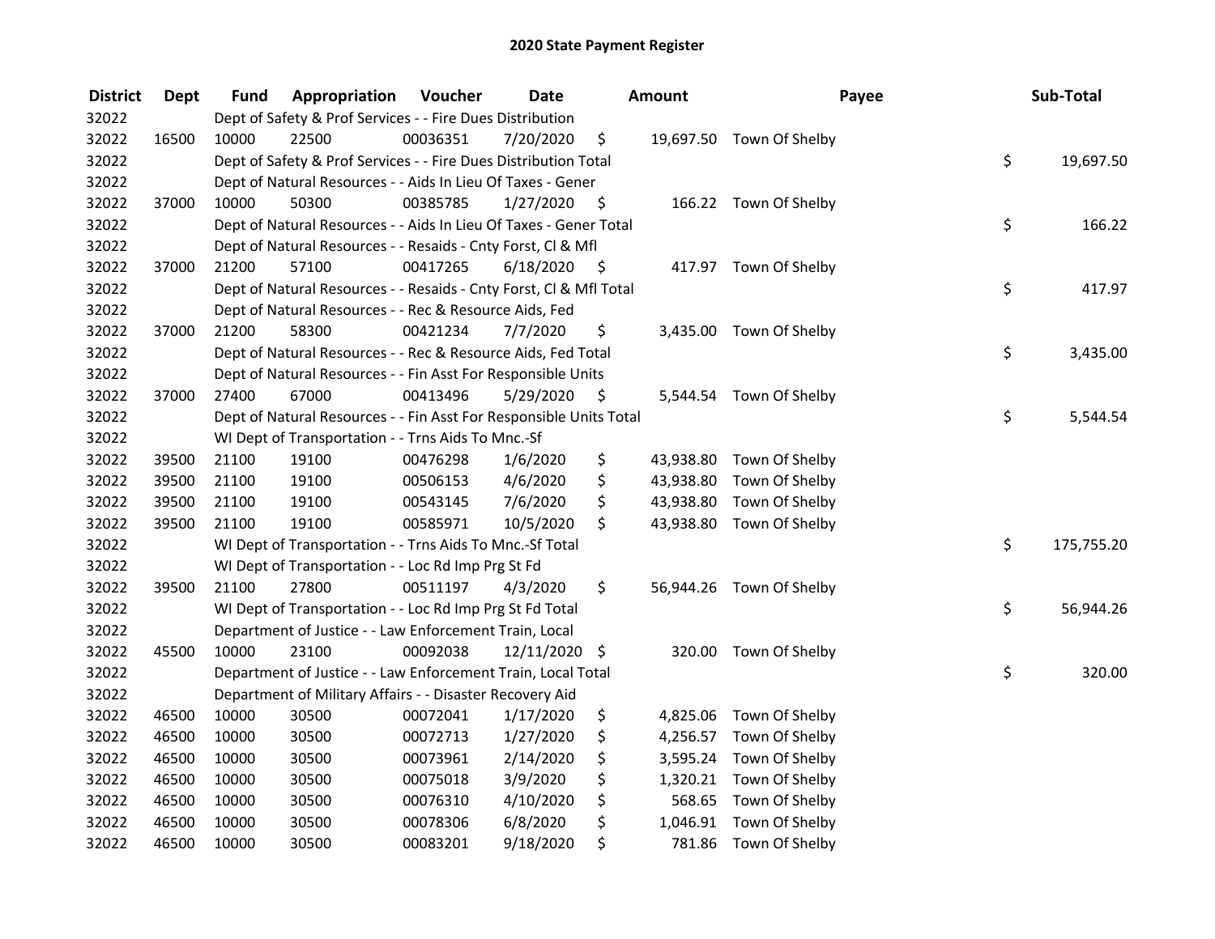# 2020 State Payment Register

| District | Dept | Fund | Appropriation | Voucher | Date | Amount | Payee | Sub-Total |
|---|---|---|---|---|---|---|---|---|
| 32022 | | Dept of Safety & Prof Services - - Fire Dues Distribution | | | | | | |
| 32022 | 16500 | 10000 | 22500 | 00036351 | 7/20/2020 | $ 19,697.50 | Town Of Shelby | |
| 32022 | | Dept of Safety & Prof Services - - Fire Dues Distribution Total | | | | | | $ 19,697.50 |
| 32022 | | Dept of Natural Resources - - Aids In Lieu Of Taxes - Gener | | | | | | |
| 32022 | 37000 | 10000 | 50300 | 00385785 | 1/27/2020 | $ 166.22 | Town Of Shelby | |
| 32022 | | Dept of Natural Resources - - Aids In Lieu Of Taxes - Gener Total | | | | | | $ 166.22 |
| 32022 | | Dept of Natural Resources - - Resaids - Cnty Forst, Cl & Mfl | | | | | | |
| 32022 | 37000 | 21200 | 57100 | 00417265 | 6/18/2020 | $ 417.97 | Town Of Shelby | |
| 32022 | | Dept of Natural Resources - - Resaids - Cnty Forst, Cl & Mfl Total | | | | | | $ 417.97 |
| 32022 | | Dept of Natural Resources - - Rec & Resource Aids, Fed | | | | | | |
| 32022 | 37000 | 21200 | 58300 | 00421234 | 7/7/2020 | $ 3,435.00 | Town Of Shelby | |
| 32022 | | Dept of Natural Resources - - Rec & Resource Aids, Fed Total | | | | | | $ 3,435.00 |
| 32022 | | Dept of Natural Resources - - Fin Asst For Responsible Units | | | | | | |
| 32022 | 37000 | 27400 | 67000 | 00413496 | 5/29/2020 | $ 5,544.54 | Town Of Shelby | |
| 32022 | | Dept of Natural Resources - - Fin Asst For Responsible Units Total | | | | | | $ 5,544.54 |
| 32022 | | WI Dept of Transportation - - Trns Aids To Mnc.-Sf | | | | | | |
| 32022 | 39500 | 21100 | 19100 | 00476298 | 1/6/2020 | $ 43,938.80 | Town Of Shelby | |
| 32022 | 39500 | 21100 | 19100 | 00506153 | 4/6/2020 | $ 43,938.80 | Town Of Shelby | |
| 32022 | 39500 | 21100 | 19100 | 00543145 | 7/6/2020 | $ 43,938.80 | Town Of Shelby | |
| 32022 | 39500 | 21100 | 19100 | 00585971 | 10/5/2020 | $ 43,938.80 | Town Of Shelby | |
| 32022 | | WI Dept of Transportation - - Trns Aids To Mnc.-Sf Total | | | | | | $ 175,755.20 |
| 32022 | | WI Dept of Transportation - - Loc Rd Imp Prg St Fd | | | | | | |
| 32022 | 39500 | 21100 | 27800 | 00511197 | 4/3/2020 | $ 56,944.26 | Town Of Shelby | |
| 32022 | | WI Dept of Transportation - - Loc Rd Imp Prg St Fd Total | | | | | | $ 56,944.26 |
| 32022 | | Department of Justice - - Law Enforcement Train, Local | | | | | | |
| 32022 | 45500 | 10000 | 23100 | 00092038 | 12/11/2020 | $ 320.00 | Town Of Shelby | |
| 32022 | | Department of Justice - - Law Enforcement Train, Local Total | | | | | | $ 320.00 |
| 32022 | | Department of Military Affairs - - Disaster Recovery Aid | | | | | | |
| 32022 | 46500 | 10000 | 30500 | 00072041 | 1/17/2020 | $ 4,825.06 | Town Of Shelby | |
| 32022 | 46500 | 10000 | 30500 | 00072713 | 1/27/2020 | $ 4,256.57 | Town Of Shelby | |
| 32022 | 46500 | 10000 | 30500 | 00073961 | 2/14/2020 | $ 3,595.24 | Town Of Shelby | |
| 32022 | 46500 | 10000 | 30500 | 00075018 | 3/9/2020 | $ 1,320.21 | Town Of Shelby | |
| 32022 | 46500 | 10000 | 30500 | 00076310 | 4/10/2020 | $ 568.65 | Town Of Shelby | |
| 32022 | 46500 | 10000 | 30500 | 00078306 | 6/8/2020 | $ 1,046.91 | Town Of Shelby | |
| 32022 | 46500 | 10000 | 30500 | 00083201 | 9/18/2020 | $ 781.86 | Town Of Shelby | |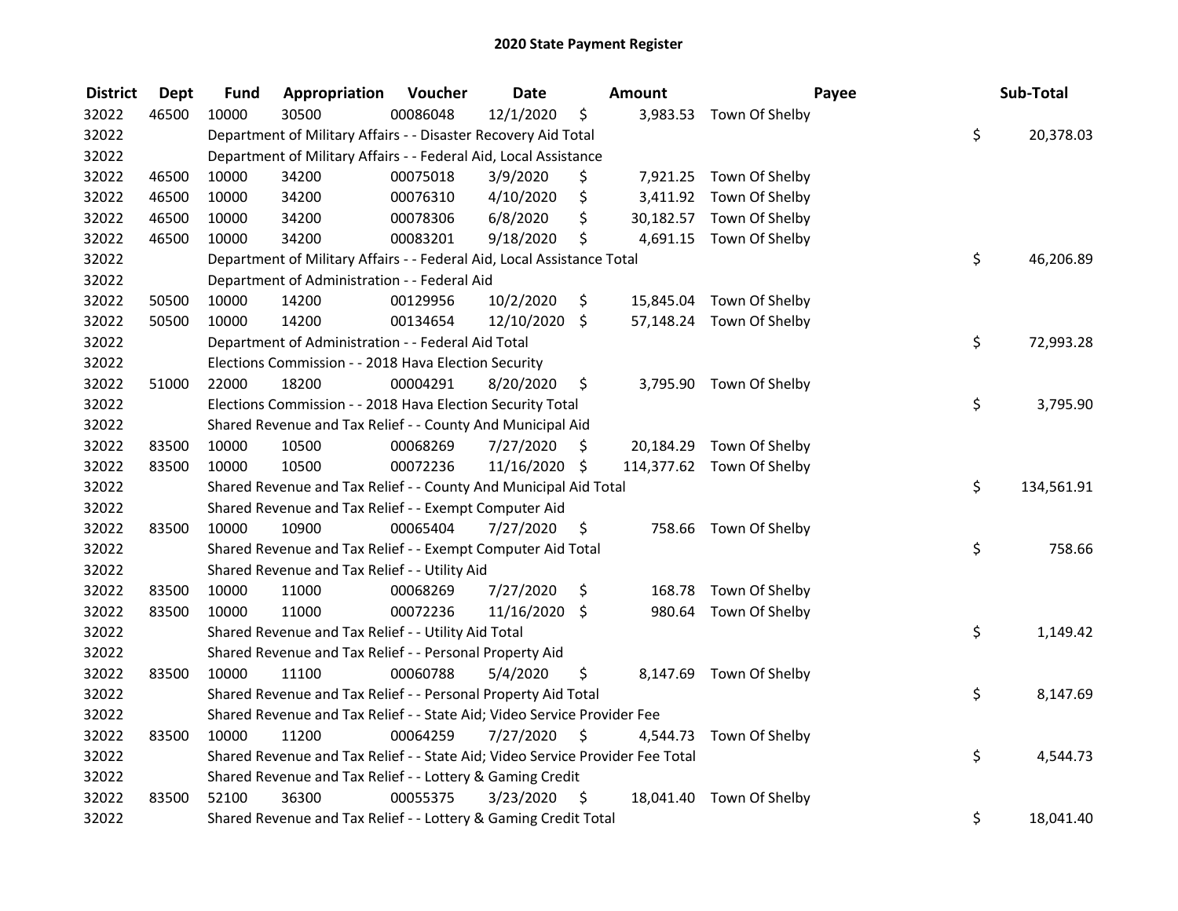# 2020 State Payment Register

| District | Dept | Fund | Appropriation | Voucher | Date | Amount | Payee | Sub-Total |
|---|---|---|---|---|---|---|---|---|
| 32022 | 46500 | 10000 | 30500 | 00086048 | 12/1/2020 | $ 3,983.53 | Town Of Shelby | |
| 32022 | | Department of Military Affairs - - Disaster Recovery Aid Total | | | | | | $ 20,378.03 |
| 32022 | | Department of Military Affairs - - Federal Aid, Local Assistance | | | | | | |
| 32022 | 46500 | 10000 | 34200 | 00075018 | 3/9/2020 | $ 7,921.25 | Town Of Shelby | |
| 32022 | 46500 | 10000 | 34200 | 00076310 | 4/10/2020 | $ 3,411.92 | Town Of Shelby | |
| 32022 | 46500 | 10000 | 34200 | 00078306 | 6/8/2020 | $ 30,182.57 | Town Of Shelby | |
| 32022 | 46500 | 10000 | 34200 | 00083201 | 9/18/2020 | $ 4,691.15 | Town Of Shelby | |
| 32022 | | Department of Military Affairs - - Federal Aid, Local Assistance Total | | | | | | $ 46,206.89 |
| 32022 | | Department of Administration - - Federal Aid | | | | | | |
| 32022 | 50500 | 10000 | 14200 | 00129956 | 10/2/2020 | $ 15,845.04 | Town Of Shelby | |
| 32022 | 50500 | 10000 | 14200 | 00134654 | 12/10/2020 | $ 57,148.24 | Town Of Shelby | |
| 32022 | | Department of Administration - - Federal Aid Total | | | | | | $ 72,993.28 |
| 32022 | | Elections Commission - - 2018 Hava Election Security | | | | | | |
| 32022 | 51000 | 22000 | 18200 | 00004291 | 8/20/2020 | $ 3,795.90 | Town Of Shelby | |
| 32022 | | Elections Commission - - 2018 Hava Election Security Total | | | | | | $ 3,795.90 |
| 32022 | | Shared Revenue and Tax Relief - - County And Municipal Aid | | | | | | |
| 32022 | 83500 | 10000 | 10500 | 00068269 | 7/27/2020 | $ 20,184.29 | Town Of Shelby | |
| 32022 | 83500 | 10000 | 10500 | 00072236 | 11/16/2020 | $ 114,377.62 | Town Of Shelby | |
| 32022 | | Shared Revenue and Tax Relief - - County And Municipal Aid Total | | | | | | $ 134,561.91 |
| 32022 | | Shared Revenue and Tax Relief - - Exempt Computer Aid | | | | | | |
| 32022 | 83500 | 10000 | 10900 | 00065404 | 7/27/2020 | $ 758.66 | Town Of Shelby | |
| 32022 | | Shared Revenue and Tax Relief - - Exempt Computer Aid Total | | | | | | $ 758.66 |
| 32022 | | Shared Revenue and Tax Relief - - Utility Aid | | | | | | |
| 32022 | 83500 | 10000 | 11000 | 00068269 | 7/27/2020 | $ 168.78 | Town Of Shelby | |
| 32022 | 83500 | 10000 | 11000 | 00072236 | 11/16/2020 | $ 980.64 | Town Of Shelby | |
| 32022 | | Shared Revenue and Tax Relief - - Utility Aid Total | | | | | | $ 1,149.42 |
| 32022 | | Shared Revenue and Tax Relief - - Personal Property Aid | | | | | | |
| 32022 | 83500 | 10000 | 11100 | 00060788 | 5/4/2020 | $ 8,147.69 | Town Of Shelby | |
| 32022 | | Shared Revenue and Tax Relief - - Personal Property Aid Total | | | | | | $ 8,147.69 |
| 32022 | | Shared Revenue and Tax Relief - - State Aid; Video Service Provider Fee | | | | | | |
| 32022 | 83500 | 10000 | 11200 | 00064259 | 7/27/2020 | $ 4,544.73 | Town Of Shelby | |
| 32022 | | Shared Revenue and Tax Relief - - State Aid; Video Service Provider Fee Total | | | | | | $ 4,544.73 |
| 32022 | | Shared Revenue and Tax Relief - - Lottery & Gaming Credit | | | | | | |
| 32022 | 83500 | 52100 | 36300 | 00055375 | 3/23/2020 | $ 18,041.40 | Town Of Shelby | |
| 32022 | | Shared Revenue and Tax Relief - - Lottery & Gaming Credit Total | | | | | | $ 18,041.40 |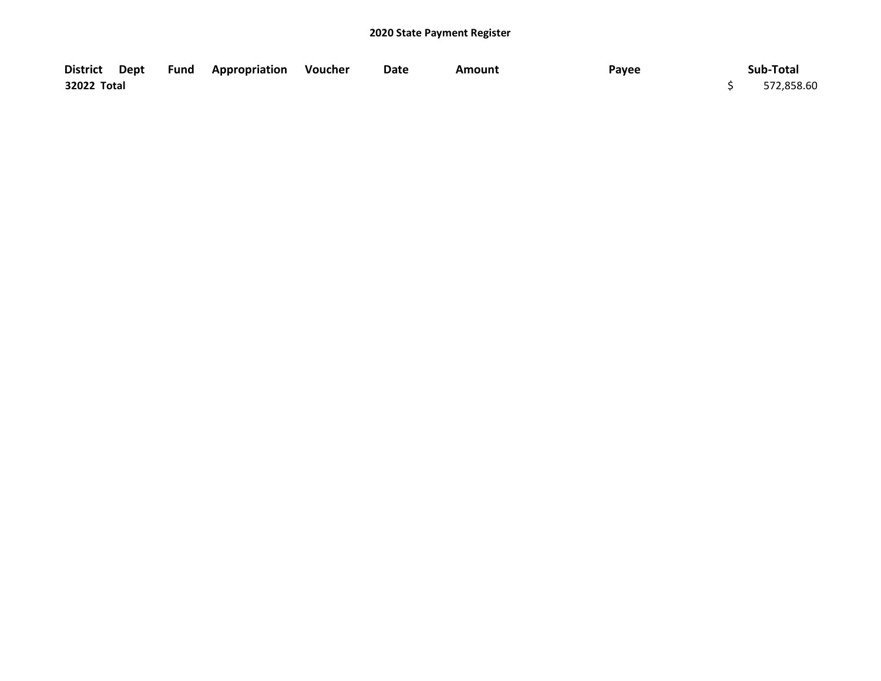**2020 State Payment Register**

| District | Dept | Fund | Appropriation | Voucher | Date | Amount | Payee | Sub-Total |
|---|---|---|---|---|---|---|---|---|
| **32022 Total** | | | | | | | | $ 572,858.60 |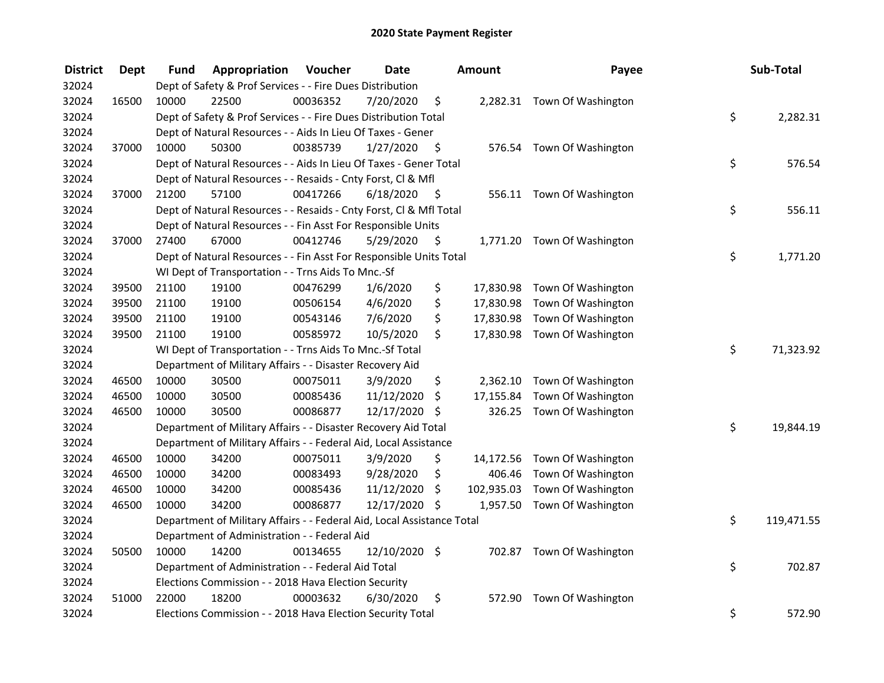# 2020 State Payment Register

| District | Dept | Fund | Appropriation | Voucher | Date | Amount | Payee | Sub-Total |
|---|---|---|---|---|---|---|---|---|
| 32024 | | Dept of Safety & Prof Services - - Fire Dues Distribution | | | | | | |
| 32024 | 16500 | 10000 | 22500 | 00036352 | 7/20/2020 | $ 2,282.31 | Town Of Washington | |
| 32024 | | Dept of Safety & Prof Services - - Fire Dues Distribution Total | | | | | | $ 2,282.31 |
| 32024 | | Dept of Natural Resources - - Aids In Lieu Of Taxes - Gener | | | | | | |
| 32024 | 37000 | 10000 | 50300 | 00385739 | 1/27/2020 | $ 576.54 | Town Of Washington | |
| 32024 | | Dept of Natural Resources - - Aids In Lieu Of Taxes - Gener Total | | | | | | $ 576.54 |
| 32024 | | Dept of Natural Resources - - Resaids - Cnty Forst, Cl & Mfl | | | | | | |
| 32024 | 37000 | 21200 | 57100 | 00417266 | 6/18/2020 | $ 556.11 | Town Of Washington | |
| 32024 | | Dept of Natural Resources - - Resaids - Cnty Forst, Cl & Mfl Total | | | | | | $ 556.11 |
| 32024 | | Dept of Natural Resources - - Fin Asst For Responsible Units | | | | | | |
| 32024 | 37000 | 27400 | 67000 | 00412746 | 5/29/2020 | $ 1,771.20 | Town Of Washington | |
| 32024 | | Dept of Natural Resources - - Fin Asst For Responsible Units Total | | | | | | $ 1,771.20 |
| 32024 | | WI Dept of Transportation - - Trns Aids To Mnc.-Sf | | | | | | |
| 32024 | 39500 | 21100 | 19100 | 00476299 | 1/6/2020 | $ 17,830.98 | Town Of Washington | |
| 32024 | 39500 | 21100 | 19100 | 00506154 | 4/6/2020 | $ 17,830.98 | Town Of Washington | |
| 32024 | 39500 | 21100 | 19100 | 00543146 | 7/6/2020 | $ 17,830.98 | Town Of Washington | |
| 32024 | 39500 | 21100 | 19100 | 00585972 | 10/5/2020 | $ 17,830.98 | Town Of Washington | |
| 32024 | | WI Dept of Transportation - - Trns Aids To Mnc.-Sf Total | | | | | | $ 71,323.92 |
| 32024 | | Department of Military Affairs - - Disaster Recovery Aid | | | | | | |
| 32024 | 46500 | 10000 | 30500 | 00075011 | 3/9/2020 | $ 2,362.10 | Town Of Washington | |
| 32024 | 46500 | 10000 | 30500 | 00085436 | 11/12/2020 | $ 17,155.84 | Town Of Washington | |
| 32024 | 46500 | 10000 | 30500 | 00086877 | 12/17/2020 | $ 326.25 | Town Of Washington | |
| 32024 | | Department of Military Affairs - - Disaster Recovery Aid Total | | | | | | $ 19,844.19 |
| 32024 | | Department of Military Affairs - - Federal Aid, Local Assistance | | | | | | |
| 32024 | 46500 | 10000 | 34200 | 00075011 | 3/9/2020 | $ 14,172.56 | Town Of Washington | |
| 32024 | 46500 | 10000 | 34200 | 00083493 | 9/28/2020 | $ 406.46 | Town Of Washington | |
| 32024 | 46500 | 10000 | 34200 | 00085436 | 11/12/2020 | $ 102,935.03 | Town Of Washington | |
| 32024 | 46500 | 10000 | 34200 | 00086877 | 12/17/2020 | $ 1,957.50 | Town Of Washington | |
| 32024 | | Department of Military Affairs - - Federal Aid, Local Assistance Total | | | | | | $ 119,471.55 |
| 32024 | | Department of Administration - - Federal Aid | | | | | | |
| 32024 | 50500 | 10000 | 14200 | 00134655 | 12/10/2020 | $ 702.87 | Town Of Washington | |
| 32024 | | Department of Administration - - Federal Aid Total | | | | | | $ 702.87 |
| 32024 | | Elections Commission - - 2018 Hava Election Security | | | | | | |
| 32024 | 51000 | 22000 | 18200 | 00003632 | 6/30/2020 | $ 572.90 | Town Of Washington | |
| 32024 | | Elections Commission - - 2018 Hava Election Security Total | | | | | | $ 572.90 |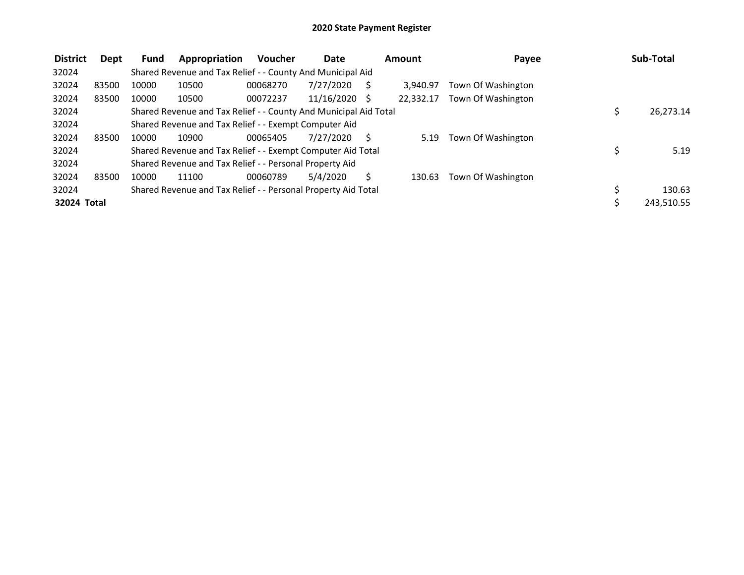# 2020 State Payment Register

| District | Dept | Fund | Appropriation | Voucher | Date | Amount | Payee | Sub-Total |
|---|---|---|---|---|---|---|---|---|
| 32024 | | Shared Revenue and Tax Relief - - County And Municipal Aid | | | | | | |
| 32024 | 83500 | 10000 | 10500 | 00068270 | 7/27/2020 | $ 3,940.97 | Town Of Washington | |
| 32024 | 83500 | 10000 | 10500 | 00072237 | 11/16/2020 | $ 22,332.17 | Town Of Washington | |
| 32024 | | Shared Revenue and Tax Relief - - County And Municipal Aid Total | | | | | | $ 26,273.14 |
| 32024 | | Shared Revenue and Tax Relief - - Exempt Computer Aid | | | | | | |
| 32024 | 83500 | 10000 | 10900 | 00065405 | 7/27/2020 | $ 5.19 | Town Of Washington | |
| 32024 | | Shared Revenue and Tax Relief - - Exempt Computer Aid Total | | | | | | $ 5.19 |
| 32024 | | Shared Revenue and Tax Relief - - Personal Property Aid | | | | | | |
| 32024 | 83500 | 10000 | 11100 | 00060789 | 5/4/2020 | $ 130.63 | Town Of Washington | |
| 32024 | | Shared Revenue and Tax Relief - - Personal Property Aid Total | | | | | | $ 130.63 |
| **32024 Total** | | | | | | | | $ 243,510.55 |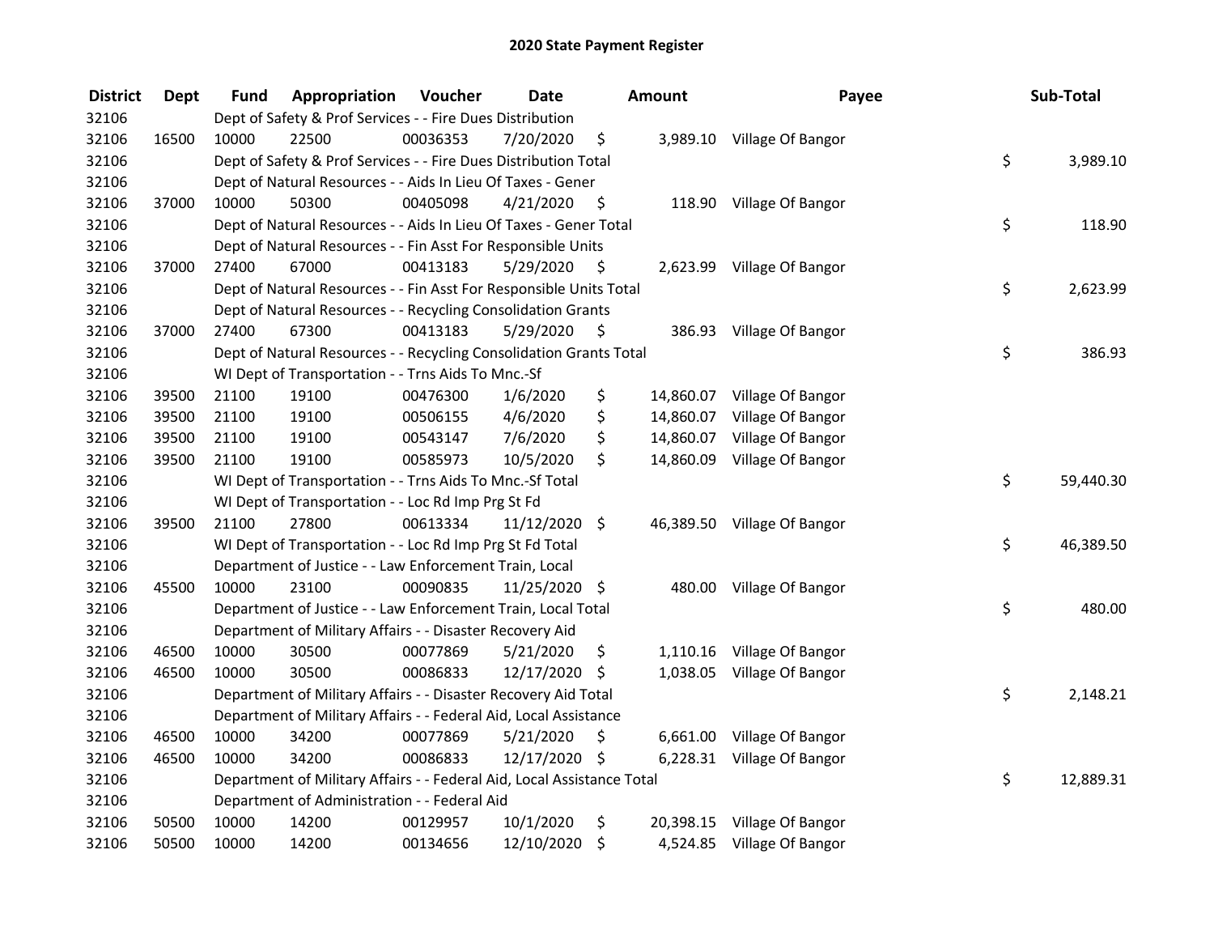# 2020 State Payment Register

| District | Dept | Fund | Appropriation | Voucher | Date | Amount | Payee | Sub-Total |
|---|---|---|---|---|---|---|---|---|
| 32106 | | Dept of Safety & Prof Services - - Fire Dues Distribution | | | | | | |
| 32106 | 16500 | 10000 | 22500 | 00036353 | 7/20/2020 | $ 3,989.10 | Village Of Bangor | |
| 32106 | | Dept of Safety & Prof Services - - Fire Dues Distribution Total | | | | | | $ 3,989.10 |
| 32106 | | Dept of Natural Resources - - Aids In Lieu Of Taxes - Gener | | | | | | |
| 32106 | 37000 | 10000 | 50300 | 00405098 | 4/21/2020 | $ 118.90 | Village Of Bangor | |
| 32106 | | Dept of Natural Resources - - Aids In Lieu Of Taxes - Gener Total | | | | | | $ 118.90 |
| 32106 | | Dept of Natural Resources - - Fin Asst For Responsible Units | | | | | | |
| 32106 | 37000 | 27400 | 67000 | 00413183 | 5/29/2020 | $ 2,623.99 | Village Of Bangor | |
| 32106 | | Dept of Natural Resources - - Fin Asst For Responsible Units Total | | | | | | $ 2,623.99 |
| 32106 | | Dept of Natural Resources - - Recycling Consolidation Grants | | | | | | |
| 32106 | 37000 | 27400 | 67300 | 00413183 | 5/29/2020 | $ 386.93 | Village Of Bangor | |
| 32106 | | Dept of Natural Resources - - Recycling Consolidation Grants Total | | | | | | $ 386.93 |
| 32106 | | WI Dept of Transportation - - Trns Aids To Mnc.-Sf | | | | | | |
| 32106 | 39500 | 21100 | 19100 | 00476300 | 1/6/2020 | $ 14,860.07 | Village Of Bangor | |
| 32106 | 39500 | 21100 | 19100 | 00506155 | 4/6/2020 | $ 14,860.07 | Village Of Bangor | |
| 32106 | 39500 | 21100 | 19100 | 00543147 | 7/6/2020 | $ 14,860.07 | Village Of Bangor | |
| 32106 | 39500 | 21100 | 19100 | 00585973 | 10/5/2020 | $ 14,860.09 | Village Of Bangor | |
| 32106 | | WI Dept of Transportation - - Trns Aids To Mnc.-Sf Total | | | | | | $ 59,440.30 |
| 32106 | | WI Dept of Transportation - - Loc Rd Imp Prg St Fd | | | | | | |
| 32106 | 39500 | 21100 | 27800 | 00613334 | 11/12/2020 | $ 46,389.50 | Village Of Bangor | |
| 32106 | | WI Dept of Transportation - - Loc Rd Imp Prg St Fd Total | | | | | | $ 46,389.50 |
| 32106 | | Department of Justice - - Law Enforcement Train, Local | | | | | | |
| 32106 | 45500 | 10000 | 23100 | 00090835 | 11/25/2020 | $ 480.00 | Village Of Bangor | |
| 32106 | | Department of Justice - - Law Enforcement Train, Local Total | | | | | | $ 480.00 |
| 32106 | | Department of Military Affairs - - Disaster Recovery Aid | | | | | | |
| 32106 | 46500 | 10000 | 30500 | 00077869 | 5/21/2020 | $ 1,110.16 | Village Of Bangor | |
| 32106 | 46500 | 10000 | 30500 | 00086833 | 12/17/2020 | $ 1,038.05 | Village Of Bangor | |
| 32106 | | Department of Military Affairs - - Disaster Recovery Aid Total | | | | | | $ 2,148.21 |
| 32106 | | Department of Military Affairs - - Federal Aid, Local Assistance | | | | | | |
| 32106 | 46500 | 10000 | 34200 | 00077869 | 5/21/2020 | $ 6,661.00 | Village Of Bangor | |
| 32106 | 46500 | 10000 | 34200 | 00086833 | 12/17/2020 | $ 6,228.31 | Village Of Bangor | |
| 32106 | | Department of Military Affairs - - Federal Aid, Local Assistance Total | | | | | | $ 12,889.31 |
| 32106 | | Department of Administration - - Federal Aid | | | | | | |
| 32106 | 50500 | 10000 | 14200 | 00129957 | 10/1/2020 | $ 20,398.15 | Village Of Bangor | |
| 32106 | 50500 | 10000 | 14200 | 00134656 | 12/10/2020 | $ 4,524.85 | Village Of Bangor | |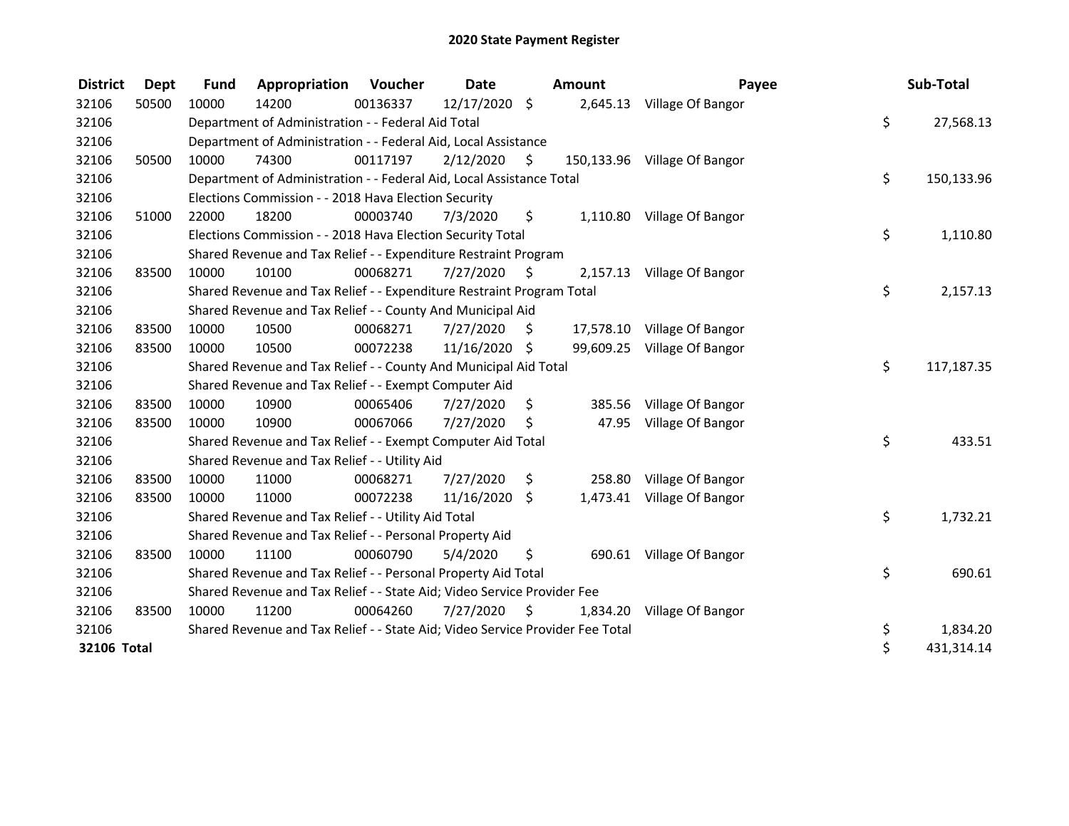# 2020 State Payment Register

| District | Dept | Fund | Appropriation | Voucher | Date | Amount | Payee | Sub-Total |
|---|---|---|---|---|---|---|---|---|
| 32106 | 50500 | 10000 | 14200 | 00136337 | 12/17/2020 | $ 2,645.13 | Village Of Bangor | |
| 32106 | | Department of Administration - - Federal Aid Total | | | | | | $ 27,568.13 |
| 32106 | | Department of Administration - - Federal Aid, Local Assistance | | | | | | |
| 32106 | 50500 | 10000 | 74300 | 00117197 | 2/12/2020 | $ 150,133.96 | Village Of Bangor | |
| 32106 | | Department of Administration - - Federal Aid, Local Assistance Total | | | | | | $ 150,133.96 |
| 32106 | | Elections Commission - - 2018 Hava Election Security | | | | | | |
| 32106 | 51000 | 22000 | 18200 | 00003740 | 7/3/2020 | $ 1,110.80 | Village Of Bangor | |
| 32106 | | Elections Commission - - 2018 Hava Election Security Total | | | | | | $ 1,110.80 |
| 32106 | | Shared Revenue and Tax Relief - - Expenditure Restraint Program | | | | | | |
| 32106 | 83500 | 10000 | 10100 | 00068271 | 7/27/2020 | $ 2,157.13 | Village Of Bangor | |
| 32106 | | Shared Revenue and Tax Relief - - Expenditure Restraint Program Total | | | | | | $ 2,157.13 |
| 32106 | | Shared Revenue and Tax Relief - - County And Municipal Aid | | | | | | |
| 32106 | 83500 | 10000 | 10500 | 00068271 | 7/27/2020 | $ 17,578.10 | Village Of Bangor | |
| 32106 | 83500 | 10000 | 10500 | 00072238 | 11/16/2020 | $ 99,609.25 | Village Of Bangor | |
| 32106 | | Shared Revenue and Tax Relief - - County And Municipal Aid Total | | | | | | $ 117,187.35 |
| 32106 | | Shared Revenue and Tax Relief - - Exempt Computer Aid | | | | | | |
| 32106 | 83500 | 10000 | 10900 | 00065406 | 7/27/2020 | $ 385.56 | Village Of Bangor | |
| 32106 | 83500 | 10000 | 10900 | 00067066 | 7/27/2020 | $ 47.95 | Village Of Bangor | |
| 32106 | | Shared Revenue and Tax Relief - - Exempt Computer Aid Total | | | | | | $ 433.51 |
| 32106 | | Shared Revenue and Tax Relief - - Utility Aid | | | | | | |
| 32106 | 83500 | 10000 | 11000 | 00068271 | 7/27/2020 | $ 258.80 | Village Of Bangor | |
| 32106 | 83500 | 10000 | 11000 | 00072238 | 11/16/2020 | $ 1,473.41 | Village Of Bangor | |
| 32106 | | Shared Revenue and Tax Relief - - Utility Aid Total | | | | | | $ 1,732.21 |
| 32106 | | Shared Revenue and Tax Relief - - Personal Property Aid | | | | | | |
| 32106 | 83500 | 10000 | 11100 | 00060790 | 5/4/2020 | $ 690.61 | Village Of Bangor | |
| 32106 | | Shared Revenue and Tax Relief - - Personal Property Aid Total | | | | | | $ 690.61 |
| 32106 | | Shared Revenue and Tax Relief - - State Aid; Video Service Provider Fee | | | | | | |
| 32106 | 83500 | 10000 | 11200 | 00064260 | 7/27/2020 | $ 1,834.20 | Village Of Bangor | |
| 32106 | | Shared Revenue and Tax Relief - - State Aid; Video Service Provider Fee Total | | | | | | $ 1,834.20 |
| **32106 Total** | | | | | | | | $ 431,314.14 |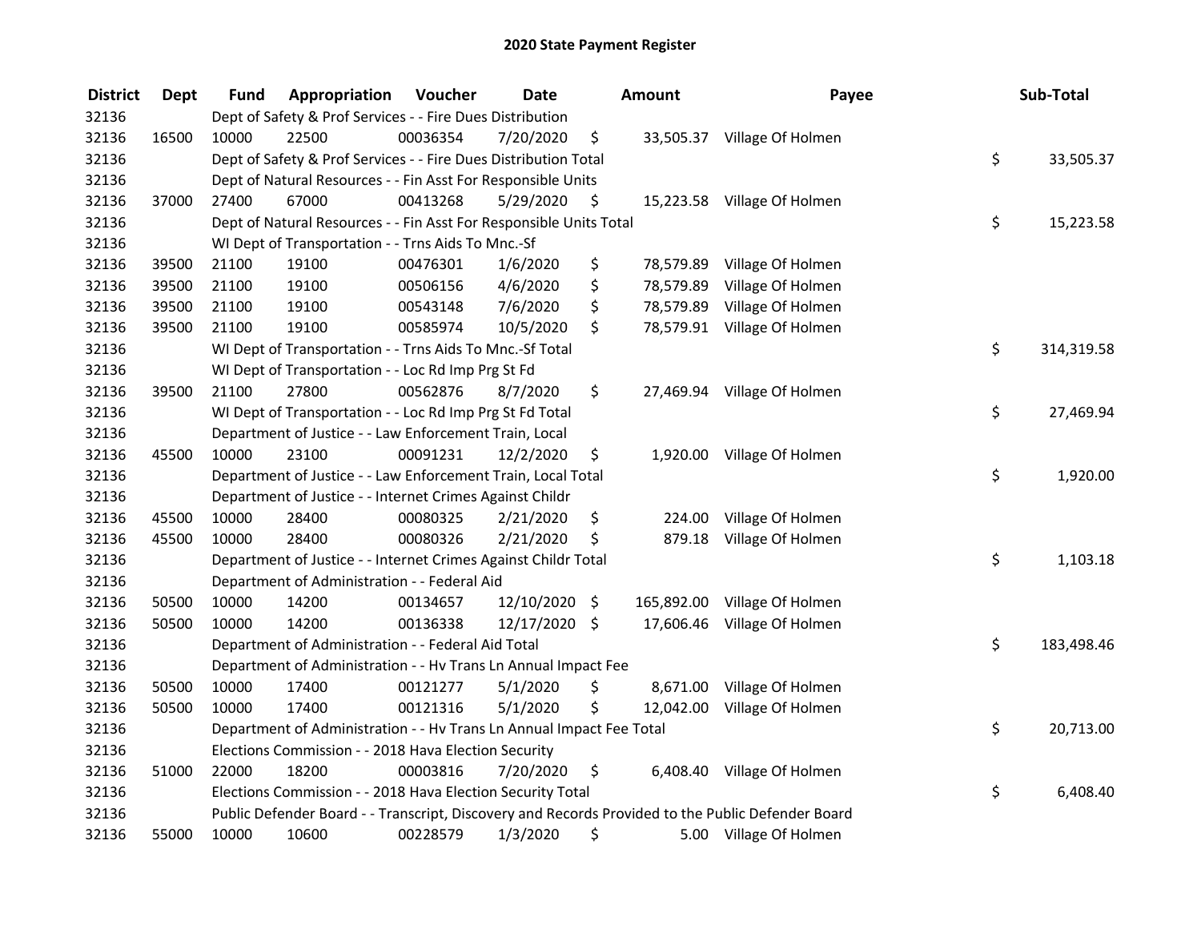# 2020 State Payment Register

| District | Dept | Fund | Appropriation | Voucher | Date | Amount | Payee | Sub-Total |
|---|---|---|---|---|---|---|---|---|
| 32136 | | Dept of Safety & Prof Services - - Fire Dues Distribution | | | | | | |
| 32136 | 16500 | 10000 | 22500 | 00036354 | 7/20/2020 | $ 33,505.37 | Village Of Holmen | |
| 32136 | | Dept of Safety & Prof Services - - Fire Dues Distribution Total | | | | | | $ 33,505.37 |
| 32136 | | Dept of Natural Resources - - Fin Asst For Responsible Units | | | | | | |
| 32136 | 37000 | 27400 | 67000 | 00413268 | 5/29/2020 | $ 15,223.58 | Village Of Holmen | |
| 32136 | | Dept of Natural Resources - - Fin Asst For Responsible Units Total | | | | | | $ 15,223.58 |
| 32136 | | WI Dept of Transportation - - Trns Aids To Mnc.-Sf | | | | | | |
| 32136 | 39500 | 21100 | 19100 | 00476301 | 1/6/2020 | $ 78,579.89 | Village Of Holmen | |
| 32136 | 39500 | 21100 | 19100 | 00506156 | 4/6/2020 | $ 78,579.89 | Village Of Holmen | |
| 32136 | 39500 | 21100 | 19100 | 00543148 | 7/6/2020 | $ 78,579.89 | Village Of Holmen | |
| 32136 | 39500 | 21100 | 19100 | 00585974 | 10/5/2020 | $ 78,579.91 | Village Of Holmen | |
| 32136 | | WI Dept of Transportation - - Trns Aids To Mnc.-Sf Total | | | | | | $ 314,319.58 |
| 32136 | | WI Dept of Transportation - - Loc Rd Imp Prg St Fd | | | | | | |
| 32136 | 39500 | 21100 | 27800 | 00562876 | 8/7/2020 | $ 27,469.94 | Village Of Holmen | |
| 32136 | | WI Dept of Transportation - - Loc Rd Imp Prg St Fd Total | | | | | | $ 27,469.94 |
| 32136 | | Department of Justice - - Law Enforcement Train, Local | | | | | | |
| 32136 | 45500 | 10000 | 23100 | 00091231 | 12/2/2020 | $ 1,920.00 | Village Of Holmen | |
| 32136 | | Department of Justice - - Law Enforcement Train, Local Total | | | | | | $ 1,920.00 |
| 32136 | | Department of Justice - - Internet Crimes Against Childr | | | | | | |
| 32136 | 45500 | 10000 | 28400 | 00080325 | 2/21/2020 | $ 224.00 | Village Of Holmen | |
| 32136 | 45500 | 10000 | 28400 | 00080326 | 2/21/2020 | $ 879.18 | Village Of Holmen | |
| 32136 | | Department of Justice - - Internet Crimes Against Childr Total | | | | | | $ 1,103.18 |
| 32136 | | Department of Administration - - Federal Aid | | | | | | |
| 32136 | 50500 | 10000 | 14200 | 00134657 | 12/10/2020 | $ 165,892.00 | Village Of Holmen | |
| 32136 | 50500 | 10000 | 14200 | 00136338 | 12/17/2020 | $ 17,606.46 | Village Of Holmen | |
| 32136 | | Department of Administration - - Federal Aid Total | | | | | | $ 183,498.46 |
| 32136 | | Department of Administration - - Hv Trans Ln Annual Impact Fee | | | | | | |
| 32136 | 50500 | 10000 | 17400 | 00121277 | 5/1/2020 | $ 8,671.00 | Village Of Holmen | |
| 32136 | 50500 | 10000 | 17400 | 00121316 | 5/1/2020 | $ 12,042.00 | Village Of Holmen | |
| 32136 | | Department of Administration - - Hv Trans Ln Annual Impact Fee Total | | | | | | $ 20,713.00 |
| 32136 | | Elections Commission - - 2018 Hava Election Security | | | | | | |
| 32136 | 51000 | 22000 | 18200 | 00003816 | 7/20/2020 | $ 6,408.40 | Village Of Holmen | |
| 32136 | | Elections Commission - - 2018 Hava Election Security Total | | | | | | $ 6,408.40 |
| 32136 | | Public Defender Board - - Transcript, Discovery and Records Provided to the Public Defender Board | | | | | | |
| 32136 | 55000 | 10000 | 10600 | 00228579 | 1/3/2020 | $ 5.00 | Village Of Holmen | |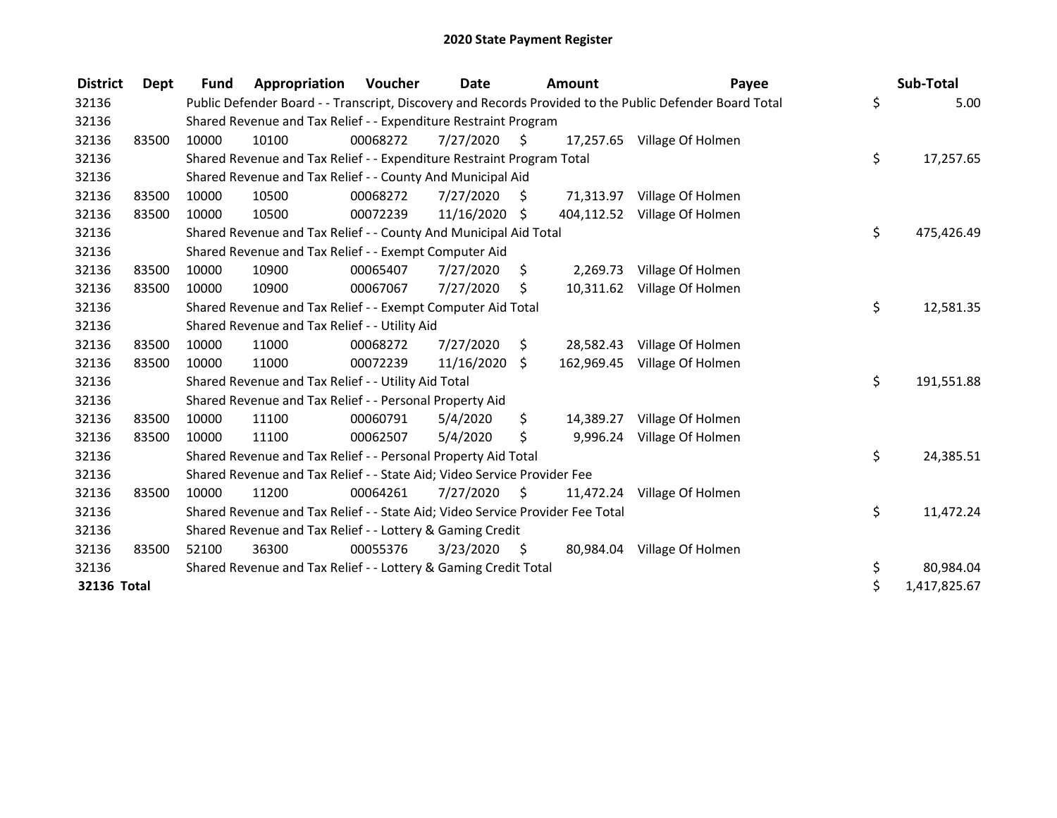# 2020 State Payment Register

| District | Dept | Fund | Appropriation | Voucher | Date | Amount | Payee | Sub-Total |
|---|---|---|---|---|---|---|---|---|
| 32136 | | Public Defender Board - - Transcript, Discovery and Records Provided to the Public Defender Board Total | | | | | | $ 5.00 |
| 32136 | | Shared Revenue and Tax Relief - - Expenditure Restraint Program | | | | | | |
| 32136 | 83500 | 10000 | 10100 | 00068272 | 7/27/2020 | $ 17,257.65 | Village Of Holmen | |
| 32136 | | Shared Revenue and Tax Relief - - Expenditure Restraint Program Total | | | | | | $ 17,257.65 |
| 32136 | | Shared Revenue and Tax Relief - - County And Municipal Aid | | | | | | |
| 32136 | 83500 | 10000 | 10500 | 00068272 | 7/27/2020 | $ 71,313.97 | Village Of Holmen | |
| 32136 | 83500 | 10000 | 10500 | 00072239 | 11/16/2020 | $ 404,112.52 | Village Of Holmen | |
| 32136 | | Shared Revenue and Tax Relief - - County And Municipal Aid Total | | | | | | $ 475,426.49 |
| 32136 | | Shared Revenue and Tax Relief - - Exempt Computer Aid | | | | | | |
| 32136 | 83500 | 10000 | 10900 | 00065407 | 7/27/2020 | $ 2,269.73 | Village Of Holmen | |
| 32136 | 83500 | 10000 | 10900 | 00067067 | 7/27/2020 | $ 10,311.62 | Village Of Holmen | |
| 32136 | | Shared Revenue and Tax Relief - - Exempt Computer Aid Total | | | | | | $ 12,581.35 |
| 32136 | | Shared Revenue and Tax Relief - - Utility Aid | | | | | | |
| 32136 | 83500 | 10000 | 11000 | 00068272 | 7/27/2020 | $ 28,582.43 | Village Of Holmen | |
| 32136 | 83500 | 10000 | 11000 | 00072239 | 11/16/2020 | $ 162,969.45 | Village Of Holmen | |
| 32136 | | Shared Revenue and Tax Relief - - Utility Aid Total | | | | | | $ 191,551.88 |
| 32136 | | Shared Revenue and Tax Relief - - Personal Property Aid | | | | | | |
| 32136 | 83500 | 10000 | 11100 | 00060791 | 5/4/2020 | $ 14,389.27 | Village Of Holmen | |
| 32136 | 83500 | 10000 | 11100 | 00062507 | 5/4/2020 | $ 9,996.24 | Village Of Holmen | |
| 32136 | | Shared Revenue and Tax Relief - - Personal Property Aid Total | | | | | | $ 24,385.51 |
| 32136 | | Shared Revenue and Tax Relief - - State Aid; Video Service Provider Fee | | | | | | |
| 32136 | 83500 | 10000 | 11200 | 00064261 | 7/27/2020 | $ 11,472.24 | Village Of Holmen | |
| 32136 | | Shared Revenue and Tax Relief - - State Aid; Video Service Provider Fee Total | | | | | | $ 11,472.24 |
| 32136 | | Shared Revenue and Tax Relief - - Lottery & Gaming Credit | | | | | | |
| 32136 | 83500 | 52100 | 36300 | 00055376 | 3/23/2020 | $ 80,984.04 | Village Of Holmen | |
| 32136 | | Shared Revenue and Tax Relief - - Lottery & Gaming Credit Total | | | | | | $ 80,984.04 |
| **32136 Total** | | | | | | | | $ 1,417,825.67 |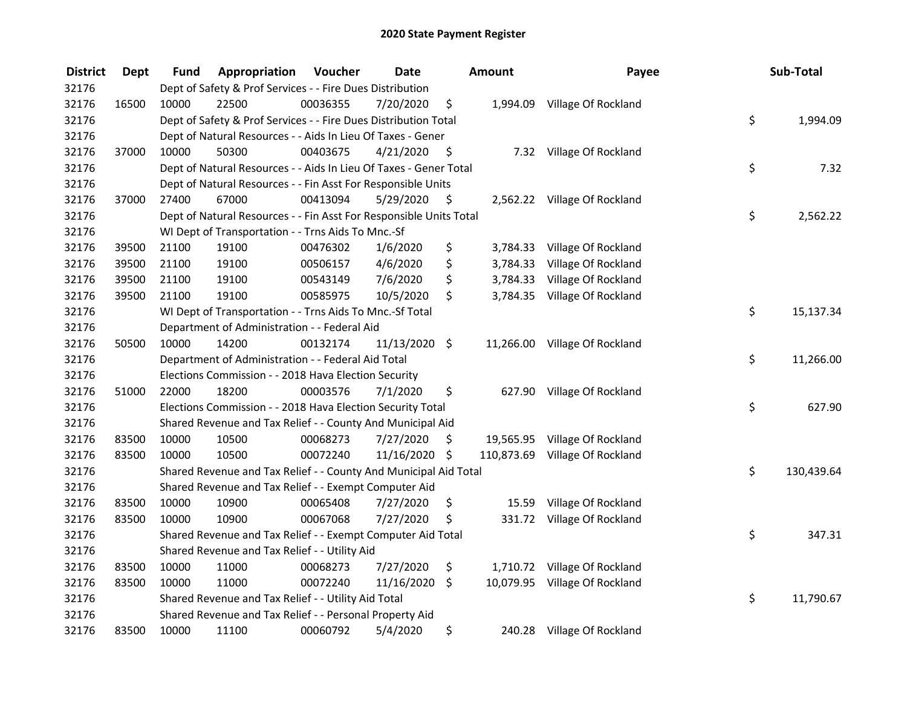# 2020 State Payment Register

| District | Dept | Fund | Appropriation | Voucher | Date | Amount | Payee | Sub-Total |
|---|---|---|---|---|---|---|---|---|
| 32176 | | Dept of Safety & Prof Services - - Fire Dues Distribution | | | | | | |
| 32176 | 16500 | 10000 | 22500 | 00036355 | 7/20/2020 | $ 1,994.09 | Village Of Rockland | |
| 32176 | | Dept of Safety & Prof Services - - Fire Dues Distribution Total | | | | | | $ 1,994.09 |
| 32176 | | Dept of Natural Resources - - Aids In Lieu Of Taxes - Gener | | | | | | |
| 32176 | 37000 | 10000 | 50300 | 00403675 | 4/21/2020 | $ 7.32 | Village Of Rockland | |
| 32176 | | Dept of Natural Resources - - Aids In Lieu Of Taxes - Gener Total | | | | | | $ 7.32 |
| 32176 | | Dept of Natural Resources - - Fin Asst For Responsible Units | | | | | | |
| 32176 | 37000 | 27400 | 67000 | 00413094 | 5/29/2020 | $ 2,562.22 | Village Of Rockland | |
| 32176 | | Dept of Natural Resources - - Fin Asst For Responsible Units Total | | | | | | $ 2,562.22 |
| 32176 | | WI Dept of Transportation - - Trns Aids To Mnc.-Sf | | | | | | |
| 32176 | 39500 | 21100 | 19100 | 00476302 | 1/6/2020 | $ 3,784.33 | Village Of Rockland | |
| 32176 | 39500 | 21100 | 19100 | 00506157 | 4/6/2020 | $ 3,784.33 | Village Of Rockland | |
| 32176 | 39500 | 21100 | 19100 | 00543149 | 7/6/2020 | $ 3,784.33 | Village Of Rockland | |
| 32176 | 39500 | 21100 | 19100 | 00585975 | 10/5/2020 | $ 3,784.35 | Village Of Rockland | |
| 32176 | | WI Dept of Transportation - - Trns Aids To Mnc.-Sf Total | | | | | | $ 15,137.34 |
| 32176 | | Department of Administration - - Federal Aid | | | | | | |
| 32176 | 50500 | 10000 | 14200 | 00132174 | 11/13/2020 | $ 11,266.00 | Village Of Rockland | |
| 32176 | | Department of Administration - - Federal Aid Total | | | | | | $ 11,266.00 |
| 32176 | | Elections Commission - - 2018 Hava Election Security | | | | | | |
| 32176 | 51000 | 22000 | 18200 | 00003576 | 7/1/2020 | $ 627.90 | Village Of Rockland | |
| 32176 | | Elections Commission - - 2018 Hava Election Security Total | | | | | | $ 627.90 |
| 32176 | | Shared Revenue and Tax Relief - - County And Municipal Aid | | | | | | |
| 32176 | 83500 | 10000 | 10500 | 00068273 | 7/27/2020 | $ 19,565.95 | Village Of Rockland | |
| 32176 | 83500 | 10000 | 10500 | 00072240 | 11/16/2020 | $ 110,873.69 | Village Of Rockland | |
| 32176 | | Shared Revenue and Tax Relief - - County And Municipal Aid Total | | | | | | $ 130,439.64 |
| 32176 | | Shared Revenue and Tax Relief - - Exempt Computer Aid | | | | | | |
| 32176 | 83500 | 10000 | 10900 | 00065408 | 7/27/2020 | $ 15.59 | Village Of Rockland | |
| 32176 | 83500 | 10000 | 10900 | 00067068 | 7/27/2020 | $ 331.72 | Village Of Rockland | |
| 32176 | | Shared Revenue and Tax Relief - - Exempt Computer Aid Total | | | | | | $ 347.31 |
| 32176 | | Shared Revenue and Tax Relief - - Utility Aid | | | | | | |
| 32176 | 83500 | 10000 | 11000 | 00068273 | 7/27/2020 | $ 1,710.72 | Village Of Rockland | |
| 32176 | 83500 | 10000 | 11000 | 00072240 | 11/16/2020 | $ 10,079.95 | Village Of Rockland | |
| 32176 | | Shared Revenue and Tax Relief - - Utility Aid Total | | | | | | $ 11,790.67 |
| 32176 | | Shared Revenue and Tax Relief - - Personal Property Aid | | | | | | |
| 32176 | 83500 | 10000 | 11100 | 00060792 | 5/4/2020 | $ 240.28 | Village Of Rockland | |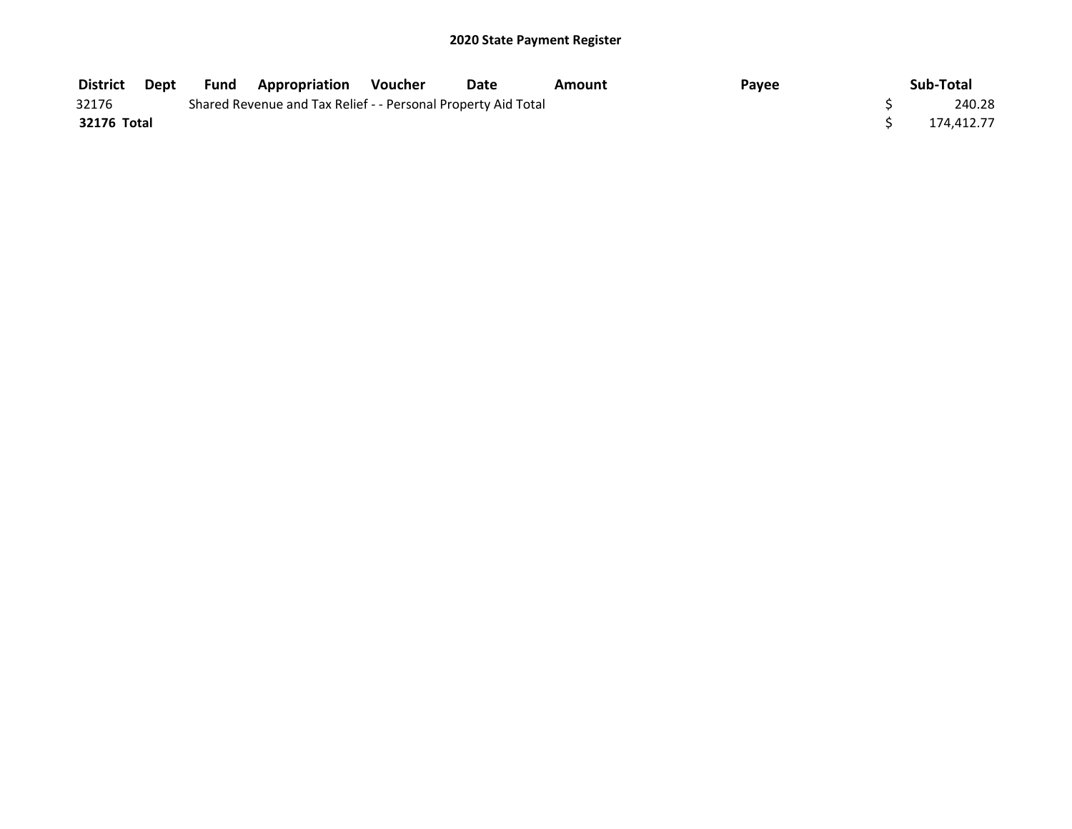## 2020 State Payment Register

| District | Dept | Fund | Appropriation | Voucher | Date | Amount | Payee | Sub-Total |
|---|---|---|---|---|---|---|---|---|
| 32176 | | Shared Revenue and Tax Relief - - Personal Property Aid Total | | | | | | $ 240.28 |
| **32176 Total** | | | | | | | | $ 174,412.77 |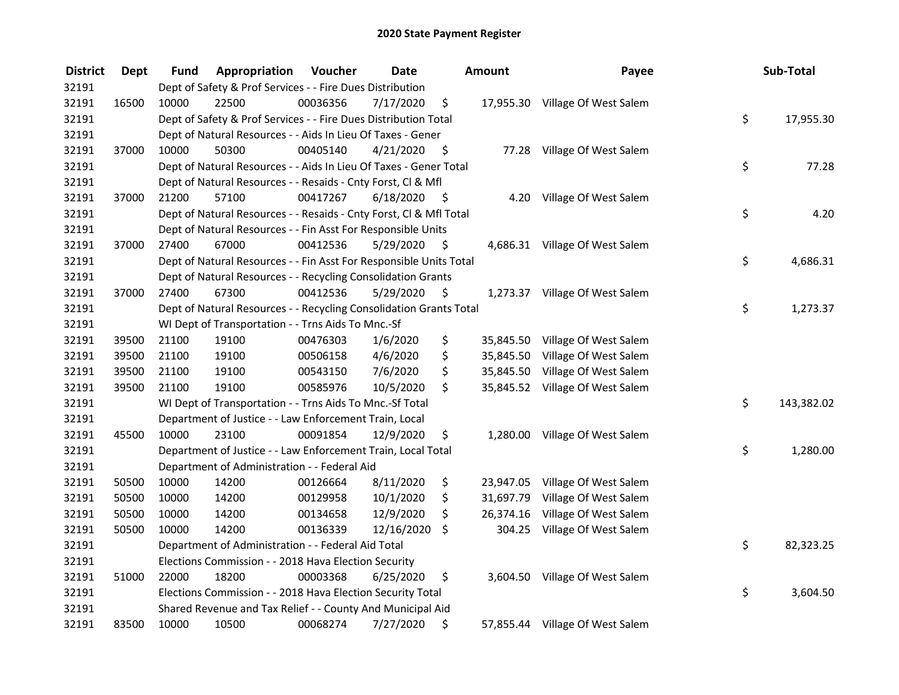# 2020 State Payment Register

| District | Dept | Fund | Appropriation | Voucher | Date | Amount | Payee | Sub-Total |
|---|---|---|---|---|---|---|---|---|
| 32191 | | | Dept of Safety & Prof Services - - Fire Dues Distribution | | | | | |
| 32191 | 16500 | 10000 | 22500 | 00036356 | 7/17/2020 | $ 17,955.30 | Village Of West Salem | |
| 32191 | | | Dept of Safety & Prof Services - - Fire Dues Distribution Total | | | | | $ 17,955.30 |
| 32191 | | | Dept of Natural Resources - - Aids In Lieu Of Taxes - Gener | | | | | |
| 32191 | 37000 | 10000 | 50300 | 00405140 | 4/21/2020 | $ 77.28 | Village Of West Salem | |
| 32191 | | | Dept of Natural Resources - - Aids In Lieu Of Taxes - Gener Total | | | | | $ 77.28 |
| 32191 | | | Dept of Natural Resources - - Resaids - Cnty Forst, Cl & Mfl | | | | | |
| 32191 | 37000 | 21200 | 57100 | 00417267 | 6/18/2020 | $ 4.20 | Village Of West Salem | |
| 32191 | | | Dept of Natural Resources - - Resaids - Cnty Forst, Cl & Mfl Total | | | | | $ 4.20 |
| 32191 | | | Dept of Natural Resources - - Fin Asst For Responsible Units | | | | | |
| 32191 | 37000 | 27400 | 67000 | 00412536 | 5/29/2020 | $ 4,686.31 | Village Of West Salem | |
| 32191 | | | Dept of Natural Resources - - Fin Asst For Responsible Units Total | | | | | $ 4,686.31 |
| 32191 | | | Dept of Natural Resources - - Recycling Consolidation Grants | | | | | |
| 32191 | 37000 | 27400 | 67300 | 00412536 | 5/29/2020 | $ 1,273.37 | Village Of West Salem | |
| 32191 | | | Dept of Natural Resources - - Recycling Consolidation Grants Total | | | | | $ 1,273.37 |
| 32191 | | | WI Dept of Transportation - - Trns Aids To Mnc.-Sf | | | | | |
| 32191 | 39500 | 21100 | 19100 | 00476303 | 1/6/2020 | $ 35,845.50 | Village Of West Salem | |
| 32191 | 39500 | 21100 | 19100 | 00506158 | 4/6/2020 | $ 35,845.50 | Village Of West Salem | |
| 32191 | 39500 | 21100 | 19100 | 00543150 | 7/6/2020 | $ 35,845.50 | Village Of West Salem | |
| 32191 | 39500 | 21100 | 19100 | 00585976 | 10/5/2020 | $ 35,845.52 | Village Of West Salem | |
| 32191 | | | WI Dept of Transportation - - Trns Aids To Mnc.-Sf Total | | | | | $ 143,382.02 |
| 32191 | | | Department of Justice - - Law Enforcement Train, Local | | | | | |
| 32191 | 45500 | 10000 | 23100 | 00091854 | 12/9/2020 | $ 1,280.00 | Village Of West Salem | |
| 32191 | | | Department of Justice - - Law Enforcement Train, Local Total | | | | | $ 1,280.00 |
| 32191 | | | Department of Administration - - Federal Aid | | | | | |
| 32191 | 50500 | 10000 | 14200 | 00126664 | 8/11/2020 | $ 23,947.05 | Village Of West Salem | |
| 32191 | 50500 | 10000 | 14200 | 00129958 | 10/1/2020 | $ 31,697.79 | Village Of West Salem | |
| 32191 | 50500 | 10000 | 14200 | 00134658 | 12/9/2020 | $ 26,374.16 | Village Of West Salem | |
| 32191 | 50500 | 10000 | 14200 | 00136339 | 12/16/2020 | $ 304.25 | Village Of West Salem | |
| 32191 | | | Department of Administration - - Federal Aid Total | | | | | $ 82,323.25 |
| 32191 | | | Elections Commission - - 2018 Hava Election Security | | | | | |
| 32191 | 51000 | 22000 | 18200 | 00003368 | 6/25/2020 | $ 3,604.50 | Village Of West Salem | |
| 32191 | | | Elections Commission - - 2018 Hava Election Security Total | | | | | $ 3,604.50 |
| 32191 | | | Shared Revenue and Tax Relief - - County And Municipal Aid | | | | | |
| 32191 | 83500 | 10000 | 10500 | 00068274 | 7/27/2020 | $ 57,855.44 | Village Of West Salem | |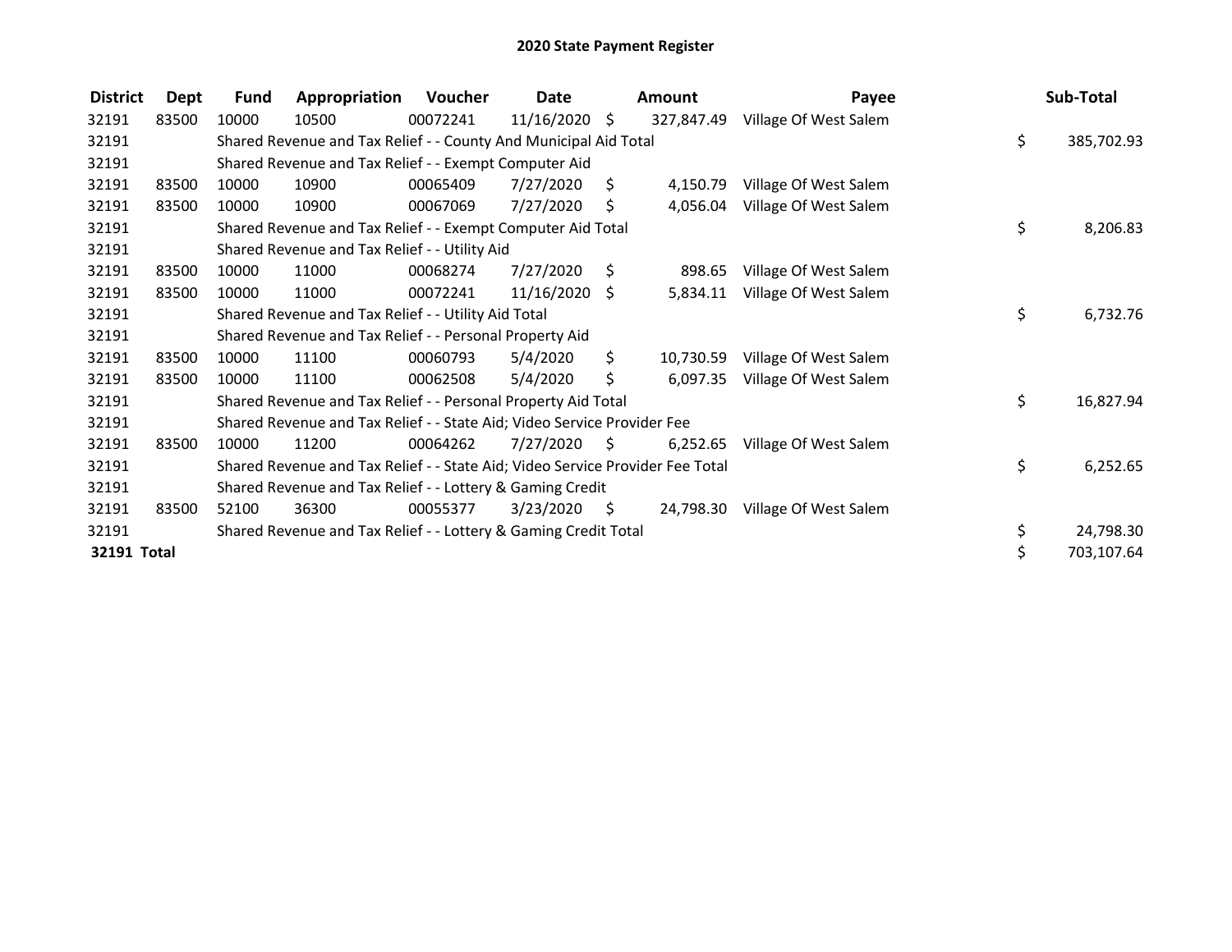# 2020 State Payment Register

| District | Dept | Fund | Appropriation | Voucher | Date | Amount | Payee | Sub-Total |
|---|---|---|---|---|---|---|---|---|
| 32191 | 83500 | 10000 | 10500 | 00072241 | 11/16/2020 | $ 327,847.49 | Village Of West Salem | |
| 32191 | | Shared Revenue and Tax Relief - - County And Municipal Aid Total | | | | | | $ 385,702.93 |
| 32191 | | Shared Revenue and Tax Relief - - Exempt Computer Aid | | | | | | |
| 32191 | 83500 | 10000 | 10900 | 00065409 | 7/27/2020 | $ 4,150.79 | Village Of West Salem | |
| 32191 | 83500 | 10000 | 10900 | 00067069 | 7/27/2020 | $ 4,056.04 | Village Of West Salem | |
| 32191 | | Shared Revenue and Tax Relief - - Exempt Computer Aid Total | | | | | | $ 8,206.83 |
| 32191 | | Shared Revenue and Tax Relief - - Utility Aid | | | | | | |
| 32191 | 83500 | 10000 | 11000 | 00068274 | 7/27/2020 | $ 898.65 | Village Of West Salem | |
| 32191 | 83500 | 10000 | 11000 | 00072241 | 11/16/2020 | $ 5,834.11 | Village Of West Salem | |
| 32191 | | Shared Revenue and Tax Relief - - Utility Aid Total | | | | | | $ 6,732.76 |
| 32191 | | Shared Revenue and Tax Relief - - Personal Property Aid | | | | | | |
| 32191 | 83500 | 10000 | 11100 | 00060793 | 5/4/2020 | $ 10,730.59 | Village Of West Salem | |
| 32191 | 83500 | 10000 | 11100 | 00062508 | 5/4/2020 | $ 6,097.35 | Village Of West Salem | |
| 32191 | | Shared Revenue and Tax Relief - - Personal Property Aid Total | | | | | | $ 16,827.94 |
| 32191 | | Shared Revenue and Tax Relief - - State Aid; Video Service Provider Fee | | | | | | |
| 32191 | 83500 | 10000 | 11200 | 00064262 | 7/27/2020 | $ 6,252.65 | Village Of West Salem | |
| 32191 | | Shared Revenue and Tax Relief - - State Aid; Video Service Provider Fee Total | | | | | | $ 6,252.65 |
| 32191 | | Shared Revenue and Tax Relief - - Lottery & Gaming Credit | | | | | | |
| 32191 | 83500 | 52100 | 36300 | 00055377 | 3/23/2020 | $ 24,798.30 | Village Of West Salem | |
| 32191 | | Shared Revenue and Tax Relief - - Lottery & Gaming Credit Total | | | | | | $ 24,798.30 |
| **32191 Total** | | | | | | | | $ 703,107.64 |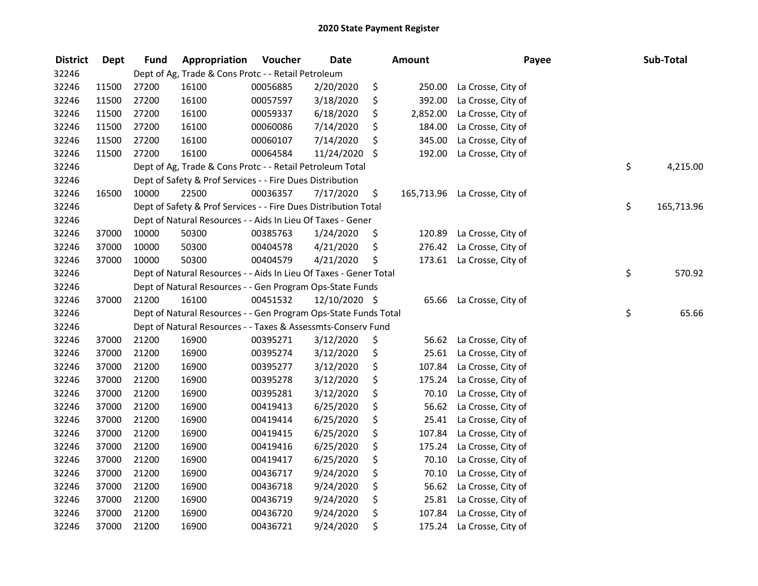# 2020 State Payment Register

| District | Dept | Fund | Appropriation | Voucher | Date | Amount | Payee | Sub-Total |
|---|---|---|---|---|---|---|---|---|
| 32246 | | Dept of Ag, Trade & Cons Protc - - Retail Petroleum | | | | | | |
| 32246 | 11500 | 27200 | 16100 | 00056885 | 2/20/2020 | $ 250.00 | La Crosse, City of | |
| 32246 | 11500 | 27200 | 16100 | 00057597 | 3/18/2020 | $ 392.00 | La Crosse, City of | |
| 32246 | 11500 | 27200 | 16100 | 00059337 | 6/18/2020 | $ 2,852.00 | La Crosse, City of | |
| 32246 | 11500 | 27200 | 16100 | 00060086 | 7/14/2020 | $ 184.00 | La Crosse, City of | |
| 32246 | 11500 | 27200 | 16100 | 00060107 | 7/14/2020 | $ 345.00 | La Crosse, City of | |
| 32246 | 11500 | 27200 | 16100 | 00064584 | 11/24/2020 | $ 192.00 | La Crosse, City of | |
| 32246 | | Dept of Ag, Trade & Cons Protc - - Retail Petroleum Total | | | | | | $ 4,215.00 |
| 32246 | | Dept of Safety & Prof Services - - Fire Dues Distribution | | | | | | |
| 32246 | 16500 | 10000 | 22500 | 00036357 | 7/17/2020 | $ 165,713.96 | La Crosse, City of | |
| 32246 | | Dept of Safety & Prof Services - - Fire Dues Distribution Total | | | | | | $ 165,713.96 |
| 32246 | | Dept of Natural Resources - - Aids In Lieu Of Taxes - Gener | | | | | | |
| 32246 | 37000 | 10000 | 50300 | 00385763 | 1/24/2020 | $ 120.89 | La Crosse, City of | |
| 32246 | 37000 | 10000 | 50300 | 00404578 | 4/21/2020 | $ 276.42 | La Crosse, City of | |
| 32246 | 37000 | 10000 | 50300 | 00404579 | 4/21/2020 | $ 173.61 | La Crosse, City of | |
| 32246 | | Dept of Natural Resources - - Aids In Lieu Of Taxes - Gener Total | | | | | | $ 570.92 |
| 32246 | | Dept of Natural Resources - - Gen Program Ops-State Funds | | | | | | |
| 32246 | 37000 | 21200 | 16100 | 00451532 | 12/10/2020 | $ 65.66 | La Crosse, City of | |
| 32246 | | Dept of Natural Resources - - Gen Program Ops-State Funds Total | | | | | | $ 65.66 |
| 32246 | | Dept of Natural Resources - - Taxes & Assessmts-Conserv Fund | | | | | | |
| 32246 | 37000 | 21200 | 16900 | 00395271 | 3/12/2020 | $ 56.62 | La Crosse, City of | |
| 32246 | 37000 | 21200 | 16900 | 00395274 | 3/12/2020 | $ 25.61 | La Crosse, City of | |
| 32246 | 37000 | 21200 | 16900 | 00395277 | 3/12/2020 | $ 107.84 | La Crosse, City of | |
| 32246 | 37000 | 21200 | 16900 | 00395278 | 3/12/2020 | $ 175.24 | La Crosse, City of | |
| 32246 | 37000 | 21200 | 16900 | 00395281 | 3/12/2020 | $ 70.10 | La Crosse, City of | |
| 32246 | 37000 | 21200 | 16900 | 00419413 | 6/25/2020 | $ 56.62 | La Crosse, City of | |
| 32246 | 37000 | 21200 | 16900 | 00419414 | 6/25/2020 | $ 25.41 | La Crosse, City of | |
| 32246 | 37000 | 21200 | 16900 | 00419415 | 6/25/2020 | $ 107.84 | La Crosse, City of | |
| 32246 | 37000 | 21200 | 16900 | 00419416 | 6/25/2020 | $ 175.24 | La Crosse, City of | |
| 32246 | 37000 | 21200 | 16900 | 00419417 | 6/25/2020 | $ 70.10 | La Crosse, City of | |
| 32246 | 37000 | 21200 | 16900 | 00436717 | 9/24/2020 | $ 70.10 | La Crosse, City of | |
| 32246 | 37000 | 21200 | 16900 | 00436718 | 9/24/2020 | $ 56.62 | La Crosse, City of | |
| 32246 | 37000 | 21200 | 16900 | 00436719 | 9/24/2020 | $ 25.81 | La Crosse, City of | |
| 32246 | 37000 | 21200 | 16900 | 00436720 | 9/24/2020 | $ 107.84 | La Crosse, City of | |
| 32246 | 37000 | 21200 | 16900 | 00436721 | 9/24/2020 | $ 175.24 | La Crosse, City of | |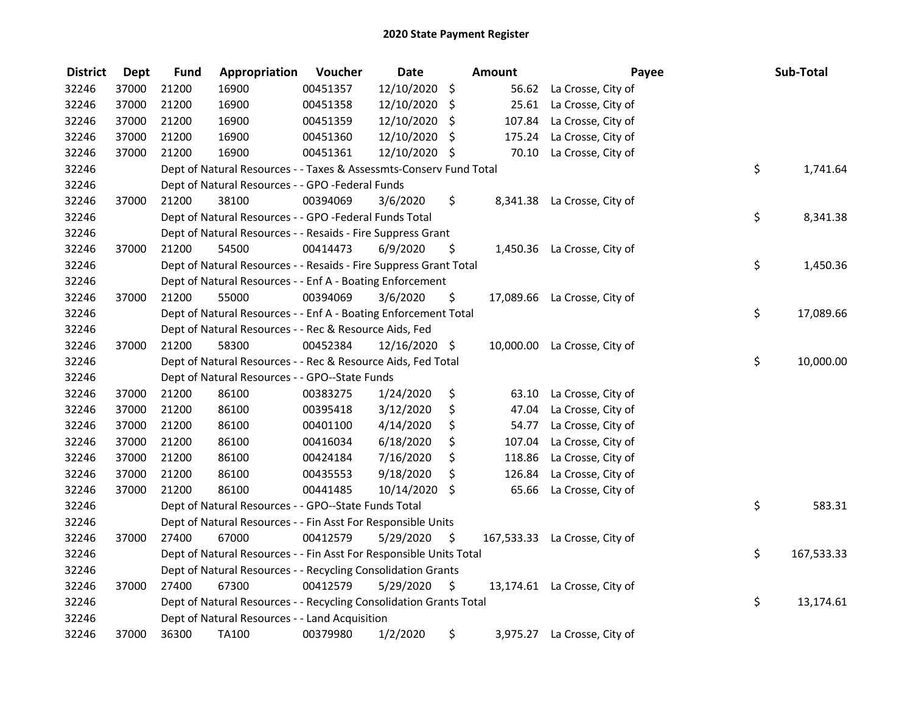# 2020 State Payment Register

| District | Dept | Fund | Appropriation | Voucher | Date | Amount | Payee | Sub-Total |
|---|---|---|---|---|---|---|---|---|
| 32246 | 37000 | 21200 | 16900 | 00451357 | 12/10/2020 | $ 56.62 | La Crosse, City of | |
| 32246 | 37000 | 21200 | 16900 | 00451358 | 12/10/2020 | $ 25.61 | La Crosse, City of | |
| 32246 | 37000 | 21200 | 16900 | 00451359 | 12/10/2020 | $ 107.84 | La Crosse, City of | |
| 32246 | 37000 | 21200 | 16900 | 00451360 | 12/10/2020 | $ 175.24 | La Crosse, City of | |
| 32246 | 37000 | 21200 | 16900 | 00451361 | 12/10/2020 | $ 70.10 | La Crosse, City of | |
| 32246 | | Dept of Natural Resources - - Taxes & Assessmts-Conserv Fund Total | | | | | | $ 1,741.64 |
| 32246 | | Dept of Natural Resources - - GPO -Federal Funds | | | | | | |
| 32246 | 37000 | 21200 | 38100 | 00394069 | 3/6/2020 | $ 8,341.38 | La Crosse, City of | |
| 32246 | | Dept of Natural Resources - - GPO -Federal Funds Total | | | | | | $ 8,341.38 |
| 32246 | | Dept of Natural Resources - - Resaids - Fire Suppress Grant | | | | | | |
| 32246 | 37000 | 21200 | 54500 | 00414473 | 6/9/2020 | $ 1,450.36 | La Crosse, City of | |
| 32246 | | Dept of Natural Resources - - Resaids - Fire Suppress Grant Total | | | | | | $ 1,450.36 |
| 32246 | | Dept of Natural Resources - - Enf A - Boating Enforcement | | | | | | |
| 32246 | 37000 | 21200 | 55000 | 00394069 | 3/6/2020 | $ 17,089.66 | La Crosse, City of | |
| 32246 | | Dept of Natural Resources - - Enf A - Boating Enforcement Total | | | | | | $ 17,089.66 |
| 32246 | | Dept of Natural Resources - - Rec & Resource Aids, Fed | | | | | | |
| 32246 | 37000 | 21200 | 58300 | 00452384 | 12/16/2020 | $ 10,000.00 | La Crosse, City of | |
| 32246 | | Dept of Natural Resources - - Rec & Resource Aids, Fed Total | | | | | | $ 10,000.00 |
| 32246 | | Dept of Natural Resources - - GPO--State Funds | | | | | | |
| 32246 | 37000 | 21200 | 86100 | 00383275 | 1/24/2020 | $ 63.10 | La Crosse, City of | |
| 32246 | 37000 | 21200 | 86100 | 00395418 | 3/12/2020 | $ 47.04 | La Crosse, City of | |
| 32246 | 37000 | 21200 | 86100 | 00401100 | 4/14/2020 | $ 54.77 | La Crosse, City of | |
| 32246 | 37000 | 21200 | 86100 | 00416034 | 6/18/2020 | $ 107.04 | La Crosse, City of | |
| 32246 | 37000 | 21200 | 86100 | 00424184 | 7/16/2020 | $ 118.86 | La Crosse, City of | |
| 32246 | 37000 | 21200 | 86100 | 00435553 | 9/18/2020 | $ 126.84 | La Crosse, City of | |
| 32246 | 37000 | 21200 | 86100 | 00441485 | 10/14/2020 | $ 65.66 | La Crosse, City of | |
| 32246 | | Dept of Natural Resources - - GPO--State Funds Total | | | | | | $ 583.31 |
| 32246 | | Dept of Natural Resources - - Fin Asst For Responsible Units | | | | | | |
| 32246 | 37000 | 27400 | 67000 | 00412579 | 5/29/2020 | $ 167,533.33 | La Crosse, City of | |
| 32246 | | Dept of Natural Resources - - Fin Asst For Responsible Units Total | | | | | | $ 167,533.33 |
| 32246 | | Dept of Natural Resources - - Recycling Consolidation Grants | | | | | | |
| 32246 | 37000 | 27400 | 67300 | 00412579 | 5/29/2020 | $ 13,174.61 | La Crosse, City of | |
| 32246 | | Dept of Natural Resources - - Recycling Consolidation Grants Total | | | | | | $ 13,174.61 |
| 32246 | | Dept of Natural Resources - - Land Acquisition | | | | | | |
| 32246 | 37000 | 36300 | TA100 | 00379980 | 1/2/2020 | $ 3,975.27 | La Crosse, City of | |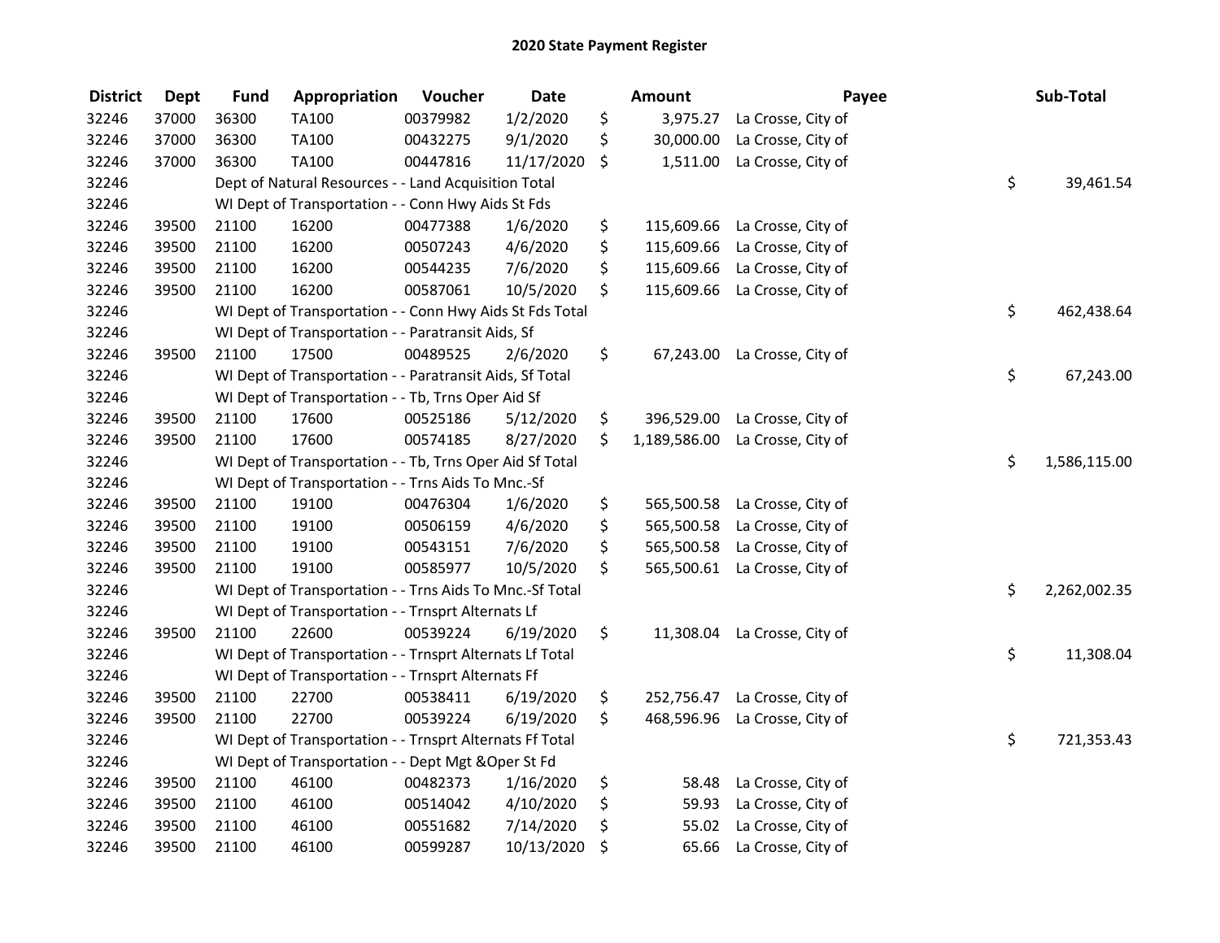# 2020 State Payment Register

| District | Dept | Fund | Appropriation | Voucher | Date | Amount | Payee | Sub-Total |
|---|---|---|---|---|---|---|---|---|
| 32246 | 37000 | 36300 | TA100 | 00379982 | 1/2/2020 | $ 3,975.27 | La Crosse, City of | |
| 32246 | 37000 | 36300 | TA100 | 00432275 | 9/1/2020 | $ 30,000.00 | La Crosse, City of | |
| 32246 | 37000 | 36300 | TA100 | 00447816 | 11/17/2020 | $ 1,511.00 | La Crosse, City of | |
| 32246 | | Dept of Natural Resources - - Land Acquisition Total | | | | | | $ 39,461.54 |
| 32246 | | WI Dept of Transportation - - Conn Hwy Aids St Fds | | | | | | |
| 32246 | 39500 | 21100 | 16200 | 00477388 | 1/6/2020 | $ 115,609.66 | La Crosse, City of | |
| 32246 | 39500 | 21100 | 16200 | 00507243 | 4/6/2020 | $ 115,609.66 | La Crosse, City of | |
| 32246 | 39500 | 21100 | 16200 | 00544235 | 7/6/2020 | $ 115,609.66 | La Crosse, City of | |
| 32246 | 39500 | 21100 | 16200 | 00587061 | 10/5/2020 | $ 115,609.66 | La Crosse, City of | |
| 32246 | | WI Dept of Transportation - - Conn Hwy Aids St Fds Total | | | | | | $ 462,438.64 |
| 32246 | | WI Dept of Transportation - - Paratransit Aids, Sf | | | | | | |
| 32246 | 39500 | 21100 | 17500 | 00489525 | 2/6/2020 | $ 67,243.00 | La Crosse, City of | |
| 32246 | | WI Dept of Transportation - - Paratransit Aids, Sf Total | | | | | | $ 67,243.00 |
| 32246 | | WI Dept of Transportation - - Tb, Trns Oper Aid Sf | | | | | | |
| 32246 | 39500 | 21100 | 17600 | 00525186 | 5/12/2020 | $ 396,529.00 | La Crosse, City of | |
| 32246 | 39500 | 21100 | 17600 | 00574185 | 8/27/2020 | $ 1,189,586.00 | La Crosse, City of | |
| 32246 | | WI Dept of Transportation - - Tb, Trns Oper Aid Sf Total | | | | | | $ 1,586,115.00 |
| 32246 | | WI Dept of Transportation - - Trns Aids To Mnc.-Sf | | | | | | |
| 32246 | 39500 | 21100 | 19100 | 00476304 | 1/6/2020 | $ 565,500.58 | La Crosse, City of | |
| 32246 | 39500 | 21100 | 19100 | 00506159 | 4/6/2020 | $ 565,500.58 | La Crosse, City of | |
| 32246 | 39500 | 21100 | 19100 | 00543151 | 7/6/2020 | $ 565,500.58 | La Crosse, City of | |
| 32246 | 39500 | 21100 | 19100 | 00585977 | 10/5/2020 | $ 565,500.61 | La Crosse, City of | |
| 32246 | | WI Dept of Transportation - - Trns Aids To Mnc.-Sf Total | | | | | | $ 2,262,002.35 |
| 32246 | | WI Dept of Transportation - - Trnsprt Alternats Lf | | | | | | |
| 32246 | 39500 | 21100 | 22600 | 00539224 | 6/19/2020 | $ 11,308.04 | La Crosse, City of | |
| 32246 | | WI Dept of Transportation - - Trnsprt Alternats Lf Total | | | | | | $ 11,308.04 |
| 32246 | | WI Dept of Transportation - - Trnsprt Alternats Ff | | | | | | |
| 32246 | 39500 | 21100 | 22700 | 00538411 | 6/19/2020 | $ 252,756.47 | La Crosse, City of | |
| 32246 | 39500 | 21100 | 22700 | 00539224 | 6/19/2020 | $ 468,596.96 | La Crosse, City of | |
| 32246 | | WI Dept of Transportation - - Trnsprt Alternats Ff Total | | | | | | $ 721,353.43 |
| 32246 | | WI Dept of Transportation - - Dept Mgt &Oper St Fd | | | | | | |
| 32246 | 39500 | 21100 | 46100 | 00482373 | 1/16/2020 | $ 58.48 | La Crosse, City of | |
| 32246 | 39500 | 21100 | 46100 | 00514042 | 4/10/2020 | $ 59.93 | La Crosse, City of | |
| 32246 | 39500 | 21100 | 46100 | 00551682 | 7/14/2020 | $ 55.02 | La Crosse, City of | |
| 32246 | 39500 | 21100 | 46100 | 00599287 | 10/13/2020 | $ 65.66 | La Crosse, City of | |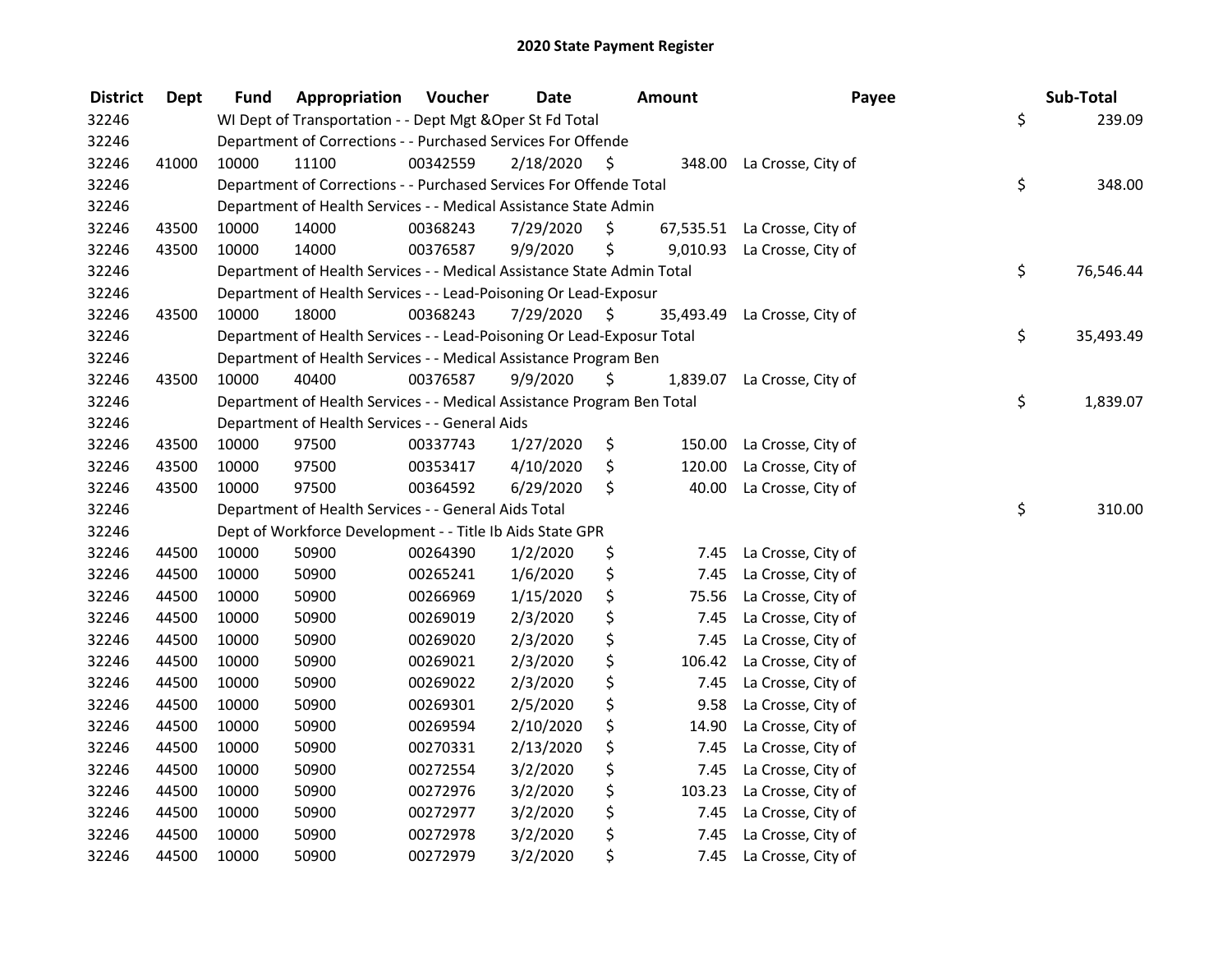# 2020 State Payment Register

| District | Dept | Fund | Appropriation | Voucher | Date | Amount | Payee | Sub-Total |
|---|---|---|---|---|---|---|---|---|
| 32246 | | WI Dept of Transportation - - Dept Mgt &Oper St Fd Total | | | | | | $ 239.09 |
| 32246 | | Department of Corrections - - Purchased Services For Offende | | | | | | |
| 32246 | 41000 | 10000 | 11100 | 00342559 | 2/18/2020 | $ 348.00 | La Crosse, City of | |
| 32246 | | Department of Corrections - - Purchased Services For Offende Total | | | | | | $ 348.00 |
| 32246 | | Department of Health Services - - Medical Assistance State Admin | | | | | | |
| 32246 | 43500 | 10000 | 14000 | 00368243 | 7/29/2020 | $ 67,535.51 | La Crosse, City of | |
| 32246 | 43500 | 10000 | 14000 | 00376587 | 9/9/2020 | $ 9,010.93 | La Crosse, City of | |
| 32246 | | Department of Health Services - - Medical Assistance State Admin Total | | | | | | $ 76,546.44 |
| 32246 | | Department of Health Services - - Lead-Poisoning Or Lead-Exposur | | | | | | |
| 32246 | 43500 | 10000 | 18000 | 00368243 | 7/29/2020 | $ 35,493.49 | La Crosse, City of | |
| 32246 | | Department of Health Services - - Lead-Poisoning Or Lead-Exposur Total | | | | | | $ 35,493.49 |
| 32246 | | Department of Health Services - - Medical Assistance Program Ben | | | | | | |
| 32246 | 43500 | 10000 | 40400 | 00376587 | 9/9/2020 | $ 1,839.07 | La Crosse, City of | |
| 32246 | | Department of Health Services - - Medical Assistance Program Ben Total | | | | | | $ 1,839.07 |
| 32246 | | Department of Health Services - - General Aids | | | | | | |
| 32246 | 43500 | 10000 | 97500 | 00337743 | 1/27/2020 | $ 150.00 | La Crosse, City of | |
| 32246 | 43500 | 10000 | 97500 | 00353417 | 4/10/2020 | $ 120.00 | La Crosse, City of | |
| 32246 | 43500 | 10000 | 97500 | 00364592 | 6/29/2020 | $ 40.00 | La Crosse, City of | |
| 32246 | | Department of Health Services - - General Aids Total | | | | | | $ 310.00 |
| 32246 | | Dept of Workforce Development - - Title Ib Aids State GPR | | | | | | |
| 32246 | 44500 | 10000 | 50900 | 00264390 | 1/2/2020 | $ 7.45 | La Crosse, City of | |
| 32246 | 44500 | 10000 | 50900 | 00265241 | 1/6/2020 | $ 7.45 | La Crosse, City of | |
| 32246 | 44500 | 10000 | 50900 | 00266969 | 1/15/2020 | $ 75.56 | La Crosse, City of | |
| 32246 | 44500 | 10000 | 50900 | 00269019 | 2/3/2020 | $ 7.45 | La Crosse, City of | |
| 32246 | 44500 | 10000 | 50900 | 00269020 | 2/3/2020 | $ 7.45 | La Crosse, City of | |
| 32246 | 44500 | 10000 | 50900 | 00269021 | 2/3/2020 | $ 106.42 | La Crosse, City of | |
| 32246 | 44500 | 10000 | 50900 | 00269022 | 2/3/2020 | $ 7.45 | La Crosse, City of | |
| 32246 | 44500 | 10000 | 50900 | 00269301 | 2/5/2020 | $ 9.58 | La Crosse, City of | |
| 32246 | 44500 | 10000 | 50900 | 00269594 | 2/10/2020 | $ 14.90 | La Crosse, City of | |
| 32246 | 44500 | 10000 | 50900 | 00270331 | 2/13/2020 | $ 7.45 | La Crosse, City of | |
| 32246 | 44500 | 10000 | 50900 | 00272554 | 3/2/2020 | $ 7.45 | La Crosse, City of | |
| 32246 | 44500 | 10000 | 50900 | 00272976 | 3/2/2020 | $ 103.23 | La Crosse, City of | |
| 32246 | 44500 | 10000 | 50900 | 00272977 | 3/2/2020 | $ 7.45 | La Crosse, City of | |
| 32246 | 44500 | 10000 | 50900 | 00272978 | 3/2/2020 | $ 7.45 | La Crosse, City of | |
| 32246 | 44500 | 10000 | 50900 | 00272979 | 3/2/2020 | $ 7.45 | La Crosse, City of | |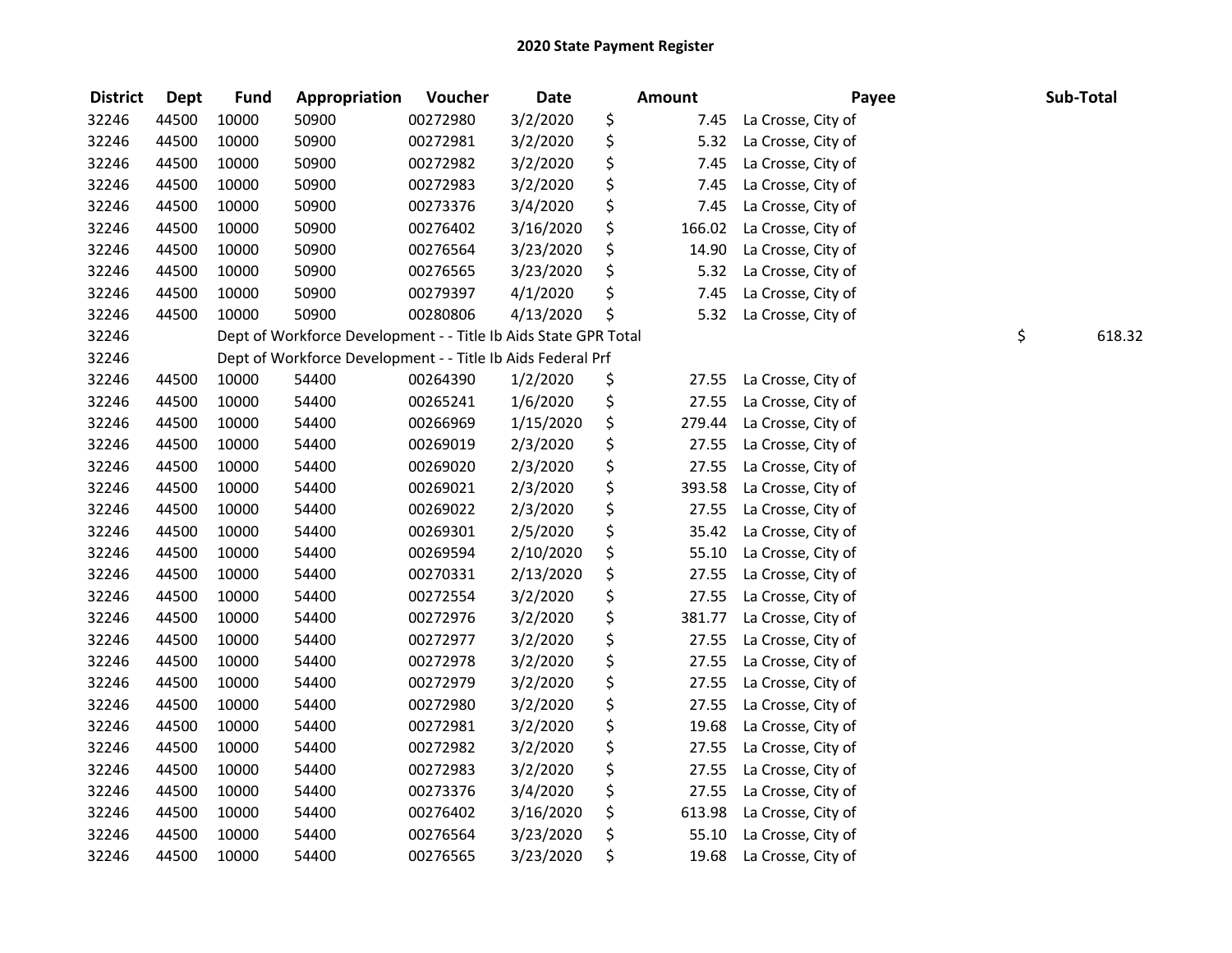## 2020 State Payment Register

| District | Dept | Fund | Appropriation | Voucher | Date | Amount | Payee | Sub-Total |
|---|---|---|---|---|---|---|---|---|
| 32246 | 44500 | 10000 | 50900 | 00272980 | 3/2/2020 | $ 7.45 | La Crosse, City of | |
| 32246 | 44500 | 10000 | 50900 | 00272981 | 3/2/2020 | $ 5.32 | La Crosse, City of | |
| 32246 | 44500 | 10000 | 50900 | 00272982 | 3/2/2020 | $ 7.45 | La Crosse, City of | |
| 32246 | 44500 | 10000 | 50900 | 00272983 | 3/2/2020 | $ 7.45 | La Crosse, City of | |
| 32246 | 44500 | 10000 | 50900 | 00273376 | 3/4/2020 | $ 7.45 | La Crosse, City of | |
| 32246 | 44500 | 10000 | 50900 | 00276402 | 3/16/2020 | $ 166.02 | La Crosse, City of | |
| 32246 | 44500 | 10000 | 50900 | 00276564 | 3/23/2020 | $ 14.90 | La Crosse, City of | |
| 32246 | 44500 | 10000 | 50900 | 00276565 | 3/23/2020 | $ 5.32 | La Crosse, City of | |
| 32246 | 44500 | 10000 | 50900 | 00279397 | 4/1/2020 | $ 7.45 | La Crosse, City of | |
| 32246 | 44500 | 10000 | 50900 | 00280806 | 4/13/2020 | $ 5.32 | La Crosse, City of | |
| 32246 | | Dept of Workforce Development - - Title Ib Aids State GPR Total | | | | | | $ 618.32 |
| 32246 | | Dept of Workforce Development - - Title Ib Aids Federal Prf | | | | | | |
| 32246 | 44500 | 10000 | 54400 | 00264390 | 1/2/2020 | $ 27.55 | La Crosse, City of | |
| 32246 | 44500 | 10000 | 54400 | 00265241 | 1/6/2020 | $ 27.55 | La Crosse, City of | |
| 32246 | 44500 | 10000 | 54400 | 00266969 | 1/15/2020 | $ 279.44 | La Crosse, City of | |
| 32246 | 44500 | 10000 | 54400 | 00269019 | 2/3/2020 | $ 27.55 | La Crosse, City of | |
| 32246 | 44500 | 10000 | 54400 | 00269020 | 2/3/2020 | $ 27.55 | La Crosse, City of | |
| 32246 | 44500 | 10000 | 54400 | 00269021 | 2/3/2020 | $ 393.58 | La Crosse, City of | |
| 32246 | 44500 | 10000 | 54400 | 00269022 | 2/3/2020 | $ 27.55 | La Crosse, City of | |
| 32246 | 44500 | 10000 | 54400 | 00269301 | 2/5/2020 | $ 35.42 | La Crosse, City of | |
| 32246 | 44500 | 10000 | 54400 | 00269594 | 2/10/2020 | $ 55.10 | La Crosse, City of | |
| 32246 | 44500 | 10000 | 54400 | 00270331 | 2/13/2020 | $ 27.55 | La Crosse, City of | |
| 32246 | 44500 | 10000 | 54400 | 00272554 | 3/2/2020 | $ 27.55 | La Crosse, City of | |
| 32246 | 44500 | 10000 | 54400 | 00272976 | 3/2/2020 | $ 381.77 | La Crosse, City of | |
| 32246 | 44500 | 10000 | 54400 | 00272977 | 3/2/2020 | $ 27.55 | La Crosse, City of | |
| 32246 | 44500 | 10000 | 54400 | 00272978 | 3/2/2020 | $ 27.55 | La Crosse, City of | |
| 32246 | 44500 | 10000 | 54400 | 00272979 | 3/2/2020 | $ 27.55 | La Crosse, City of | |
| 32246 | 44500 | 10000 | 54400 | 00272980 | 3/2/2020 | $ 27.55 | La Crosse, City of | |
| 32246 | 44500 | 10000 | 54400 | 00272981 | 3/2/2020 | $ 19.68 | La Crosse, City of | |
| 32246 | 44500 | 10000 | 54400 | 00272982 | 3/2/2020 | $ 27.55 | La Crosse, City of | |
| 32246 | 44500 | 10000 | 54400 | 00272983 | 3/2/2020 | $ 27.55 | La Crosse, City of | |
| 32246 | 44500 | 10000 | 54400 | 00273376 | 3/4/2020 | $ 27.55 | La Crosse, City of | |
| 32246 | 44500 | 10000 | 54400 | 00276402 | 3/16/2020 | $ 613.98 | La Crosse, City of | |
| 32246 | 44500 | 10000 | 54400 | 00276564 | 3/23/2020 | $ 55.10 | La Crosse, City of | |
| 32246 | 44500 | 10000 | 54400 | 00276565 | 3/23/2020 | $ 19.68 | La Crosse, City of | |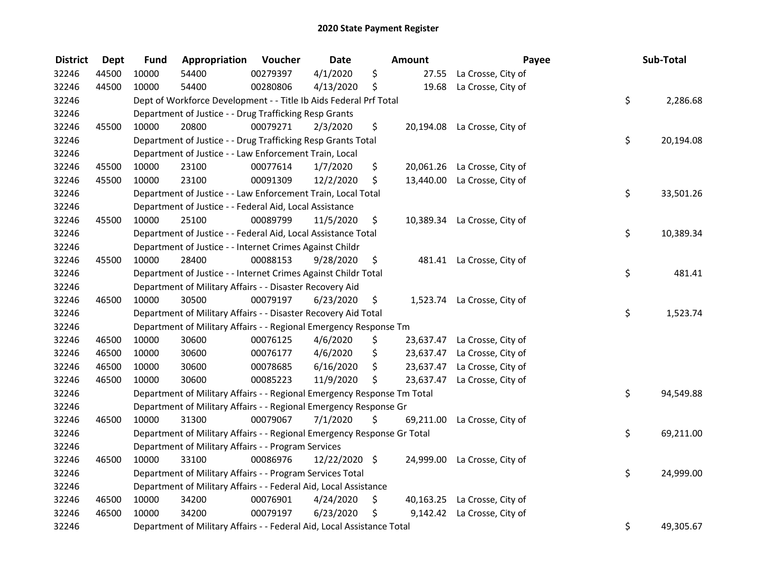# 2020 State Payment Register

| District | Dept | Fund | Appropriation | Voucher | Date | Amount | Payee | Sub-Total |
|---|---|---|---|---|---|---|---|---|
| 32246 | 44500 | 10000 | 54400 | 00279397 | 4/1/2020 | $ 27.55 | La Crosse, City of | |
| 32246 | 44500 | 10000 | 54400 | 00280806 | 4/13/2020 | $ 19.68 | La Crosse, City of | |
| 32246 | | Dept of Workforce Development - - Title Ib Aids Federal Prf Total | | | | | | $ 2,286.68 |
| 32246 | | Department of Justice - - Drug Trafficking Resp Grants | | | | | | |
| 32246 | 45500 | 10000 | 20800 | 00079271 | 2/3/2020 | $ 20,194.08 | La Crosse, City of | |
| 32246 | | Department of Justice - - Drug Trafficking Resp Grants Total | | | | | | $ 20,194.08 |
| 32246 | | Department of Justice - - Law Enforcement Train, Local | | | | | | |
| 32246 | 45500 | 10000 | 23100 | 00077614 | 1/7/2020 | $ 20,061.26 | La Crosse, City of | |
| 32246 | 45500 | 10000 | 23100 | 00091309 | 12/2/2020 | $ 13,440.00 | La Crosse, City of | |
| 32246 | | Department of Justice - - Law Enforcement Train, Local Total | | | | | | $ 33,501.26 |
| 32246 | | Department of Justice - - Federal Aid, Local Assistance | | | | | | |
| 32246 | 45500 | 10000 | 25100 | 00089799 | 11/5/2020 | $ 10,389.34 | La Crosse, City of | |
| 32246 | | Department of Justice - - Federal Aid, Local Assistance Total | | | | | | $ 10,389.34 |
| 32246 | | Department of Justice - - Internet Crimes Against Childr | | | | | | |
| 32246 | 45500 | 10000 | 28400 | 00088153 | 9/28/2020 | $ 481.41 | La Crosse, City of | |
| 32246 | | Department of Justice - - Internet Crimes Against Childr Total | | | | | | $ 481.41 |
| 32246 | | Department of Military Affairs - - Disaster Recovery Aid | | | | | | |
| 32246 | 46500 | 10000 | 30500 | 00079197 | 6/23/2020 | $ 1,523.74 | La Crosse, City of | |
| 32246 | | Department of Military Affairs - - Disaster Recovery Aid Total | | | | | | $ 1,523.74 |
| 32246 | | Department of Military Affairs - - Regional Emergency Response Tm | | | | | | |
| 32246 | 46500 | 10000 | 30600 | 00076125 | 4/6/2020 | $ 23,637.47 | La Crosse, City of | |
| 32246 | 46500 | 10000 | 30600 | 00076177 | 4/6/2020 | $ 23,637.47 | La Crosse, City of | |
| 32246 | 46500 | 10000 | 30600 | 00078685 | 6/16/2020 | $ 23,637.47 | La Crosse, City of | |
| 32246 | 46500 | 10000 | 30600 | 00085223 | 11/9/2020 | $ 23,637.47 | La Crosse, City of | |
| 32246 | | Department of Military Affairs - - Regional Emergency Response Tm Total | | | | | | $ 94,549.88 |
| 32246 | | Department of Military Affairs - - Regional Emergency Response Gr | | | | | | |
| 32246 | 46500 | 10000 | 31300 | 00079067 | 7/1/2020 | $ 69,211.00 | La Crosse, City of | |
| 32246 | | Department of Military Affairs - - Regional Emergency Response Gr Total | | | | | | $ 69,211.00 |
| 32246 | | Department of Military Affairs - - Program Services | | | | | | |
| 32246 | 46500 | 10000 | 33100 | 00086976 | 12/22/2020 | $ 24,999.00 | La Crosse, City of | |
| 32246 | | Department of Military Affairs - - Program Services Total | | | | | | $ 24,999.00 |
| 32246 | | Department of Military Affairs - - Federal Aid, Local Assistance | | | | | | |
| 32246 | 46500 | 10000 | 34200 | 00076901 | 4/24/2020 | $ 40,163.25 | La Crosse, City of | |
| 32246 | 46500 | 10000 | 34200 | 00079197 | 6/23/2020 | $ 9,142.42 | La Crosse, City of | |
| 32246 | | Department of Military Affairs - - Federal Aid, Local Assistance Total | | | | | | $ 49,305.67 |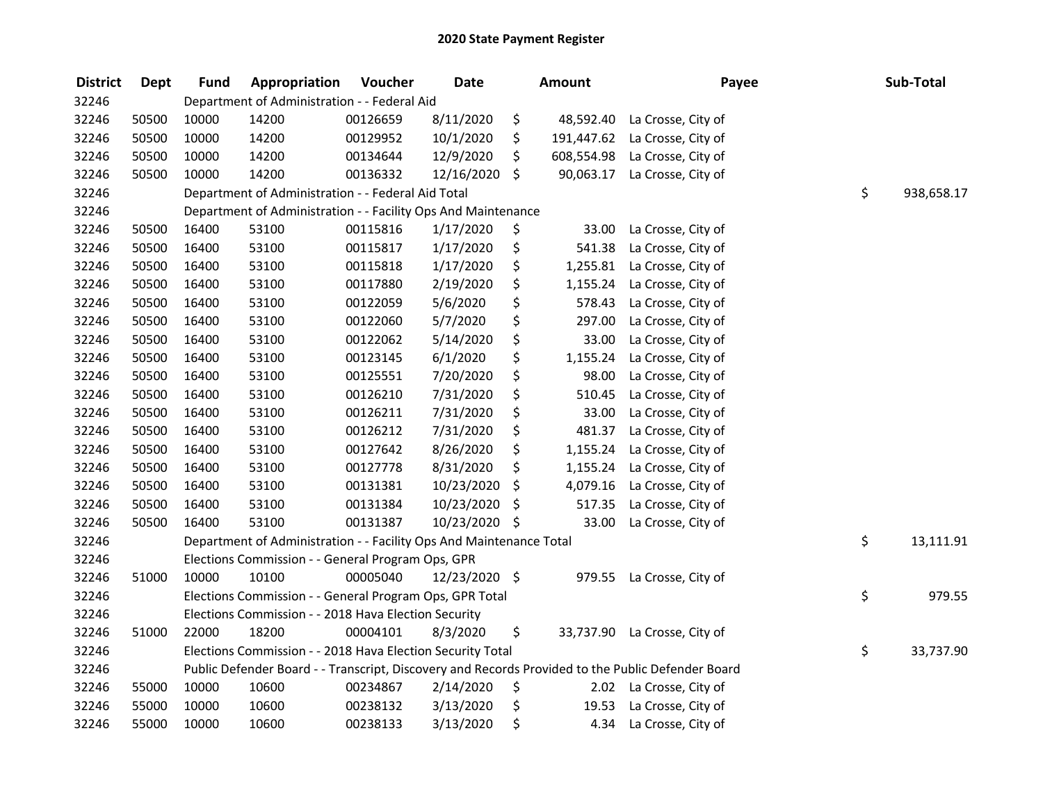# 2020 State Payment Register

| District | Dept | Fund | Appropriation | Voucher | Date | Amount | Payee | Sub-Total |
|---|---|---|---|---|---|---|---|---|
| 32246 | | Department of Administration - - Federal Aid | | | | | | |
| 32246 | 50500 | 10000 | 14200 | 00126659 | 8/11/2020 | $ 48,592.40 | La Crosse, City of | |
| 32246 | 50500 | 10000 | 14200 | 00129952 | 10/1/2020 | $ 191,447.62 | La Crosse, City of | |
| 32246 | 50500 | 10000 | 14200 | 00134644 | 12/9/2020 | $ 608,554.98 | La Crosse, City of | |
| 32246 | 50500 | 10000 | 14200 | 00136332 | 12/16/2020 | $ 90,063.17 | La Crosse, City of | |
| 32246 | | Department of Administration - - Federal Aid Total | | | | | | $ 938,658.17 |
| 32246 | | Department of Administration - - Facility Ops And Maintenance | | | | | | |
| 32246 | 50500 | 16400 | 53100 | 00115816 | 1/17/2020 | $ 33.00 | La Crosse, City of | |
| 32246 | 50500 | 16400 | 53100 | 00115817 | 1/17/2020 | $ 541.38 | La Crosse, City of | |
| 32246 | 50500 | 16400 | 53100 | 00115818 | 1/17/2020 | $ 1,255.81 | La Crosse, City of | |
| 32246 | 50500 | 16400 | 53100 | 00117880 | 2/19/2020 | $ 1,155.24 | La Crosse, City of | |
| 32246 | 50500 | 16400 | 53100 | 00122059 | 5/6/2020 | $ 578.43 | La Crosse, City of | |
| 32246 | 50500 | 16400 | 53100 | 00122060 | 5/7/2020 | $ 297.00 | La Crosse, City of | |
| 32246 | 50500 | 16400 | 53100 | 00122062 | 5/14/2020 | $ 33.00 | La Crosse, City of | |
| 32246 | 50500 | 16400 | 53100 | 00123145 | 6/1/2020 | $ 1,155.24 | La Crosse, City of | |
| 32246 | 50500 | 16400 | 53100 | 00125551 | 7/20/2020 | $ 98.00 | La Crosse, City of | |
| 32246 | 50500 | 16400 | 53100 | 00126210 | 7/31/2020 | $ 510.45 | La Crosse, City of | |
| 32246 | 50500 | 16400 | 53100 | 00126211 | 7/31/2020 | $ 33.00 | La Crosse, City of | |
| 32246 | 50500 | 16400 | 53100 | 00126212 | 7/31/2020 | $ 481.37 | La Crosse, City of | |
| 32246 | 50500 | 16400 | 53100 | 00127642 | 8/26/2020 | $ 1,155.24 | La Crosse, City of | |
| 32246 | 50500 | 16400 | 53100 | 00127778 | 8/31/2020 | $ 1,155.24 | La Crosse, City of | |
| 32246 | 50500 | 16400 | 53100 | 00131381 | 10/23/2020 | $ 4,079.16 | La Crosse, City of | |
| 32246 | 50500 | 16400 | 53100 | 00131384 | 10/23/2020 | $ 517.35 | La Crosse, City of | |
| 32246 | 50500 | 16400 | 53100 | 00131387 | 10/23/2020 | $ 33.00 | La Crosse, City of | |
| 32246 | | Department of Administration - - Facility Ops And Maintenance Total | | | | | | $ 13,111.91 |
| 32246 | | Elections Commission - - General Program Ops, GPR | | | | | | |
| 32246 | 51000 | 10000 | 10100 | 00005040 | 12/23/2020 | $ 979.55 | La Crosse, City of | |
| 32246 | | Elections Commission - - General Program Ops, GPR Total | | | | | | $ 979.55 |
| 32246 | | Elections Commission - - 2018 Hava Election Security | | | | | | |
| 32246 | 51000 | 22000 | 18200 | 00004101 | 8/3/2020 | $ 33,737.90 | La Crosse, City of | |
| 32246 | | Elections Commission - - 2018 Hava Election Security Total | | | | | | $ 33,737.90 |
| 32246 | | Public Defender Board - - Transcript, Discovery and Records Provided to the Public Defender Board | | | | | | |
| 32246 | 55000 | 10000 | 10600 | 00234867 | 2/14/2020 | $ 2.02 | La Crosse, City of | |
| 32246 | 55000 | 10000 | 10600 | 00238132 | 3/13/2020 | $ 19.53 | La Crosse, City of | |
| 32246 | 55000 | 10000 | 10600 | 00238133 | 3/13/2020 | $ 4.34 | La Crosse, City of | |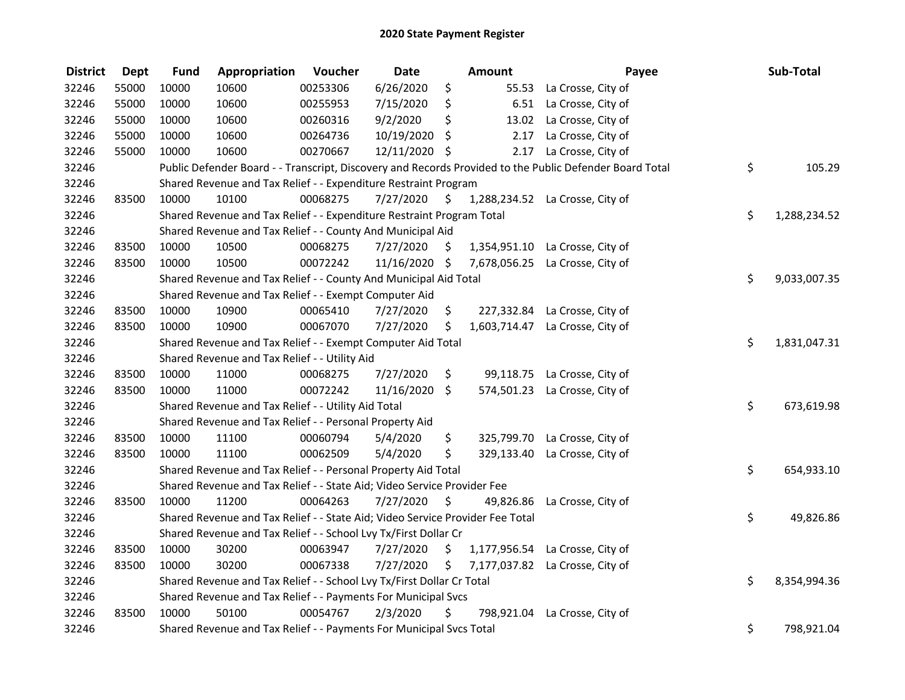# 2020 State Payment Register

| District | Dept | Fund | Appropriation | Voucher | Date | Amount | Payee | Sub-Total |
|---|---|---|---|---|---|---|---|---|
| 32246 | 55000 | 10000 | 10600 | 00253306 | 6/26/2020 | $ 55.53 | La Crosse, City of | |
| 32246 | 55000 | 10000 | 10600 | 00255953 | 7/15/2020 | $ 6.51 | La Crosse, City of | |
| 32246 | 55000 | 10000 | 10600 | 00260316 | 9/2/2020 | $ 13.02 | La Crosse, City of | |
| 32246 | 55000 | 10000 | 10600 | 00264736 | 10/19/2020 | $ 2.17 | La Crosse, City of | |
| 32246 | 55000 | 10000 | 10600 | 00270667 | 12/11/2020 | $ 2.17 | La Crosse, City of | |
| 32246 | | Public Defender Board - - Transcript, Discovery and Records Provided to the Public Defender Board Total | | | | | | $ 105.29 |
| 32246 | | Shared Revenue and Tax Relief - - Expenditure Restraint Program | | | | | | |
| 32246 | 83500 | 10000 | 10100 | 00068275 | 7/27/2020 | $ 1,288,234.52 | La Crosse, City of | |
| 32246 | | Shared Revenue and Tax Relief - - Expenditure Restraint Program Total | | | | | | $ 1,288,234.52 |
| 32246 | | Shared Revenue and Tax Relief - - County And Municipal Aid | | | | | | |
| 32246 | 83500 | 10000 | 10500 | 00068275 | 7/27/2020 | $ 1,354,951.10 | La Crosse, City of | |
| 32246 | 83500 | 10000 | 10500 | 00072242 | 11/16/2020 | $ 7,678,056.25 | La Crosse, City of | |
| 32246 | | Shared Revenue and Tax Relief - - County And Municipal Aid Total | | | | | | $ 9,033,007.35 |
| 32246 | | Shared Revenue and Tax Relief - - Exempt Computer Aid | | | | | | |
| 32246 | 83500 | 10000 | 10900 | 00065410 | 7/27/2020 | $ 227,332.84 | La Crosse, City of | |
| 32246 | 83500 | 10000 | 10900 | 00067070 | 7/27/2020 | $ 1,603,714.47 | La Crosse, City of | |
| 32246 | | Shared Revenue and Tax Relief - - Exempt Computer Aid Total | | | | | | $ 1,831,047.31 |
| 32246 | | Shared Revenue and Tax Relief - - Utility Aid | | | | | | |
| 32246 | 83500 | 10000 | 11000 | 00068275 | 7/27/2020 | $ 99,118.75 | La Crosse, City of | |
| 32246 | 83500 | 10000 | 11000 | 00072242 | 11/16/2020 | $ 574,501.23 | La Crosse, City of | |
| 32246 | | Shared Revenue and Tax Relief - - Utility Aid Total | | | | | | $ 673,619.98 |
| 32246 | | Shared Revenue and Tax Relief - - Personal Property Aid | | | | | | |
| 32246 | 83500 | 10000 | 11100 | 00060794 | 5/4/2020 | $ 325,799.70 | La Crosse, City of | |
| 32246 | 83500 | 10000 | 11100 | 00062509 | 5/4/2020 | $ 329,133.40 | La Crosse, City of | |
| 32246 | | Shared Revenue and Tax Relief - - Personal Property Aid Total | | | | | | $ 654,933.10 |
| 32246 | | Shared Revenue and Tax Relief - - State Aid; Video Service Provider Fee | | | | | | |
| 32246 | 83500 | 10000 | 11200 | 00064263 | 7/27/2020 | $ 49,826.86 | La Crosse, City of | |
| 32246 | | Shared Revenue and Tax Relief - - State Aid; Video Service Provider Fee Total | | | | | | $ 49,826.86 |
| 32246 | | Shared Revenue and Tax Relief - - School Lvy Tx/First Dollar Cr | | | | | | |
| 32246 | 83500 | 10000 | 30200 | 00063947 | 7/27/2020 | $ 1,177,956.54 | La Crosse, City of | |
| 32246 | 83500 | 10000 | 30200 | 00067338 | 7/27/2020 | $ 7,177,037.82 | La Crosse, City of | |
| 32246 | | Shared Revenue and Tax Relief - - School Lvy Tx/First Dollar Cr Total | | | | | | $ 8,354,994.36 |
| 32246 | | Shared Revenue and Tax Relief - - Payments For Municipal Svcs | | | | | | |
| 32246 | 83500 | 10000 | 50100 | 00054767 | 2/3/2020 | $ 798,921.04 | La Crosse, City of | |
| 32246 | | Shared Revenue and Tax Relief - - Payments For Municipal Svcs Total | | | | | | $ 798,921.04 |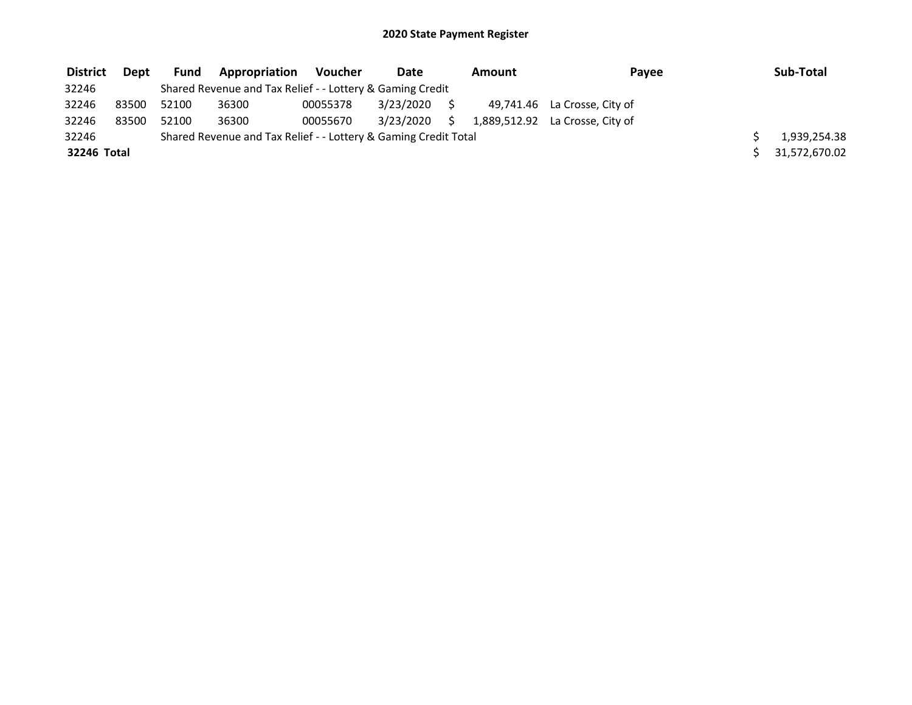## 2020 State Payment Register

| District | Dept | Fund | Appropriation | Voucher | Date | Amount | Payee | Sub-Total |
|---|---|---|---|---|---|---|---|---|
| 32246 | | Shared Revenue and Tax Relief - - Lottery & Gaming Credit | | | | | | |
| 32246 | 83500 | 52100 | 36300 | 00055378 | 3/23/2020 | $ 49,741.46 | La Crosse, City of | |
| 32246 | 83500 | 52100 | 36300 | 00055670 | 3/23/2020 | $ 1,889,512.92 | La Crosse, City of | |
| 32246 | | Shared Revenue and Tax Relief - - Lottery & Gaming Credit Total | | | | | | $ 1,939,254.38 |
| **32246 Total** | | | | | | | | $ 31,572,670.02 |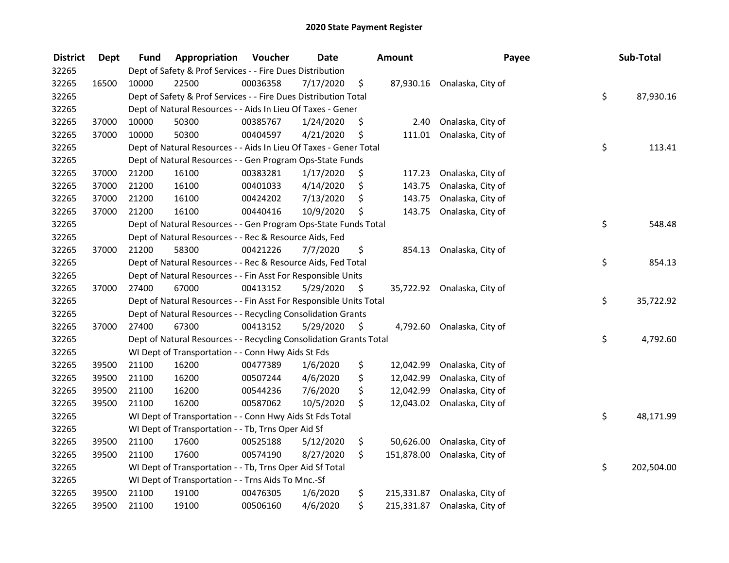# 2020 State Payment Register

| District | Dept | Fund | Appropriation | Voucher | Date | Amount | Payee | Sub-Total |
|---|---|---|---|---|---|---|---|---|
| 32265 | | Dept of Safety & Prof Services - - Fire Dues Distribution | | | | | | |
| 32265 | 16500 | 10000 | 22500 | 00036358 | 7/17/2020 | $ 87,930.16 | Onalaska, City of | |
| 32265 | | Dept of Safety & Prof Services - - Fire Dues Distribution Total | | | | | | $ 87,930.16 |
| 32265 | | Dept of Natural Resources - - Aids In Lieu Of Taxes - Gener | | | | | | |
| 32265 | 37000 | 10000 | 50300 | 00385767 | 1/24/2020 | $ 2.40 | Onalaska, City of | |
| 32265 | 37000 | 10000 | 50300 | 00404597 | 4/21/2020 | $ 111.01 | Onalaska, City of | |
| 32265 | | Dept of Natural Resources - - Aids In Lieu Of Taxes - Gener Total | | | | | | $ 113.41 |
| 32265 | | Dept of Natural Resources - - Gen Program Ops-State Funds | | | | | | |
| 32265 | 37000 | 21200 | 16100 | 00383281 | 1/17/2020 | $ 117.23 | Onalaska, City of | |
| 32265 | 37000 | 21200 | 16100 | 00401033 | 4/14/2020 | $ 143.75 | Onalaska, City of | |
| 32265 | 37000 | 21200 | 16100 | 00424202 | 7/13/2020 | $ 143.75 | Onalaska, City of | |
| 32265 | 37000 | 21200 | 16100 | 00440416 | 10/9/2020 | $ 143.75 | Onalaska, City of | |
| 32265 | | Dept of Natural Resources - - Gen Program Ops-State Funds Total | | | | | | $ 548.48 |
| 32265 | | Dept of Natural Resources - - Rec & Resource Aids, Fed | | | | | | |
| 32265 | 37000 | 21200 | 58300 | 00421226 | 7/7/2020 | $ 854.13 | Onalaska, City of | |
| 32265 | | Dept of Natural Resources - - Rec & Resource Aids, Fed Total | | | | | | $ 854.13 |
| 32265 | | Dept of Natural Resources - - Fin Asst For Responsible Units | | | | | | |
| 32265 | 37000 | 27400 | 67000 | 00413152 | 5/29/2020 | $ 35,722.92 | Onalaska, City of | |
| 32265 | | Dept of Natural Resources - - Fin Asst For Responsible Units Total | | | | | | $ 35,722.92 |
| 32265 | | Dept of Natural Resources - - Recycling Consolidation Grants | | | | | | |
| 32265 | 37000 | 27400 | 67300 | 00413152 | 5/29/2020 | $ 4,792.60 | Onalaska, City of | |
| 32265 | | Dept of Natural Resources - - Recycling Consolidation Grants Total | | | | | | $ 4,792.60 |
| 32265 | | WI Dept of Transportation - - Conn Hwy Aids St Fds | | | | | | |
| 32265 | 39500 | 21100 | 16200 | 00477389 | 1/6/2020 | $ 12,042.99 | Onalaska, City of | |
| 32265 | 39500 | 21100 | 16200 | 00507244 | 4/6/2020 | $ 12,042.99 | Onalaska, City of | |
| 32265 | 39500 | 21100 | 16200 | 00544236 | 7/6/2020 | $ 12,042.99 | Onalaska, City of | |
| 32265 | 39500 | 21100 | 16200 | 00587062 | 10/5/2020 | $ 12,043.02 | Onalaska, City of | |
| 32265 | | WI Dept of Transportation - - Conn Hwy Aids St Fds Total | | | | | | $ 48,171.99 |
| 32265 | | WI Dept of Transportation - - Tb, Trns Oper Aid Sf | | | | | | |
| 32265 | 39500 | 21100 | 17600 | 00525188 | 5/12/2020 | $ 50,626.00 | Onalaska, City of | |
| 32265 | 39500 | 21100 | 17600 | 00574190 | 8/27/2020 | $ 151,878.00 | Onalaska, City of | |
| 32265 | | WI Dept of Transportation - - Tb, Trns Oper Aid Sf Total | | | | | | $ 202,504.00 |
| 32265 | | WI Dept of Transportation - - Trns Aids To Mnc.-Sf | | | | | | |
| 32265 | 39500 | 21100 | 19100 | 00476305 | 1/6/2020 | $ 215,331.87 | Onalaska, City of | |
| 32265 | 39500 | 21100 | 19100 | 00506160 | 4/6/2020 | $ 215,331.87 | Onalaska, City of | |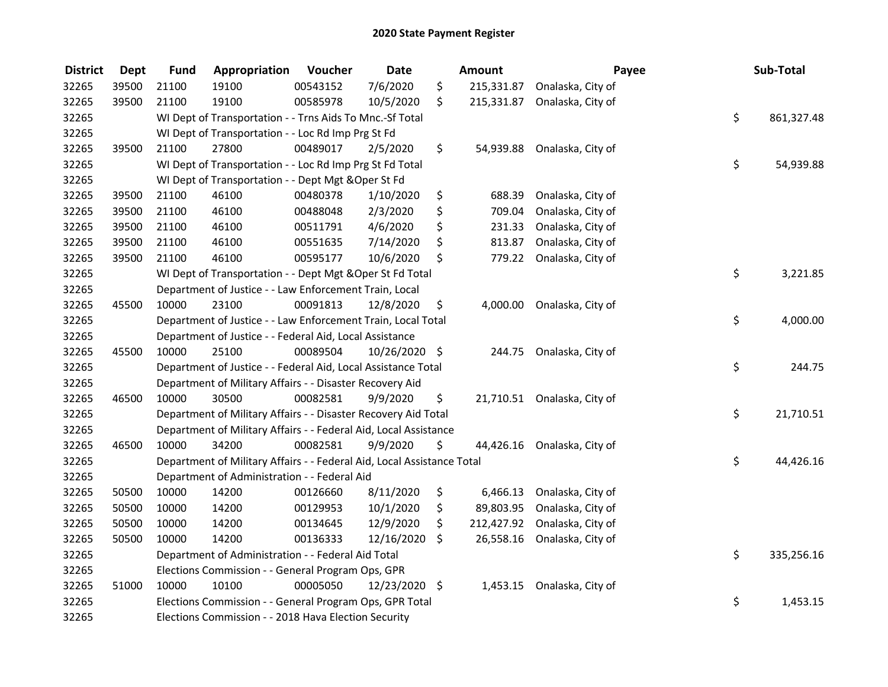## 2020 State Payment Register

| District | Dept | Fund | Appropriation | Voucher | Date | Amount | Payee | Sub-Total |
|---|---|---|---|---|---|---|---|---|
| 32265 | 39500 | 21100 | 19100 | 00543152 | 7/6/2020 | $ 215,331.87 | Onalaska, City of | |
| 32265 | 39500 | 21100 | 19100 | 00585978 | 10/5/2020 | $ 215,331.87 | Onalaska, City of | |
| 32265 | | WI Dept of Transportation - - Trns Aids To Mnc.-Sf Total | | | | | | $ 861,327.48 |
| 32265 | | WI Dept of Transportation - - Loc Rd Imp Prg St Fd | | | | | | |
| 32265 | 39500 | 21100 | 27800 | 00489017 | 2/5/2020 | $ 54,939.88 | Onalaska, City of | |
| 32265 | | WI Dept of Transportation - - Loc Rd Imp Prg St Fd Total | | | | | | $ 54,939.88 |
| 32265 | | WI Dept of Transportation - - Dept Mgt &Oper St Fd | | | | | | |
| 32265 | 39500 | 21100 | 46100 | 00480378 | 1/10/2020 | $ 688.39 | Onalaska, City of | |
| 32265 | 39500 | 21100 | 46100 | 00488048 | 2/3/2020 | $ 709.04 | Onalaska, City of | |
| 32265 | 39500 | 21100 | 46100 | 00511791 | 4/6/2020 | $ 231.33 | Onalaska, City of | |
| 32265 | 39500 | 21100 | 46100 | 00551635 | 7/14/2020 | $ 813.87 | Onalaska, City of | |
| 32265 | 39500 | 21100 | 46100 | 00595177 | 10/6/2020 | $ 779.22 | Onalaska, City of | |
| 32265 | | WI Dept of Transportation - - Dept Mgt &Oper St Fd Total | | | | | | $ 3,221.85 |
| 32265 | | Department of Justice - - Law Enforcement Train, Local | | | | | | |
| 32265 | 45500 | 10000 | 23100 | 00091813 | 12/8/2020 | $ 4,000.00 | Onalaska, City of | |
| 32265 | | Department of Justice - - Law Enforcement Train, Local Total | | | | | | $ 4,000.00 |
| 32265 | | Department of Justice - - Federal Aid, Local Assistance | | | | | | |
| 32265 | 45500 | 10000 | 25100 | 00089504 | 10/26/2020 | $ 244.75 | Onalaska, City of | |
| 32265 | | Department of Justice - - Federal Aid, Local Assistance Total | | | | | | $ 244.75 |
| 32265 | | Department of Military Affairs - - Disaster Recovery Aid | | | | | | |
| 32265 | 46500 | 10000 | 30500 | 00082581 | 9/9/2020 | $ 21,710.51 | Onalaska, City of | |
| 32265 | | Department of Military Affairs - - Disaster Recovery Aid Total | | | | | | $ 21,710.51 |
| 32265 | | Department of Military Affairs - - Federal Aid, Local Assistance | | | | | | |
| 32265 | 46500 | 10000 | 34200 | 00082581 | 9/9/2020 | $ 44,426.16 | Onalaska, City of | |
| 32265 | | Department of Military Affairs - - Federal Aid, Local Assistance Total | | | | | | $ 44,426.16 |
| 32265 | | Department of Administration - - Federal Aid | | | | | | |
| 32265 | 50500 | 10000 | 14200 | 00126660 | 8/11/2020 | $ 6,466.13 | Onalaska, City of | |
| 32265 | 50500 | 10000 | 14200 | 00129953 | 10/1/2020 | $ 89,803.95 | Onalaska, City of | |
| 32265 | 50500 | 10000 | 14200 | 00134645 | 12/9/2020 | $ 212,427.92 | Onalaska, City of | |
| 32265 | 50500 | 10000 | 14200 | 00136333 | 12/16/2020 | $ 26,558.16 | Onalaska, City of | |
| 32265 | | Department of Administration - - Federal Aid Total | | | | | | $ 335,256.16 |
| 32265 | | Elections Commission - - General Program Ops, GPR | | | | | | |
| 32265 | 51000 | 10000 | 10100 | 00005050 | 12/23/2020 | $ 1,453.15 | Onalaska, City of | |
| 32265 | | Elections Commission - - General Program Ops, GPR Total | | | | | | $ 1,453.15 |
| 32265 | | Elections Commission - - 2018 Hava Election Security | | | | | | |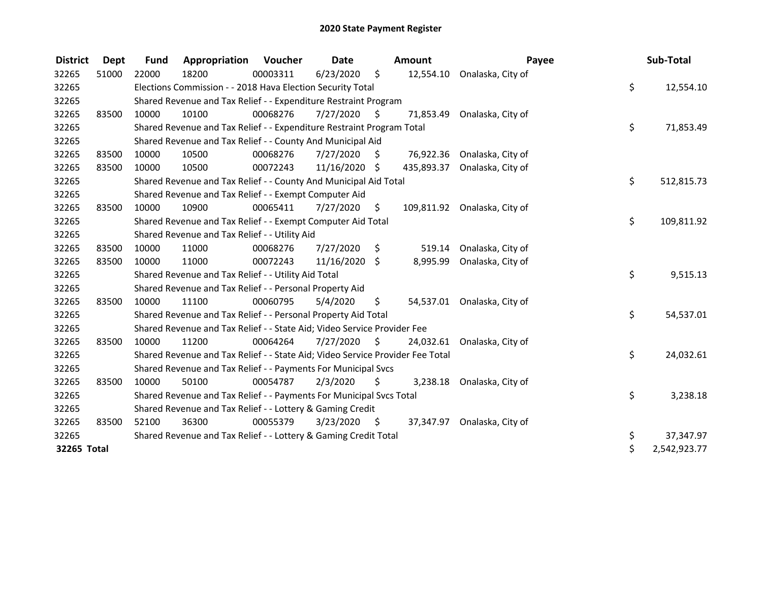# 2020 State Payment Register

| District | Dept | Fund | Appropriation | Voucher | Date | Amount | Payee | Sub-Total |
|---|---|---|---|---|---|---|---|---|
| 32265 | 51000 | 22000 | 18200 | 00003311 | 6/23/2020 | $ 12,554.10 | Onalaska, City of | |
| 32265 | | Elections Commission - - 2018 Hava Election Security Total | | | | | | $ 12,554.10 |
| 32265 | | Shared Revenue and Tax Relief - - Expenditure Restraint Program | | | | | | |
| 32265 | 83500 | 10000 | 10100 | 00068276 | 7/27/2020 | $ 71,853.49 | Onalaska, City of | |
| 32265 | | Shared Revenue and Tax Relief - - Expenditure Restraint Program Total | | | | | | $ 71,853.49 |
| 32265 | | Shared Revenue and Tax Relief - - County And Municipal Aid | | | | | | |
| 32265 | 83500 | 10000 | 10500 | 00068276 | 7/27/2020 | $ 76,922.36 | Onalaska, City of | |
| 32265 | 83500 | 10000 | 10500 | 00072243 | 11/16/2020 | $ 435,893.37 | Onalaska, City of | |
| 32265 | | Shared Revenue and Tax Relief - - County And Municipal Aid Total | | | | | | $ 512,815.73 |
| 32265 | | Shared Revenue and Tax Relief - - Exempt Computer Aid | | | | | | |
| 32265 | 83500 | 10000 | 10900 | 00065411 | 7/27/2020 | $ 109,811.92 | Onalaska, City of | |
| 32265 | | Shared Revenue and Tax Relief - - Exempt Computer Aid Total | | | | | | $ 109,811.92 |
| 32265 | | Shared Revenue and Tax Relief - - Utility Aid | | | | | | |
| 32265 | 83500 | 10000 | 11000 | 00068276 | 7/27/2020 | $ 519.14 | Onalaska, City of | |
| 32265 | 83500 | 10000 | 11000 | 00072243 | 11/16/2020 | $ 8,995.99 | Onalaska, City of | |
| 32265 | | Shared Revenue and Tax Relief - - Utility Aid Total | | | | | | $ 9,515.13 |
| 32265 | | Shared Revenue and Tax Relief - - Personal Property Aid | | | | | | |
| 32265 | 83500 | 10000 | 11100 | 00060795 | 5/4/2020 | $ 54,537.01 | Onalaska, City of | |
| 32265 | | Shared Revenue and Tax Relief - - Personal Property Aid Total | | | | | | $ 54,537.01 |
| 32265 | | Shared Revenue and Tax Relief - - State Aid; Video Service Provider Fee | | | | | | |
| 32265 | 83500 | 10000 | 11200 | 00064264 | 7/27/2020 | $ 24,032.61 | Onalaska, City of | |
| 32265 | | Shared Revenue and Tax Relief - - State Aid; Video Service Provider Fee Total | | | | | | $ 24,032.61 |
| 32265 | | Shared Revenue and Tax Relief - - Payments For Municipal Svcs | | | | | | |
| 32265 | 83500 | 10000 | 50100 | 00054787 | 2/3/2020 | $ 3,238.18 | Onalaska, City of | |
| 32265 | | Shared Revenue and Tax Relief - - Payments For Municipal Svcs Total | | | | | | $ 3,238.18 |
| 32265 | | Shared Revenue and Tax Relief - - Lottery & Gaming Credit | | | | | | |
| 32265 | 83500 | 52100 | 36300 | 00055379 | 3/23/2020 | $ 37,347.97 | Onalaska, City of | |
| 32265 | | Shared Revenue and Tax Relief - - Lottery & Gaming Credit Total | | | | | | $ 37,347.97 |
| **32265 Total** | | | | | | | | $ 2,542,923.77 |